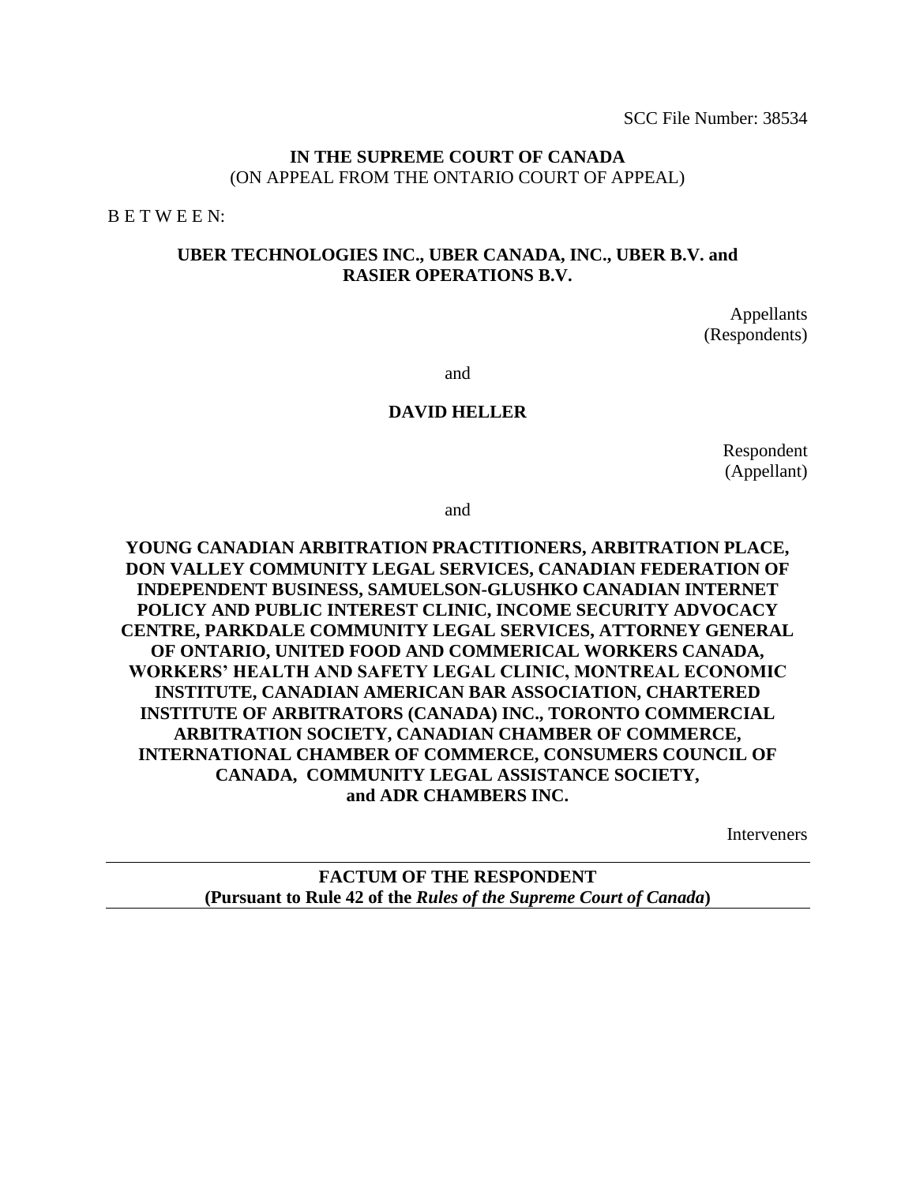SCC File Number: 38534

**IN THE SUPREME COURT OF CANADA**
(ON APPEAL FROM THE ONTARIO COURT OF APPEAL)

B E T W E E N:

**UBER TECHNOLOGIES INC., UBER CANADA, INC., UBER B.V. and RASIER OPERATIONS B.V.**

Appellants
(Respondents)

and

**DAVID HELLER**

Respondent
(Appellant)

and

**YOUNG CANADIAN ARBITRATION PRACTITIONERS, ARBITRATION PLACE, DON VALLEY COMMUNITY LEGAL SERVICES, CANADIAN FEDERATION OF INDEPENDENT BUSINESS, SAMUELSON-GLUSHKO CANADIAN INTERNET POLICY AND PUBLIC INTEREST CLINIC, INCOME SECURITY ADVOCACY CENTRE, PARKDALE COMMUNITY LEGAL SERVICES, ATTORNEY GENERAL OF ONTARIO, UNITED FOOD AND COMMERICAL WORKERS CANADA, WORKERS' HEALTH AND SAFETY LEGAL CLINIC, MONTREAL ECONOMIC INSTITUTE, CANADIAN AMERICAN BAR ASSOCIATION, CHARTERED INSTITUTE OF ARBITRATORS (CANADA) INC., TORONTO COMMERCIAL ARBITRATION SOCIETY, CANADIAN CHAMBER OF COMMERCE, INTERNATIONAL CHAMBER OF COMMERCE, CONSUMERS COUNCIL OF CANADA, COMMUNITY LEGAL ASSISTANCE SOCIETY, and ADR CHAMBERS INC.**

Interveners

---

**FACTUM OF THE RESPONDENT**
**(Pursuant to Rule 42 of the *Rules of the Supreme Court of Canada*)**

---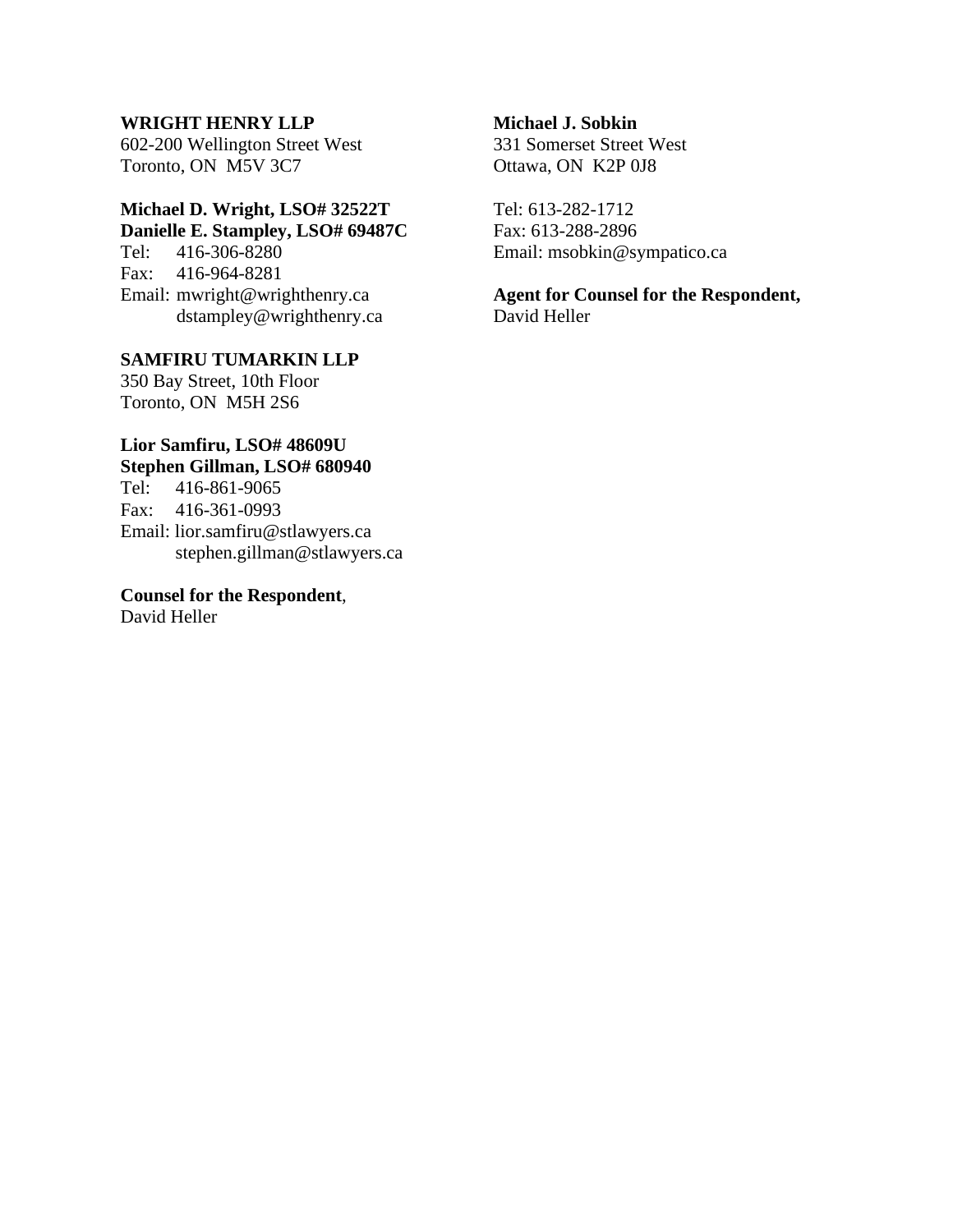**WRIGHT HENRY LLP**
602-200 Wellington Street West
Toronto, ON  M5V 3C7

**Michael D. Wright, LSO# 32522T**
**Danielle E. Stampley, LSO# 69487C**
Tel:   416-306-8280
Fax:   416-964-8281
Email: mwright@wrighthenry.ca
dstampley@wrighthenry.ca

**SAMFIRU TUMARKIN LLP**
350 Bay Street, 10th Floor
Toronto, ON  M5H 2S6

**Lior Samfiru, LSO# 48609U**
**Stephen Gillman, LSO# 680940**
Tel:   416-861-9065
Fax:   416-361-0993
Email: lior.samfiru@stlawyers.ca
stephen.gillman@stlawyers.ca

**Counsel for the Respondent**,
David Heller

**Michael J. Sobkin**
331 Somerset Street West
Ottawa, ON  K2P 0J8

Tel: 613-282-1712
Fax: 613-288-2896
Email: msobkin@sympatico.ca

**Agent for Counsel for the Respondent,**
David Heller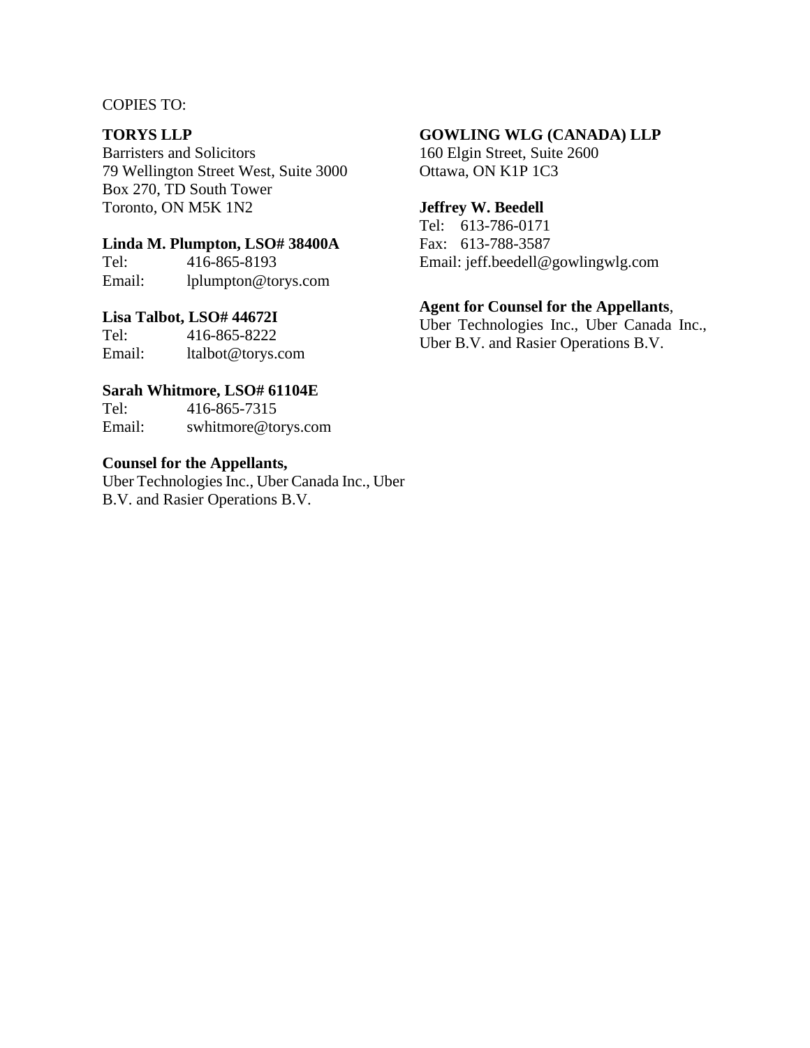COPIES TO:

**TORYS LLP**
Barristers and Solicitors
79 Wellington Street West, Suite 3000
Box 270, TD South Tower
Toronto, ON M5K 1N2

**Linda M. Plumpton, LSO# 38400A**
Tel: 416-865-8193
Email: lplumpton@torys.com

**Lisa Talbot, LSO# 44672I**
Tel: 416-865-8222
Email: ltalbot@torys.com

**Sarah Whitmore, LSO# 61104E**
Tel: 416-865-7315
Email: swhitmore@torys.com

**Counsel for the Appellants,**
Uber Technologies Inc., Uber Canada Inc., Uber B.V. and Rasier Operations B.V.

**GOWLING WLG (CANADA) LLP**
160 Elgin Street, Suite 2600
Ottawa, ON K1P 1C3

**Jeffrey W. Beedell**
Tel: 613-786-0171
Fax: 613-788-3587
Email: jeff.beedell@gowlingwlg.com

**Agent for Counsel for the Appellants**,
Uber Technologies Inc., Uber Canada Inc., Uber B.V. and Rasier Operations B.V.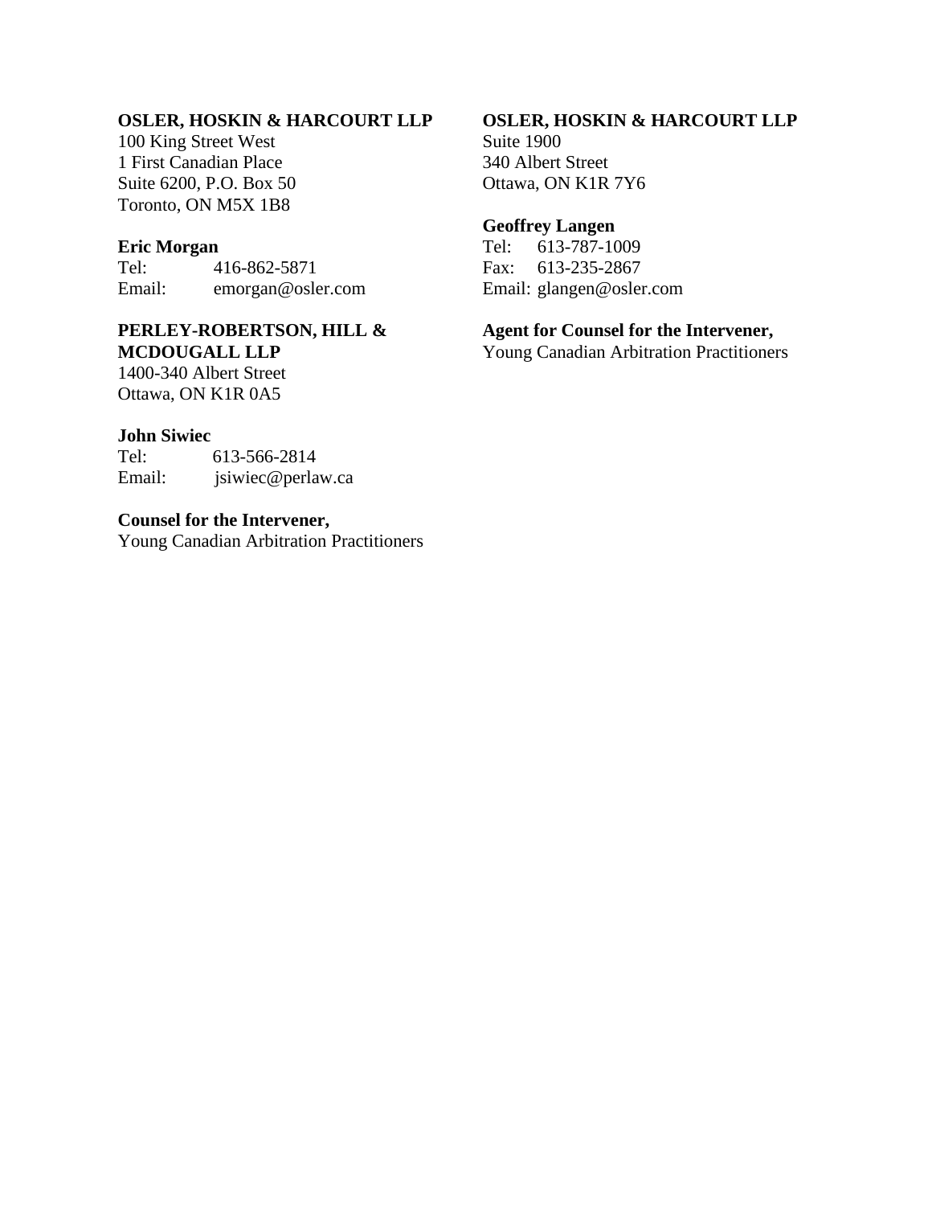**OSLER, HOSKIN & HARCOURT LLP**
100 King Street West
1 First Canadian Place
Suite 6200, P.O. Box 50
Toronto, ON M5X 1B8

**Eric Morgan**
Tel: 416-862-5871
Email: emorgan@osler.com

**PERLEY-ROBERTSON, HILL & MCDOUGALL LLP**
1400-340 Albert Street
Ottawa, ON K1R 0A5

**John Siwiec**
Tel: 613-566-2814
Email: jsiwiec@perlaw.ca

**Counsel for the Intervener,**
Young Canadian Arbitration Practitioners

**OSLER, HOSKIN & HARCOURT LLP**
Suite 1900
340 Albert Street
Ottawa, ON K1R 7Y6

**Geoffrey Langen**
Tel: 613-787-1009
Fax: 613-235-2867
Email: glangen@osler.com

**Agent for Counsel for the Intervener,**
Young Canadian Arbitration Practitioners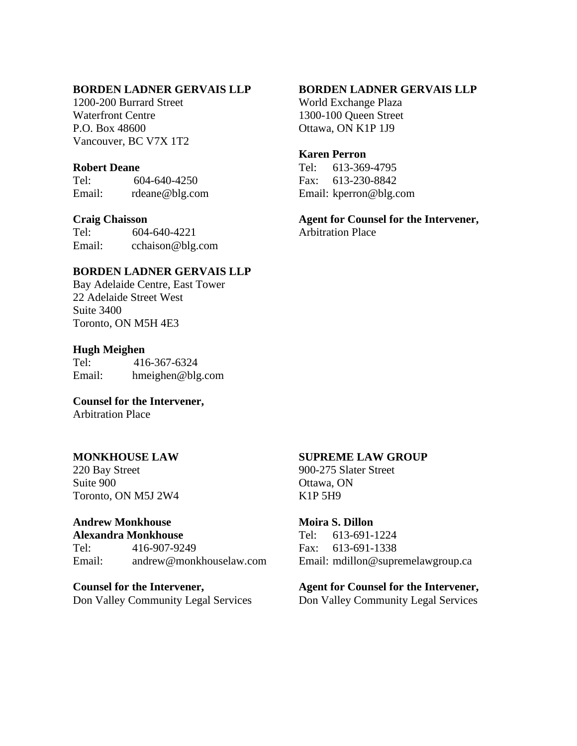**BORDEN LADNER GERVAIS LLP**
1200-200 Burrard Street
Waterfront Centre
P.O. Box 48600
Vancouver, BC V7X 1T2

**Robert Deane**
Tel: 604-640-4250
Email: rdeane@blg.com

**Craig Chaisson**
Tel: 604-640-4221
Email: cchaison@blg.com

**BORDEN LADNER GERVAIS LLP**
Bay Adelaide Centre, East Tower
22 Adelaide Street West
Suite 3400
Toronto, ON M5H 4E3

**Hugh Meighen**
Tel: 416-367-6324
Email: hmeighen@blg.com

**Counsel for the Intervener,**
Arbitration Place

**BORDEN LADNER GERVAIS LLP**
World Exchange Plaza
1300-100 Queen Street
Ottawa, ON K1P 1J9

**Karen Perron**
Tel: 613-369-4795
Fax: 613-230-8842
Email: kperron@blg.com

**Agent for Counsel for the Intervener,**
Arbitration Place

**MONKHOUSE LAW**
220 Bay Street
Suite 900
Toronto, ON M5J 2W4

**Andrew Monkhouse**
**Alexandra Monkhouse**
Tel: 416-907-9249
Email: andrew@monkhouselaw.com

**Counsel for the Intervener,**
Don Valley Community Legal Services

**SUPREME LAW GROUP**
900-275 Slater Street
Ottawa, ON
K1P 5H9

**Moira S. Dillon**
Tel: 613-691-1224
Fax: 613-691-1338
Email: mdillon@supremelawgroup.ca

**Agent for Counsel for the Intervener,**
Don Valley Community Legal Services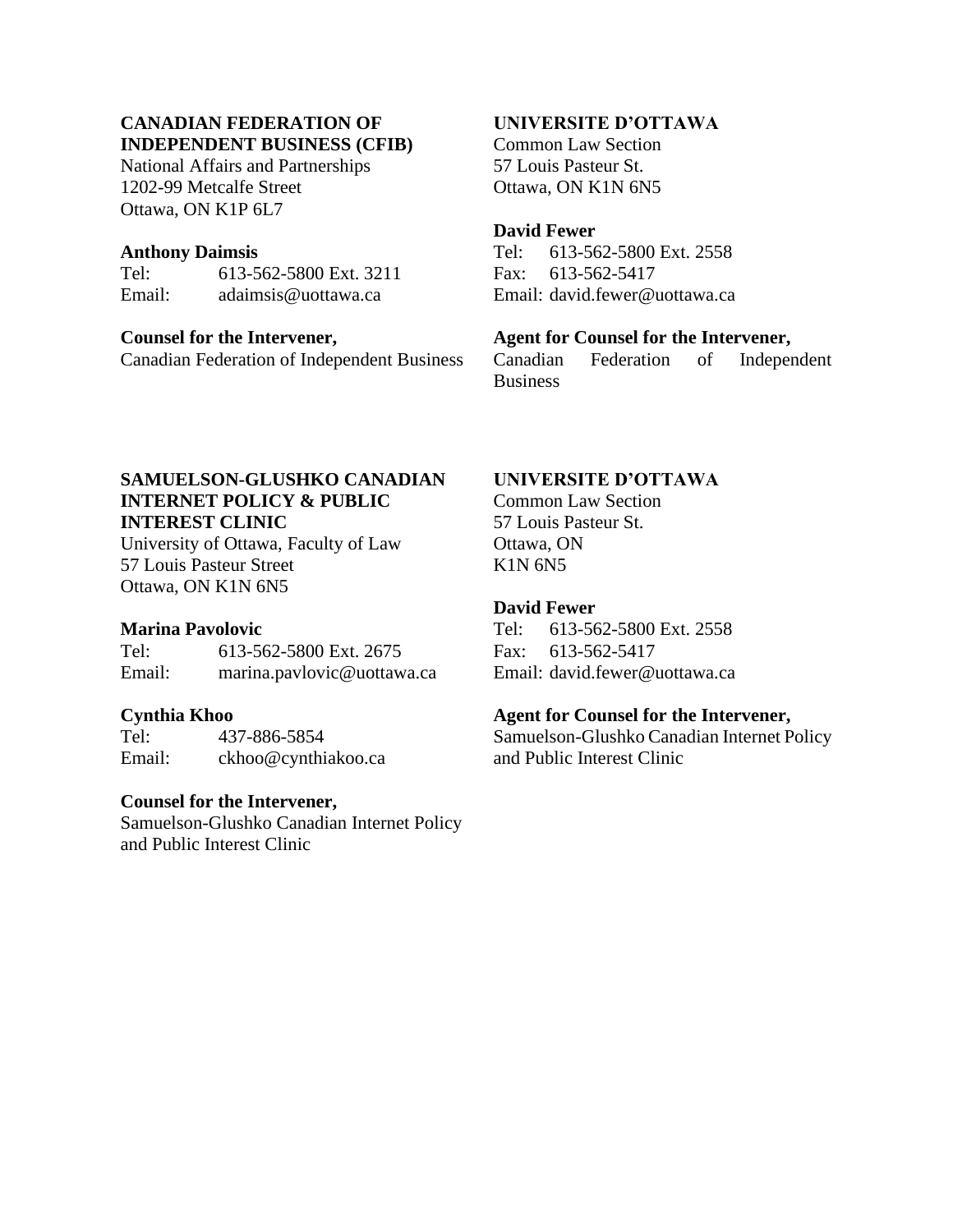**CANADIAN FEDERATION OF INDEPENDENT BUSINESS (CFIB)**
National Affairs and Partnerships
1202-99 Metcalfe Street
Ottawa, ON K1P 6L7

**Anthony Daimsis**
Tel: 613-562-5800 Ext. 3211
Email: adaimsis@uottawa.ca

**Counsel for the Intervener,**
Canadian Federation of Independent Business

**UNIVERSITE D'OTTAWA**
Common Law Section
57 Louis Pasteur St.
Ottawa, ON K1N 6N5

**David Fewer**
Tel: 613-562-5800 Ext. 2558
Fax: 613-562-5417
Email: david.fewer@uottawa.ca

**Agent for Counsel for the Intervener,**
Canadian Federation of Independent Business

**SAMUELSON-GLUSHKO CANADIAN INTERNET POLICY & PUBLIC INTEREST CLINIC**
University of Ottawa, Faculty of Law
57 Louis Pasteur Street
Ottawa, ON K1N 6N5

**Marina Pavolovic**
Tel: 613-562-5800 Ext. 2675
Email: marina.pavlovic@uottawa.ca

**Cynthia Khoo**
Tel: 437-886-5854
Email: ckhoo@cynthiakoo.ca

**Counsel for the Intervener,**
Samuelson-Glushko Canadian Internet Policy and Public Interest Clinic

**UNIVERSITE D'OTTAWA**
Common Law Section
57 Louis Pasteur St.
Ottawa, ON
K1N 6N5

**David Fewer**
Tel: 613-562-5800 Ext. 2558
Fax: 613-562-5417
Email: david.fewer@uottawa.ca

**Agent for Counsel for the Intervener,**
Samuelson-Glushko Canadian Internet Policy and Public Interest Clinic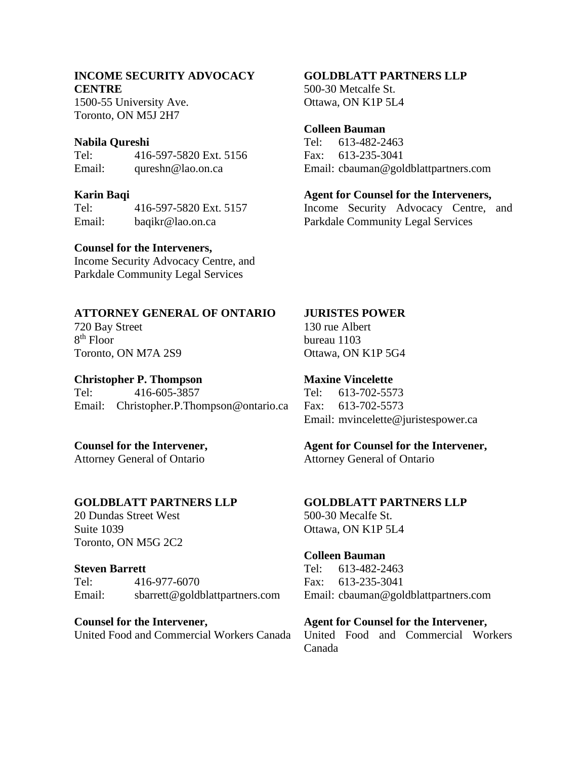**INCOME SECURITY ADVOCACY CENTRE**
1500-55 University Ave.
Toronto, ON M5J 2H7

**Nabila Qureshi**
Tel: 416-597-5820 Ext. 5156
Email: qureshn@lao.on.ca

**Karin Baqi**
Tel: 416-597-5820 Ext. 5157
Email: baqikr@lao.on.ca

**Counsel for the Interveners,**
Income Security Advocacy Centre, and Parkdale Community Legal Services

**GOLDBLATT PARTNERS LLP**
500-30 Metcalfe St.
Ottawa, ON K1P 5L4

**Colleen Bauman**
Tel: 613-482-2463
Fax: 613-235-3041
Email: cbauman@goldblattpartners.com

**Agent for Counsel for the Interveners,**
Income Security Advocacy Centre, and Parkdale Community Legal Services

**ATTORNEY GENERAL OF ONTARIO**
720 Bay Street
8th Floor
Toronto, ON M7A 2S9

**Christopher P. Thompson**
Tel: 416-605-3857
Email: Christopher.P.Thompson@ontario.ca

**Counsel for the Intervener,**
Attorney General of Ontario

**JURISTES POWER**
130 rue Albert
bureau 1103
Ottawa, ON K1P 5G4

**Maxine Vincelette**
Tel: 613-702-5573
Fax: 613-702-5573
Email: mvincelette@juristespower.ca

**Agent for Counsel for the Intervener,**
Attorney General of Ontario

**GOLDBLATT PARTNERS LLP**
20 Dundas Street West
Suite 1039
Toronto, ON M5G 2C2

**Steven Barrett**
Tel: 416-977-6070
Email: sbarrett@goldblattpartners.com

**Counsel for the Intervener,**
United Food and Commercial Workers Canada

**GOLDBLATT PARTNERS LLP**
500-30 Mecalfe St.
Ottawa, ON K1P 5L4

**Colleen Bauman**
Tel: 613-482-2463
Fax: 613-235-3041
Email: cbauman@goldblattpartners.com

**Agent for Counsel for the Intervener,**
United Food and Commercial Workers Canada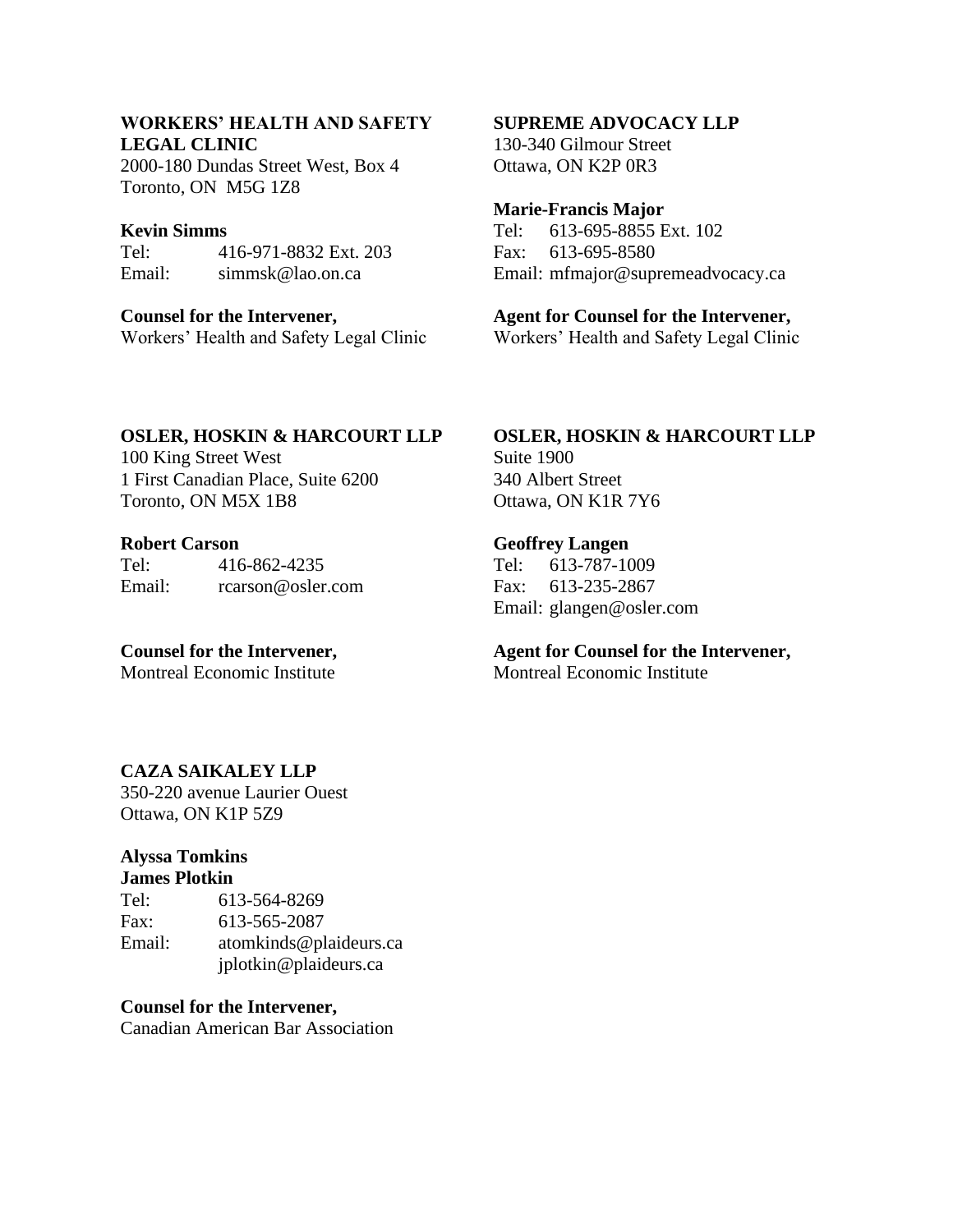**WORKERS' HEALTH AND SAFETY LEGAL CLINIC**
2000-180 Dundas Street West, Box 4
Toronto, ON M5G 1Z8

**Kevin Simms**
Tel: 416-971-8832 Ext. 203
Email: simmsk@lao.on.ca

**Counsel for the Intervener,**
Workers' Health and Safety Legal Clinic

**SUPREME ADVOCACY LLP**
130-340 Gilmour Street
Ottawa, ON K2P 0R3

**Marie-Francis Major**
Tel: 613-695-8855 Ext. 102
Fax: 613-695-8580
Email: mfmajor@supremeadvocacy.ca

**Agent for Counsel for the Intervener,**
Workers' Health and Safety Legal Clinic

**OSLER, HOSKIN & HARCOURT LLP**
100 King Street West
1 First Canadian Place, Suite 6200
Toronto, ON M5X 1B8

**Robert Carson**
Tel: 416-862-4235
Email: rcarson@osler.com

**Counsel for the Intervener,**
Montreal Economic Institute

**OSLER, HOSKIN & HARCOURT LLP**
Suite 1900
340 Albert Street
Ottawa, ON K1R 7Y6

**Geoffrey Langen**
Tel: 613-787-1009
Fax: 613-235-2867
Email: glangen@osler.com

**Agent for Counsel for the Intervener,**
Montreal Economic Institute

**CAZA SAIKALEY LLP**
350-220 avenue Laurier Ouest
Ottawa, ON K1P 5Z9

**Alyssa Tomkins**
**James Plotkin**
Tel: 613-564-8269
Fax: 613-565-2087
Email: atomkinds@plaideurs.ca
jplotkin@plaideurs.ca

**Counsel for the Intervener,**
Canadian American Bar Association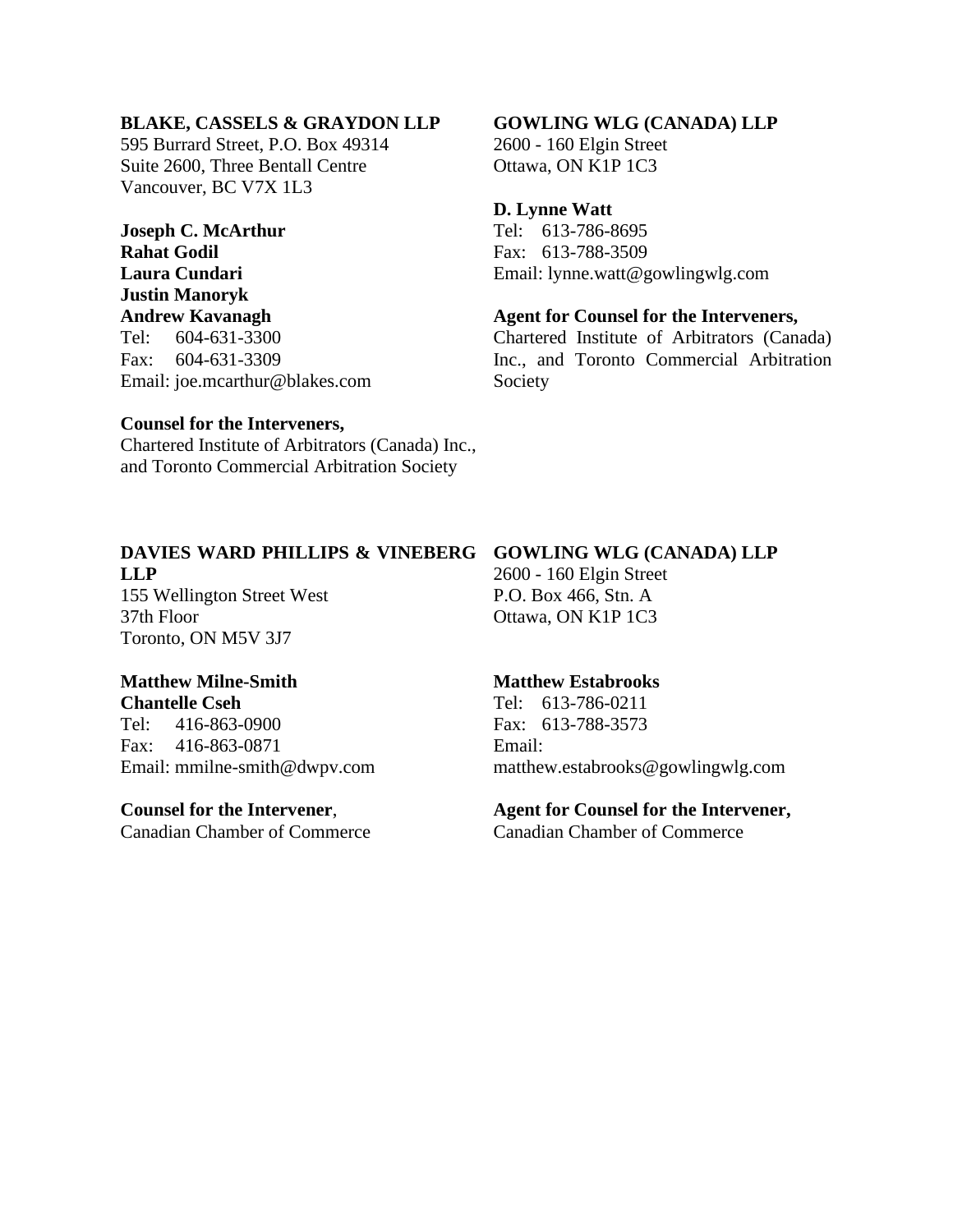**BLAKE, CASSELS & GRAYDON LLP**
595 Burrard Street, P.O. Box 49314
Suite 2600, Three Bentall Centre
Vancouver, BC V7X 1L3

**Joseph C. McArthur**
**Rahat Godil**
**Laura Cundari**
**Justin Manoryk**
**Andrew Kavanagh**
Tel: 604-631-3300
Fax: 604-631-3309
Email: joe.mcarthur@blakes.com

**Counsel for the Interveners,**
Chartered Institute of Arbitrators (Canada) Inc., and Toronto Commercial Arbitration Society

**GOWLING WLG (CANADA) LLP**
2600 - 160 Elgin Street
Ottawa, ON K1P 1C3

**D. Lynne Watt**
Tel: 613-786-8695
Fax: 613-788-3509
Email: lynne.watt@gowlingwlg.com

**Agent for Counsel for the Interveners,**
Chartered Institute of Arbitrators (Canada) Inc., and Toronto Commercial Arbitration Society

**DAVIES WARD PHILLIPS & VINEBERG LLP**
155 Wellington Street West
37th Floor
Toronto, ON M5V 3J7

**Matthew Milne-Smith**
**Chantelle Cseh**
Tel: 416-863-0900
Fax: 416-863-0871
Email: mmilne-smith@dwpv.com

**Counsel for the Intervener**,
Canadian Chamber of Commerce

**GOWLING WLG (CANADA) LLP**
2600 - 160 Elgin Street
P.O. Box 466, Stn. A
Ottawa, ON K1P 1C3

**Matthew Estabrooks**
Tel: 613-786-0211
Fax: 613-788-3573
Email:
matthew.estabrooks@gowlingwlg.com

**Agent for Counsel for the Intervener,**
Canadian Chamber of Commerce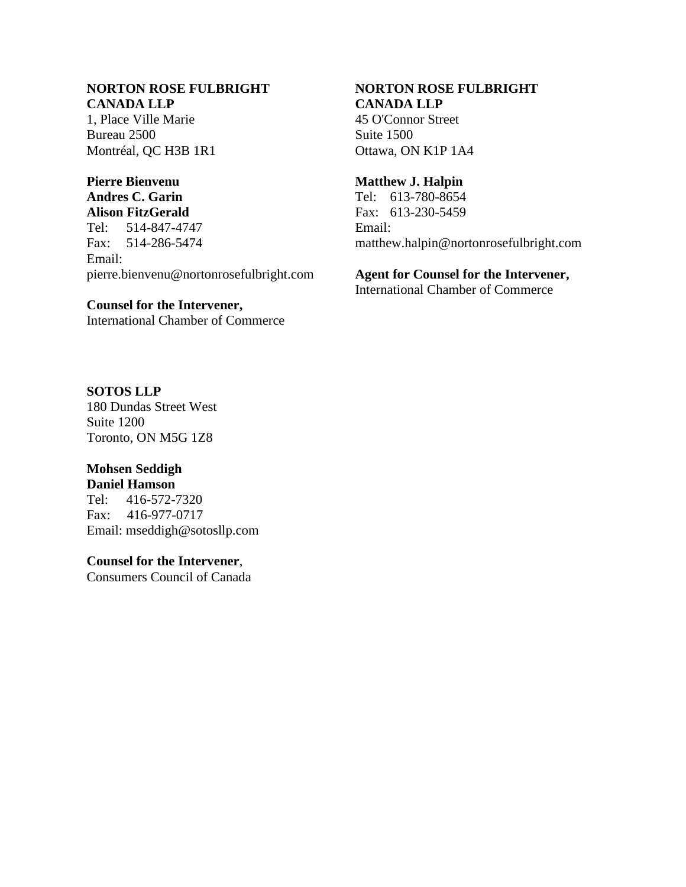**NORTON ROSE FULBRIGHT CANADA LLP**
1, Place Ville Marie
Bureau 2500
Montréal, QC H3B 1R1

**Pierre Bienvenu**
**Andres C. Garin**
**Alison FitzGerald**
Tel: 514-847-4747
Fax: 514-286-5474
Email:
pierre.bienvenu@nortonrosefulbright.com

**Counsel for the Intervener,**
International Chamber of Commerce

**NORTON ROSE FULBRIGHT CANADA LLP**
45 O'Connor Street
Suite 1500
Ottawa, ON K1P 1A4

**Matthew J. Halpin**
Tel: 613-780-8654
Fax: 613-230-5459
Email:
matthew.halpin@nortonrosefulbright.com

**Agent for Counsel for the Intervener,**
International Chamber of Commerce

**SOTOS LLP**
180 Dundas Street West
Suite 1200
Toronto, ON M5G 1Z8

**Mohsen Seddigh**
**Daniel Hamson**
Tel: 416-572-7320
Fax: 416-977-0717
Email: mseddigh@sotosllp.com

**Counsel for the Intervener**,
Consumers Council of Canada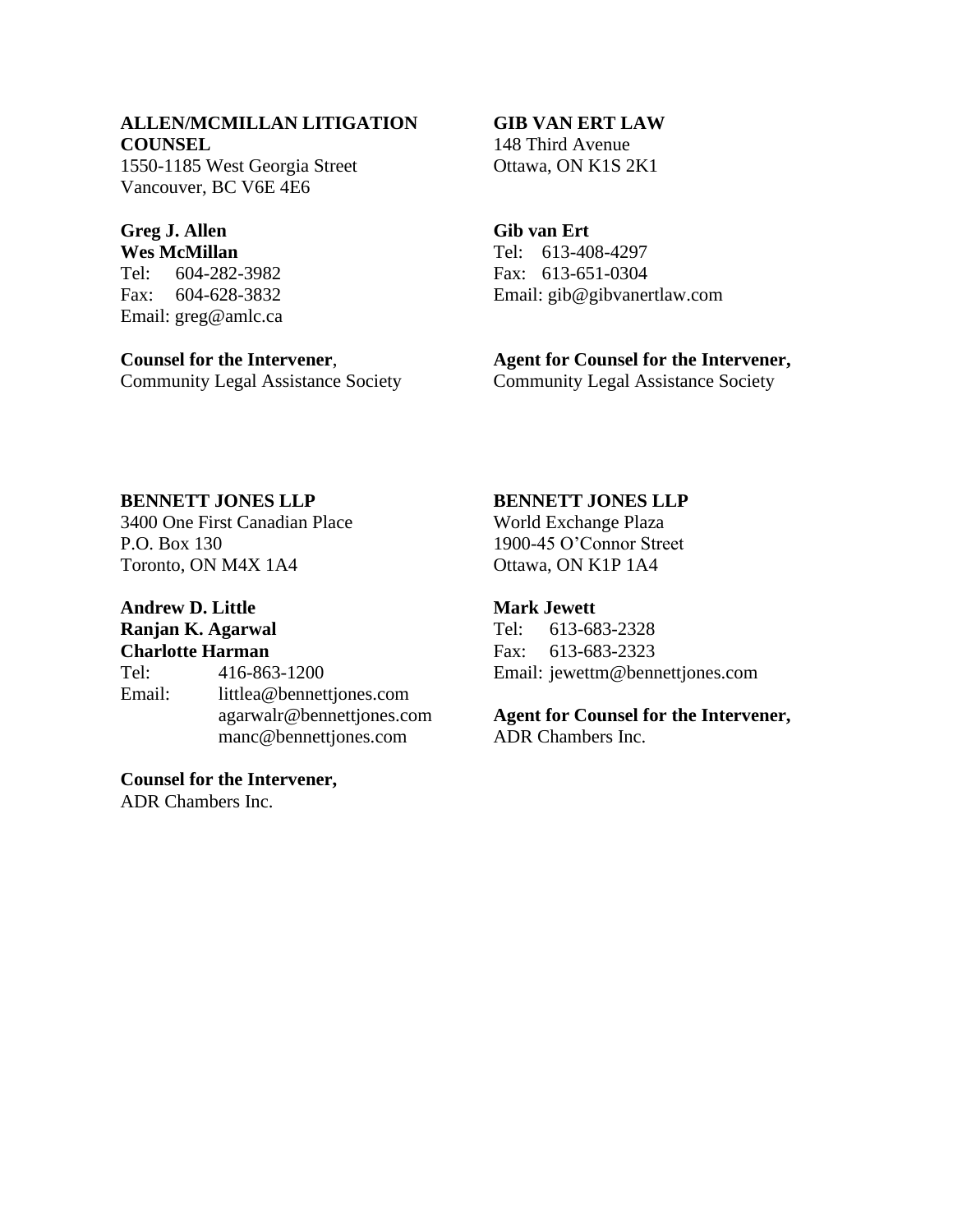**ALLEN/MCMILLAN LITIGATION COUNSEL**
1550-1185 West Georgia Street
Vancouver, BC V6E 4E6

**Greg J. Allen**
**Wes McMillan**
Tel: 604-282-3982
Fax: 604-628-3832
Email: greg@amlc.ca

**Counsel for the Intervener**,
Community Legal Assistance Society

**GIB VAN ERT LAW**
148 Third Avenue
Ottawa, ON K1S 2K1

**Gib van Ert**
Tel: 613-408-4297
Fax: 613-651-0304
Email: gib@gibvanertlaw.com

**Agent for Counsel for the Intervener,**
Community Legal Assistance Society

**BENNETT JONES LLP**
3400 One First Canadian Place
P.O. Box 130
Toronto, ON M4X 1A4

**Andrew D. Little**
**Ranjan K. Agarwal**
**Charlotte Harman**
Tel: 416-863-1200
Email: littlea@bennettjones.com
agarwalr@bennettjones.com
manc@bennettjones.com

**Counsel for the Intervener,**
ADR Chambers Inc.

**BENNETT JONES LLP**
World Exchange Plaza
1900-45 O'Connor Street
Ottawa, ON K1P 1A4

**Mark Jewett**
Tel: 613-683-2328
Fax: 613-683-2323
Email: jewettm@bennettjones.com

**Agent for Counsel for the Intervener,**
ADR Chambers Inc.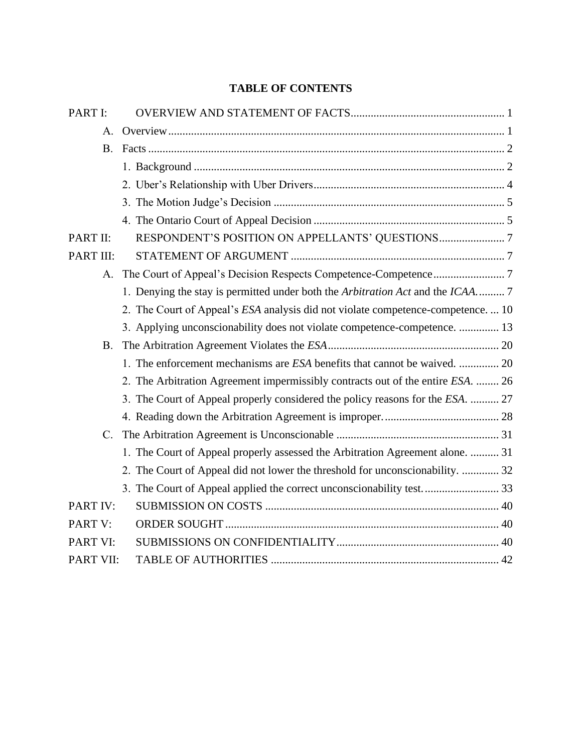# TABLE OF CONTENTS

PART I: OVERVIEW AND STATEMENT OF FACTS ..................................................... 1

A. Overview ..................................................................................................................... 1

B. Facts ............................................................................................................................ 2

1. Background ............................................................................................................ 2

2. Uber's Relationship with Uber Drivers .................................................................. 4

3. The Motion Judge's Decision ................................................................................ 5

4. The Ontario Court of Appeal Decision .................................................................. 5

PART II: RESPONDENT'S POSITION ON APPELLANTS' QUESTIONS ....................... 7

PART III: STATEMENT OF ARGUMENT ........................................................................... 7

A. The Court of Appeal's Decision Respects Competence-Competence ......................... 7

1. Denying the stay is permitted under both the *Arbitration Act* and the *ICAA*. ......... 7

2. The Court of Appeal's *ESA* analysis did not violate competence-competence. ... 10

3. Applying unconscionability does not violate competence-competence. .............. 13

B. The Arbitration Agreement Violates the *ESA* ........................................................... 20

1. The enforcement mechanisms are *ESA* benefits that cannot be waived. .............. 20

2. The Arbitration Agreement impermissibly contracts out of the entire *ESA*. ........ 26

3. The Court of Appeal properly considered the policy reasons for the *ESA*. .......... 27

4. Reading down the Arbitration Agreement is improper. ........................................ 28

C. The Arbitration Agreement is Unconscionable ......................................................... 31

1. The Court of Appeal properly assessed the Arbitration Agreement alone. .......... 31

2. The Court of Appeal did not lower the threshold for unconscionability. ............. 32

3. The Court of Appeal applied the correct unconscionability test. .......................... 33

PART IV: SUBMISSION ON COSTS .................................................................................. 40

PART V: ORDER SOUGHT ................................................................................................ 40

PART VI: SUBMISSIONS ON CONFIDENTIALITY ......................................................... 40

PART VII: TABLE OF AUTHORITIES ................................................................................ 42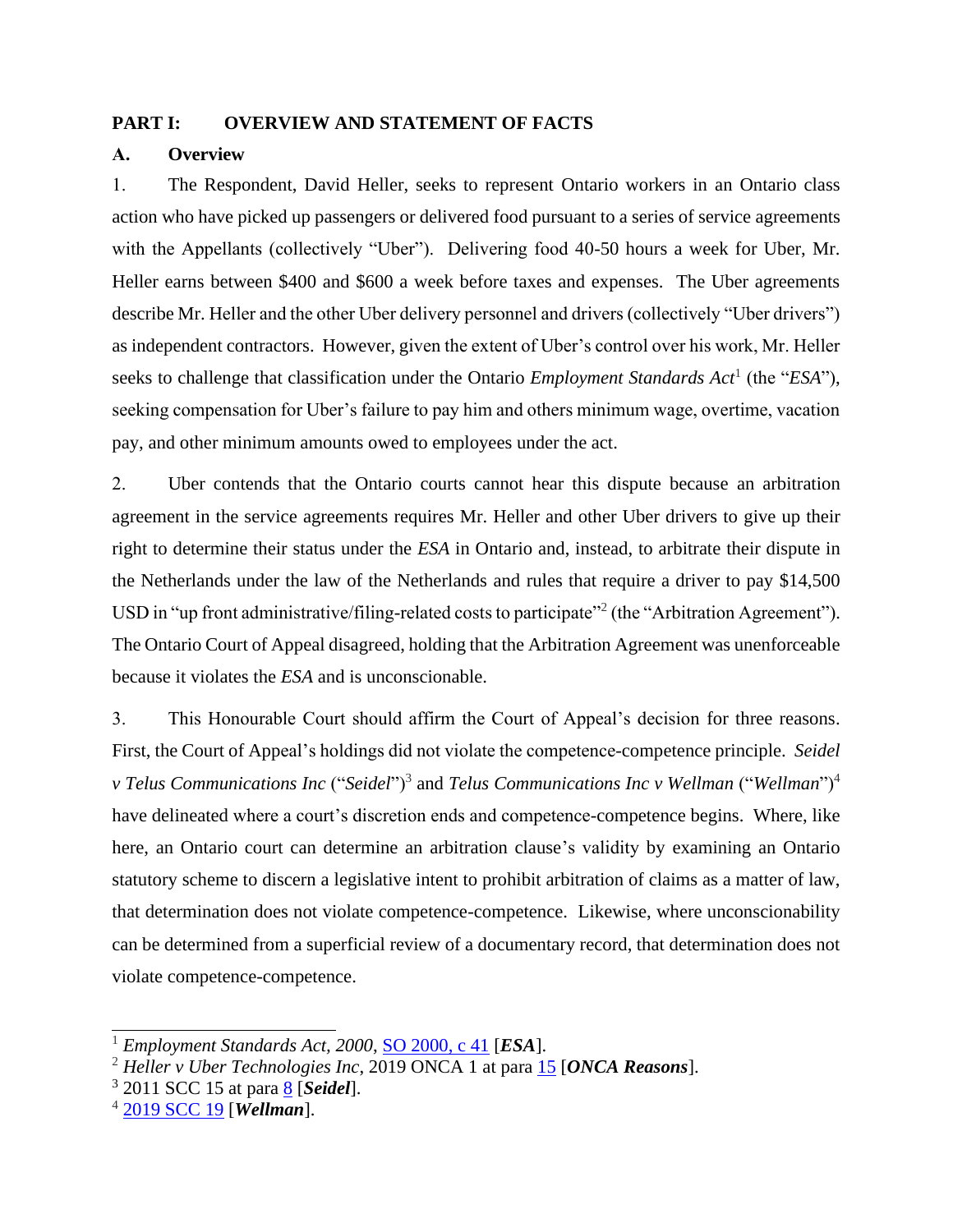## PART I: OVERVIEW AND STATEMENT OF FACTS

### A. Overview

1. The Respondent, David Heller, seeks to represent Ontario workers in an Ontario class action who have picked up passengers or delivered food pursuant to a series of service agreements with the Appellants (collectively "Uber"). Delivering food 40-50 hours a week for Uber, Mr. Heller earns between $400 and $600 a week before taxes and expenses. The Uber agreements describe Mr. Heller and the other Uber delivery personnel and drivers (collectively "Uber drivers") as independent contractors. However, given the extent of Uber's control over his work, Mr. Heller seeks to challenge that classification under the Ontario *Employment Standards Act*[1] (the "*ESA*"), seeking compensation for Uber's failure to pay him and others minimum wage, overtime, vacation pay, and other minimum amounts owed to employees under the act.

2. Uber contends that the Ontario courts cannot hear this dispute because an arbitration agreement in the service agreements requires Mr. Heller and other Uber drivers to give up their right to determine their status under the *ESA* in Ontario and, instead, to arbitrate their dispute in the Netherlands under the law of the Netherlands and rules that require a driver to pay $14,500 USD in "up front administrative/filing-related costs to participate"[2] (the "Arbitration Agreement"). The Ontario Court of Appeal disagreed, holding that the Arbitration Agreement was unenforceable because it violates the *ESA* and is unconscionable.

3. This Honourable Court should affirm the Court of Appeal's decision for three reasons. First, the Court of Appeal's holdings did not violate the competence-competence principle. *Seidel v Telus Communications Inc* ("*Seidel*")[3] and *Telus Communications Inc v Wellman* ("*Wellman*")[4] have delineated where a court's discretion ends and competence-competence begins. Where, like here, an Ontario court can determine an arbitration clause's validity by examining an Ontario statutory scheme to discern a legislative intent to prohibit arbitration of claims as a matter of law, that determination does not violate competence-competence. Likewise, where unconscionability can be determined from a superficial review of a documentary record, that determination does not violate competence-competence.

---

[1] *Employment Standards Act, 2000*, SO 2000, c 41 [***ESA***].

[2] *Heller v Uber Technologies Inc*, 2019 ONCA 1 at para 15 [***ONCA Reasons***].

[3] 2011 SCC 15 at para 8 [***Seidel***].

[4] 2019 SCC 19 [***Wellman***].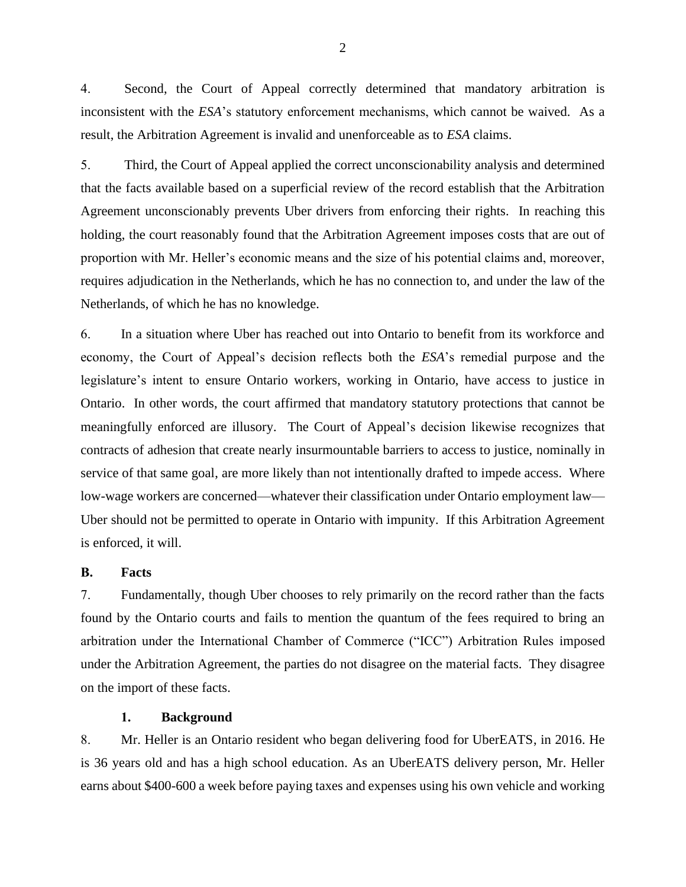4. Second, the Court of Appeal correctly determined that mandatory arbitration is inconsistent with the *ESA*'s statutory enforcement mechanisms, which cannot be waived. As a result, the Arbitration Agreement is invalid and unenforceable as to *ESA* claims.

5. Third, the Court of Appeal applied the correct unconscionability analysis and determined that the facts available based on a superficial review of the record establish that the Arbitration Agreement unconscionably prevents Uber drivers from enforcing their rights. In reaching this holding, the court reasonably found that the Arbitration Agreement imposes costs that are out of proportion with Mr. Heller's economic means and the size of his potential claims and, moreover, requires adjudication in the Netherlands, which he has no connection to, and under the law of the Netherlands, of which he has no knowledge.

6. In a situation where Uber has reached out into Ontario to benefit from its workforce and economy, the Court of Appeal's decision reflects both the *ESA*'s remedial purpose and the legislature's intent to ensure Ontario workers, working in Ontario, have access to justice in Ontario. In other words, the court affirmed that mandatory statutory protections that cannot be meaningfully enforced are illusory. The Court of Appeal's decision likewise recognizes that contracts of adhesion that create nearly insurmountable barriers to access to justice, nominally in service of that same goal, are more likely than not intentionally drafted to impede access. Where low-wage workers are concerned—whatever their classification under Ontario employment law—Uber should not be permitted to operate in Ontario with impunity. If this Arbitration Agreement is enforced, it will.

## B. Facts

7. Fundamentally, though Uber chooses to rely primarily on the record rather than the facts found by the Ontario courts and fails to mention the quantum of the fees required to bring an arbitration under the International Chamber of Commerce ("ICC") Arbitration Rules imposed under the Arbitration Agreement, the parties do not disagree on the material facts. They disagree on the import of these facts.

### 1. Background

8. Mr. Heller is an Ontario resident who began delivering food for UberEATS, in 2016. He is 36 years old and has a high school education. As an UberEATS delivery person, Mr. Heller earns about $400-600 a week before paying taxes and expenses using his own vehicle and working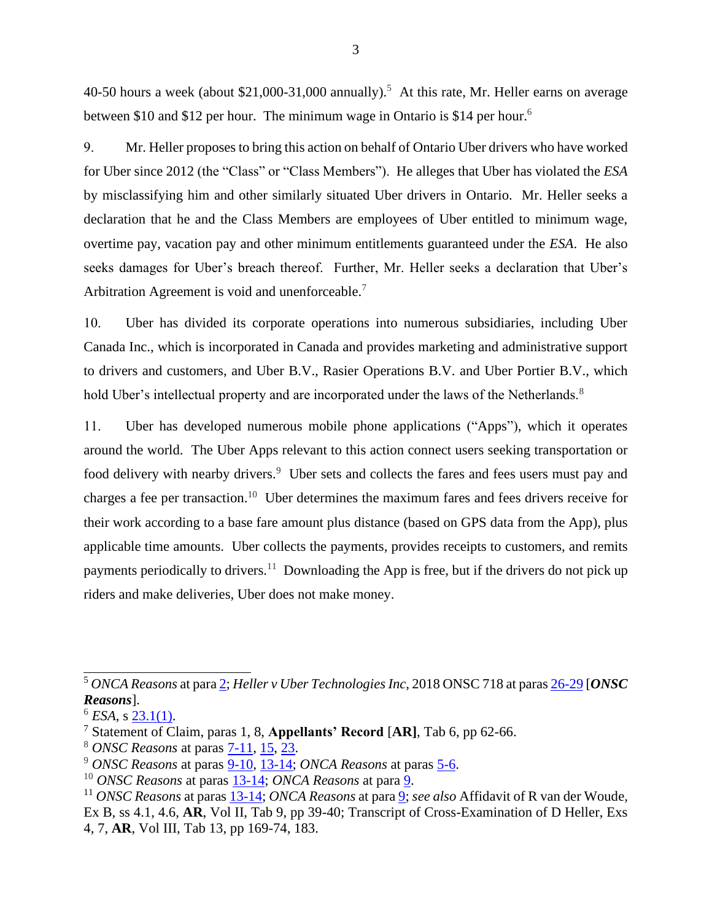40-50 hours a week (about $21,000-31,000 annually).[5] At this rate, Mr. Heller earns on average between $10 and $12 per hour. The minimum wage in Ontario is $14 per hour.[6]

9. Mr. Heller proposes to bring this action on behalf of Ontario Uber drivers who have worked for Uber since 2012 (the "Class" or "Class Members"). He alleges that Uber has violated the *ESA* by misclassifying him and other similarly situated Uber drivers in Ontario. Mr. Heller seeks a declaration that he and the Class Members are employees of Uber entitled to minimum wage, overtime pay, vacation pay and other minimum entitlements guaranteed under the *ESA*. He also seeks damages for Uber's breach thereof. Further, Mr. Heller seeks a declaration that Uber's Arbitration Agreement is void and unenforceable.[7]

10. Uber has divided its corporate operations into numerous subsidiaries, including Uber Canada Inc., which is incorporated in Canada and provides marketing and administrative support to drivers and customers, and Uber B.V., Rasier Operations B.V. and Uber Portier B.V., which hold Uber's intellectual property and are incorporated under the laws of the Netherlands.[8]

11. Uber has developed numerous mobile phone applications ("Apps"), which it operates around the world. The Uber Apps relevant to this action connect users seeking transportation or food delivery with nearby drivers.[9] Uber sets and collects the fares and fees users must pay and charges a fee per transaction.[10] Uber determines the maximum fares and fees drivers receive for their work according to a base fare amount plus distance (based on GPS data from the App), plus applicable time amounts. Uber collects the payments, provides receipts to customers, and remits payments periodically to drivers.[11] Downloading the App is free, but if the drivers do not pick up riders and make deliveries, Uber does not make money.

---

[5] *ONCA Reasons* at para 2; *Heller v Uber Technologies Inc*, 2018 ONSC 718 at paras 26-29 [***ONSC Reasons***].

[6] *ESA*, s 23.1(1).

[7] Statement of Claim, paras 1, 8, **Appellants' Record** [**AR**], Tab 6, pp 62-66.

[8] *ONSC Reasons* at paras 7-11, 15, 23.

[9] *ONSC Reasons* at paras 9-10, 13-14; *ONCA Reasons* at paras 5-6.

[10] *ONSC Reasons* at paras 13-14; *ONCA Reasons* at para 9.

[11] *ONSC Reasons* at paras 13-14; *ONCA Reasons* at para 9; *see also* Affidavit of R van der Woude, Ex B, ss 4.1, 4.6, **AR**, Vol II, Tab 9, pp 39-40; Transcript of Cross-Examination of D Heller, Exs 4, 7, **AR**, Vol III, Tab 13, pp 169-74, 183.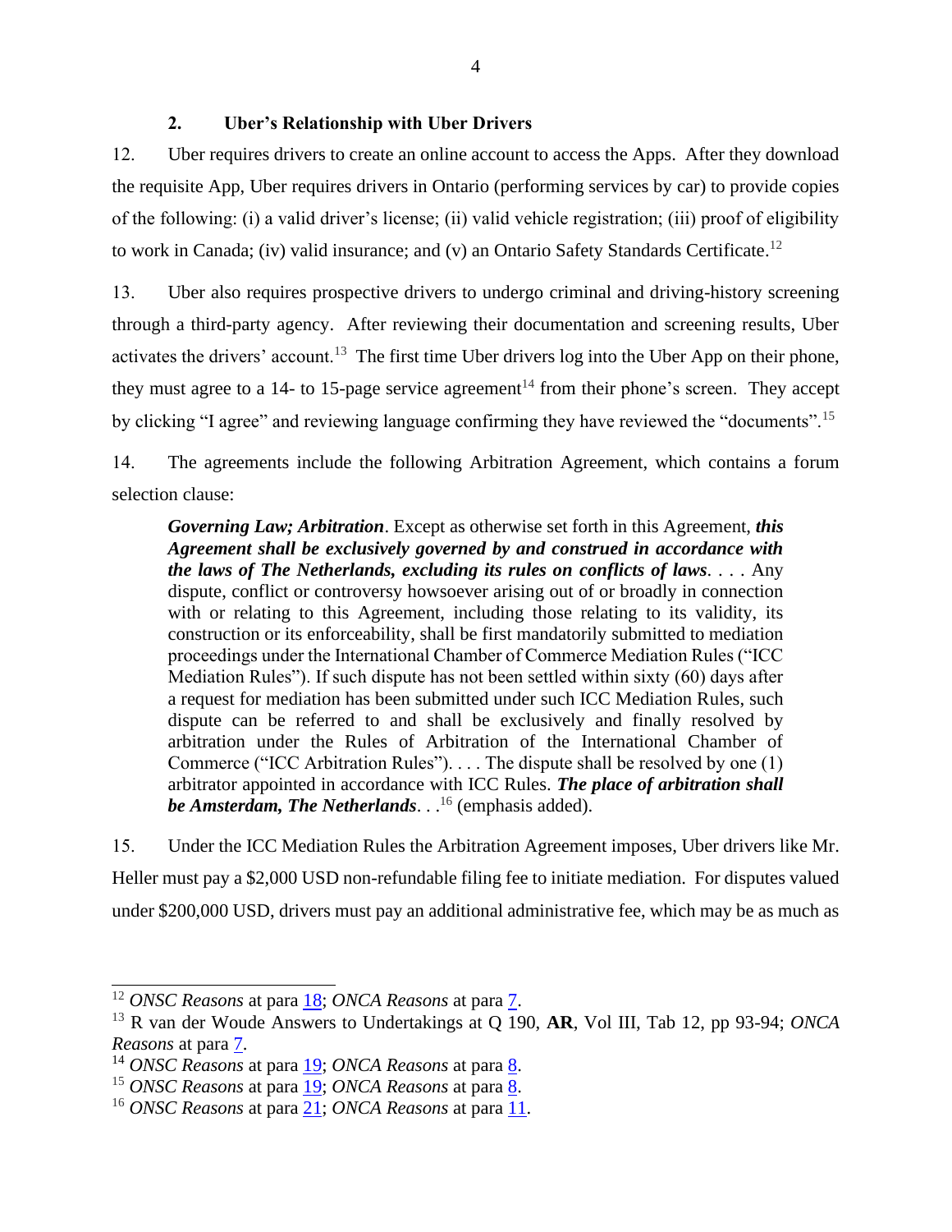### 2. Uber's Relationship with Uber Drivers

12. Uber requires drivers to create an online account to access the Apps. After they download the requisite App, Uber requires drivers in Ontario (performing services by car) to provide copies of the following: (i) a valid driver's license; (ii) valid vehicle registration; (iii) proof of eligibility to work in Canada; (iv) valid insurance; and (v) an Ontario Safety Standards Certificate.[12]

13. Uber also requires prospective drivers to undergo criminal and driving-history screening through a third-party agency. After reviewing their documentation and screening results, Uber activates the drivers' account.[13] The first time Uber drivers log into the Uber App on their phone, they must agree to a 14- to 15-page service agreement[14] from their phone's screen. They accept by clicking "I agree" and reviewing language confirming they have reviewed the "documents".[15]

14. The agreements include the following Arbitration Agreement, which contains a forum selection clause:

> ***Governing Law; Arbitration***. Except as otherwise set forth in this Agreement, ***this Agreement shall be exclusively governed by and construed in accordance with the laws of The Netherlands, excluding its rules on conflicts of laws***. . . . Any dispute, conflict or controversy howsoever arising out of or broadly in connection with or relating to this Agreement, including those relating to its validity, its construction or its enforceability, shall be first mandatorily submitted to mediation proceedings under the International Chamber of Commerce Mediation Rules ("ICC Mediation Rules"). If such dispute has not been settled within sixty (60) days after a request for mediation has been submitted under such ICC Mediation Rules, such dispute can be referred to and shall be exclusively and finally resolved by arbitration under the Rules of Arbitration of the International Chamber of Commerce ("ICC Arbitration Rules"). . . . The dispute shall be resolved by one (1) arbitrator appointed in accordance with ICC Rules. ***The place of arbitration shall be Amsterdam, The Netherlands***. . .[16] (emphasis added).

15. Under the ICC Mediation Rules the Arbitration Agreement imposes, Uber drivers like Mr. Heller must pay a $2,000 USD non-refundable filing fee to initiate mediation. For disputes valued under $200,000 USD, drivers must pay an additional administrative fee, which may be as much as

---

[12] *ONSC Reasons* at para 18; *ONCA Reasons* at para 7.

[13] R van der Woude Answers to Undertakings at Q 190, **AR**, Vol III, Tab 12, pp 93-94; *ONCA Reasons* at para 7.

[14] *ONSC Reasons* at para 19; *ONCA Reasons* at para 8.

[15] *ONSC Reasons* at para 19; *ONCA Reasons* at para 8.

[16] *ONSC Reasons* at para 21; *ONCA Reasons* at para 11.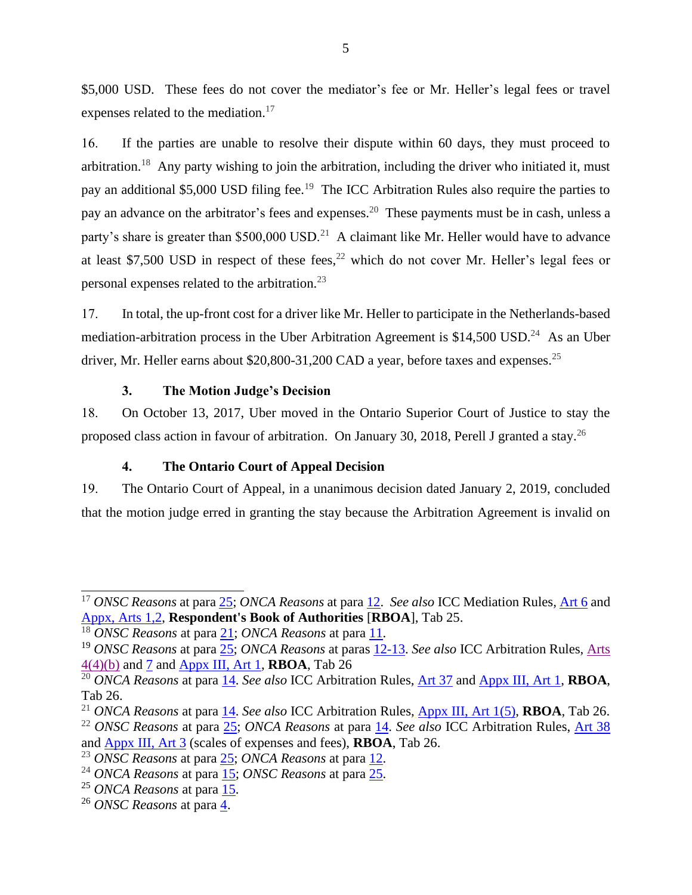$5,000 USD. These fees do not cover the mediator's fee or Mr. Heller's legal fees or travel expenses related to the mediation.[17]

16. If the parties are unable to resolve their dispute within 60 days, they must proceed to arbitration.[18] Any party wishing to join the arbitration, including the driver who initiated it, must pay an additional $5,000 USD filing fee.[19] The ICC Arbitration Rules also require the parties to pay an advance on the arbitrator's fees and expenses.[20] These payments must be in cash, unless a party's share is greater than $500,000 USD.[21] A claimant like Mr. Heller would have to advance at least $7,500 USD in respect of these fees,[22] which do not cover Mr. Heller's legal fees or personal expenses related to the arbitration.[23]

17. In total, the up-front cost for a driver like Mr. Heller to participate in the Netherlands-based mediation-arbitration process in the Uber Arbitration Agreement is $14,500 USD.[24] As an Uber driver, Mr. Heller earns about $20,800-31,200 CAD a year, before taxes and expenses.[25]

### 3. The Motion Judge's Decision

18. On October 13, 2017, Uber moved in the Ontario Superior Court of Justice to stay the proposed class action in favour of arbitration. On January 30, 2018, Perell J granted a stay.[26]

### 4. The Ontario Court of Appeal Decision

19. The Ontario Court of Appeal, in a unanimous decision dated January 2, 2019, concluded that the motion judge erred in granting the stay because the Arbitration Agreement is invalid on

---

[17] *ONSC Reasons* at para 25; *ONCA Reasons* at para 12. *See also* ICC Mediation Rules, Art 6 and Appx, Arts 1,2, **Respondent's Book of Authorities** [**RBOA**], Tab 25.

[18] *ONSC Reasons* at para 21; *ONCA Reasons* at para 11.

[19] *ONSC Reasons* at para 25; *ONCA Reasons* at paras 12-13. *See also* ICC Arbitration Rules, Arts 4(4)(b) and 7 and Appx III, Art 1, **RBOA**, Tab 26

[20] *ONCA Reasons* at para 14. *See also* ICC Arbitration Rules, Art 37 and Appx III, Art 1, **RBOA**, Tab 26.

[21] *ONCA Reasons* at para 14. *See also* ICC Arbitration Rules, Appx III, Art 1(5), **RBOA**, Tab 26.

[22] *ONSC Reasons* at para 25; *ONCA Reasons* at para 14. *See also* ICC Arbitration Rules, Art 38 and Appx III, Art 3 (scales of expenses and fees), **RBOA**, Tab 26.

[23] *ONSC Reasons* at para 25; *ONCA Reasons* at para 12.

[24] *ONCA Reasons* at para 15; *ONSC Reasons* at para 25.

[25] *ONCA Reasons* at para 15.

[26] *ONSC Reasons* at para 4.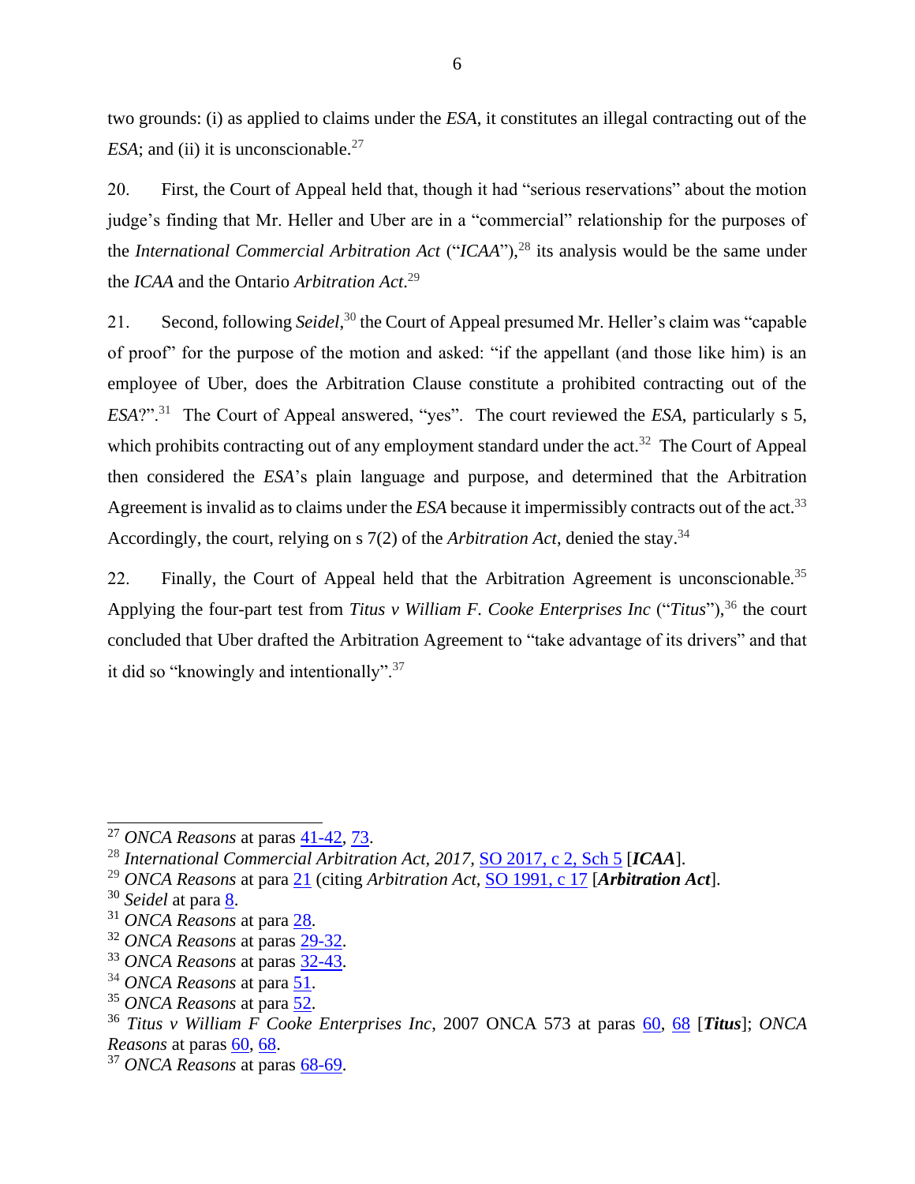two grounds: (i) as applied to claims under the *ESA*, it constitutes an illegal contracting out of the *ESA*; and (ii) it is unconscionable.[27]

20. First, the Court of Appeal held that, though it had "serious reservations" about the motion judge's finding that Mr. Heller and Uber are in a "commercial" relationship for the purposes of the *International Commercial Arbitration Act* ("*ICAA*"),[28] its analysis would be the same under the *ICAA* and the Ontario *Arbitration Act*.[29]

21. Second, following *Seidel*,[30] the Court of Appeal presumed Mr. Heller's claim was "capable of proof" for the purpose of the motion and asked: "if the appellant (and those like him) is an employee of Uber, does the Arbitration Clause constitute a prohibited contracting out of the *ESA*?".[31] The Court of Appeal answered, "yes". The court reviewed the *ESA*, particularly s 5, which prohibits contracting out of any employment standard under the act.[32] The Court of Appeal then considered the *ESA*'s plain language and purpose, and determined that the Arbitration Agreement is invalid as to claims under the *ESA* because it impermissibly contracts out of the act.[33] Accordingly, the court, relying on s 7(2) of the *Arbitration Act*, denied the stay.[34]

22. Finally, the Court of Appeal held that the Arbitration Agreement is unconscionable.[35] Applying the four-part test from *Titus v William F. Cooke Enterprises Inc* ("*Titus*"),[36] the court concluded that Uber drafted the Arbitration Agreement to "take advantage of its drivers" and that it did so "knowingly and intentionally".[37]

---

[27] *ONCA Reasons* at paras 41-42, 73.
[28] *International Commercial Arbitration Act, 2017*, SO 2017, c 2, Sch 5 [***ICAA***].
[29] *ONCA Reasons* at para 21 (citing *Arbitration Act*, SO 1991, c 17 [***Arbitration Act***].
[30] *Seidel* at para 8.
[31] *ONCA Reasons* at para 28.
[32] *ONCA Reasons* at paras 29-32.
[33] *ONCA Reasons* at paras 32-43.
[34] *ONCA Reasons* at para 51.
[35] *ONCA Reasons* at para 52.
[36] *Titus v William F Cooke Enterprises Inc*, 2007 ONCA 573 at paras 60, 68 [***Titus***]; *ONCA Reasons* at paras 60, 68.
[37] *ONCA Reasons* at paras 68-69.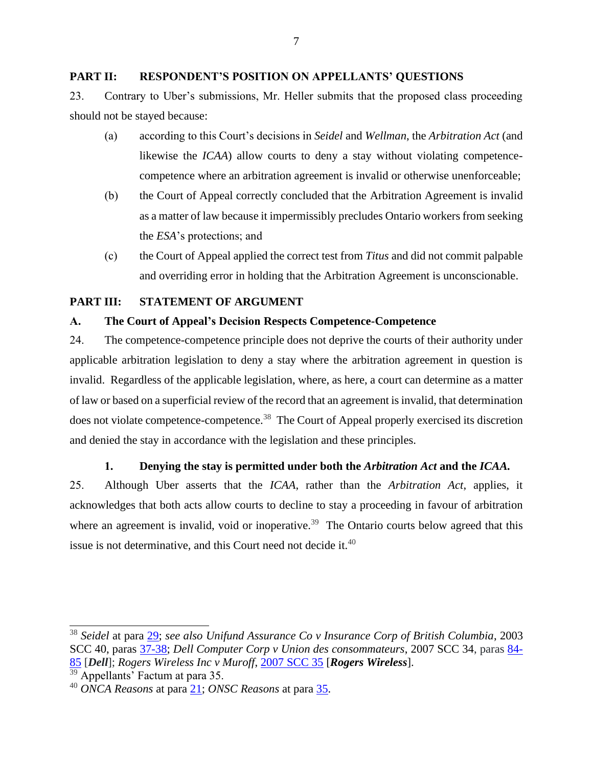## PART II: RESPONDENT'S POSITION ON APPELLANTS' QUESTIONS

23. Contrary to Uber's submissions, Mr. Heller submits that the proposed class proceeding should not be stayed because:

(a) according to this Court's decisions in *Seidel* and *Wellman*, the *Arbitration Act* (and likewise the *ICAA*) allow courts to deny a stay without violating competence-competence where an arbitration agreement is invalid or otherwise unenforceable;

(b) the Court of Appeal correctly concluded that the Arbitration Agreement is invalid as a matter of law because it impermissibly precludes Ontario workers from seeking the *ESA*'s protections; and

(c) the Court of Appeal applied the correct test from *Titus* and did not commit palpable and overriding error in holding that the Arbitration Agreement is unconscionable.

## PART III: STATEMENT OF ARGUMENT

### A. The Court of Appeal's Decision Respects Competence-Competence

24. The competence-competence principle does not deprive the courts of their authority under applicable arbitration legislation to deny a stay where the arbitration agreement in question is invalid. Regardless of the applicable legislation, where, as here, a court can determine as a matter of law or based on a superficial review of the record that an agreement is invalid, that determination does not violate competence-competence.[38] The Court of Appeal properly exercised its discretion and denied the stay in accordance with the legislation and these principles.

#### 1. Denying the stay is permitted under both the *Arbitration Act* and the *ICAA*.

25. Although Uber asserts that the *ICAA*, rather than the *Arbitration Act*, applies, it acknowledges that both acts allow courts to decline to stay a proceeding in favour of arbitration where an agreement is invalid, void or inoperative.[39] The Ontario courts below agreed that this issue is not determinative, and this Court need not decide it.[40]

---

[38] *Seidel* at para 29; *see also Unifund Assurance Co v Insurance Corp of British Columbia*, 2003 SCC 40, paras 37-38; *Dell Computer Corp v Union des consommateurs*, 2007 SCC 34, paras 84-85 [***Dell***]; *Rogers Wireless Inc v Muroff*, 2007 SCC 35 [***Rogers Wireless***].

[39] Appellants' Factum at para 35.

[40] *ONCA Reasons* at para 21; *ONSC Reasons* at para 35.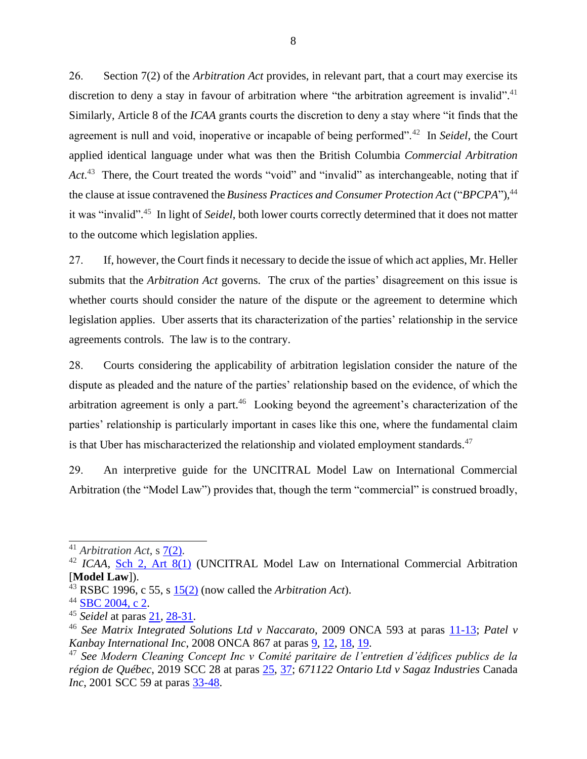26. Section 7(2) of the *Arbitration Act* provides, in relevant part, that a court may exercise its discretion to deny a stay in favour of arbitration where "the arbitration agreement is invalid".[41] Similarly, Article 8 of the *ICAA* grants courts the discretion to deny a stay where "it finds that the agreement is null and void, inoperative or incapable of being performed".[42] In *Seidel*, the Court applied identical language under what was then the British Columbia *Commercial Arbitration Act*.[43] There, the Court treated the words "void" and "invalid" as interchangeable, noting that if the clause at issue contravened the *Business Practices and Consumer Protection Act* ("*BPCPA*"),[44] it was "invalid".[45] In light of *Seidel*, both lower courts correctly determined that it does not matter to the outcome which legislation applies.

27. If, however, the Court finds it necessary to decide the issue of which act applies, Mr. Heller submits that the *Arbitration Act* governs. The crux of the parties' disagreement on this issue is whether courts should consider the nature of the dispute or the agreement to determine which legislation applies. Uber asserts that its characterization of the parties' relationship in the service agreements controls. The law is to the contrary.

28. Courts considering the applicability of arbitration legislation consider the nature of the dispute as pleaded and the nature of the parties' relationship based on the evidence, of which the arbitration agreement is only a part.[46] Looking beyond the agreement's characterization of the parties' relationship is particularly important in cases like this one, where the fundamental claim is that Uber has mischaracterized the relationship and violated employment standards.[47]

29. An interpretive guide for the UNCITRAL Model Law on International Commercial Arbitration (the "Model Law") provides that, though the term "commercial" is construed broadly,

---

[41] *Arbitration Act*, s 7(2).

[42] *ICAA*, Sch 2, Art 8(1) (UNCITRAL Model Law on International Commercial Arbitration [**Model Law**]).

[43] RSBC 1996, c 55, s 15(2) (now called the *Arbitration Act*).

[44] SBC 2004, c 2.

[45] *Seidel* at paras 21, 28-31.

[46] *See Matrix Integrated Solutions Ltd v Naccarato*, 2009 ONCA 593 at paras 11-13; *Patel v Kanbay International Inc*, 2008 ONCA 867 at paras 9, 12, 18, 19.

[47] *See Modern Cleaning Concept Inc v Comité paritaire de l'entretien d'édifices publics de la région de Québec*, 2019 SCC 28 at paras 25, 37; *671122 Ontario Ltd v Sagaz Industries* Canada *Inc*, 2001 SCC 59 at paras 33-48.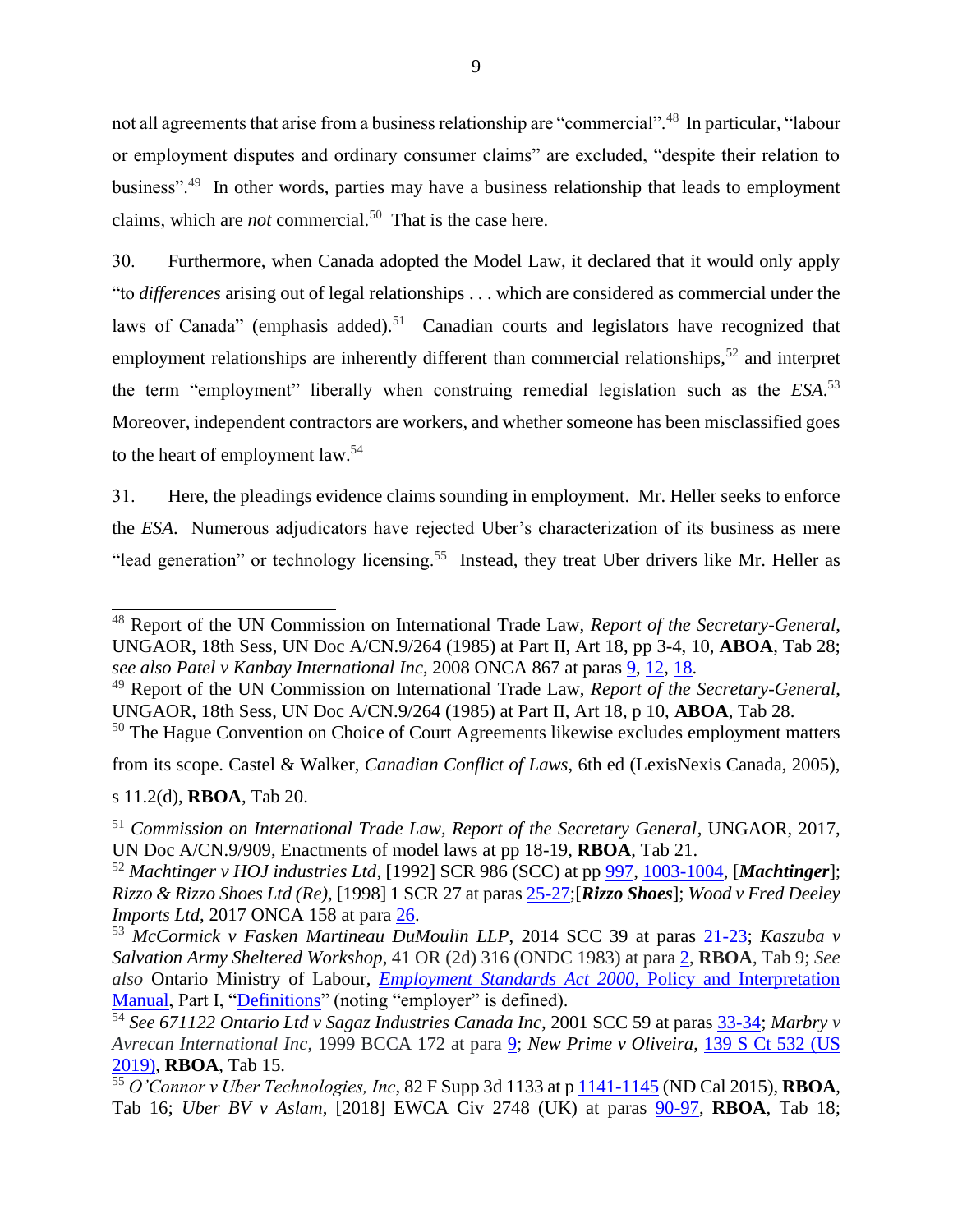not all agreements that arise from a business relationship are "commercial".[48] In particular, "labour or employment disputes and ordinary consumer claims" are excluded, "despite their relation to business".[49] In other words, parties may have a business relationship that leads to employment claims, which are *not* commercial.[50] That is the case here.

30. Furthermore, when Canada adopted the Model Law, it declared that it would only apply "to *differences* arising out of legal relationships . . . which are considered as commercial under the laws of Canada" (emphasis added).[51] Canadian courts and legislators have recognized that employment relationships are inherently different than commercial relationships,[52] and interpret the term "employment" liberally when construing remedial legislation such as the *ESA*.[53] Moreover, independent contractors are workers, and whether someone has been misclassified goes to the heart of employment law.[54]

31. Here, the pleadings evidence claims sounding in employment. Mr. Heller seeks to enforce the *ESA*. Numerous adjudicators have rejected Uber's characterization of its business as mere "lead generation" or technology licensing.[55] Instead, they treat Uber drivers like Mr. Heller as

---

[48] Report of the UN Commission on International Trade Law, *Report of the Secretary-General*, UNGAOR, 18th Sess, UN Doc A/CN.9/264 (1985) at Part II, Art 18, pp 3-4, 10, **ABOA**, Tab 28; *see also Patel v Kanbay International Inc*, 2008 ONCA 867 at paras 9, 12, 18.

[49] Report of the UN Commission on International Trade Law, *Report of the Secretary-General*, UNGAOR, 18th Sess, UN Doc A/CN.9/264 (1985) at Part II, Art 18, p 10, **ABOA**, Tab 28.

[50] The Hague Convention on Choice of Court Agreements likewise excludes employment matters from its scope. Castel & Walker, *Canadian Conflict of Laws*, 6th ed (LexisNexis Canada, 2005), s 11.2(d), **RBOA**, Tab 20.

[51] *Commission on International Trade Law, Report of the Secretary General*, UNGAOR, 2017, UN Doc A/CN.9/909, Enactments of model laws at pp 18-19, **RBOA**, Tab 21.

[52] *Machtinger v HOJ industries Ltd*, [1992] SCR 986 (SCC) at pp 997, 1003-1004, [***Machtinger***]; *Rizzo & Rizzo Shoes Ltd (Re)*, [1998] 1 SCR 27 at paras 25-27;[***Rizzo Shoes***]; *Wood v Fred Deeley Imports Ltd*, 2017 ONCA 158 at para 26.

[53] *McCormick v Fasken Martineau DuMoulin LLP*, 2014 SCC 39 at paras 21-23; *Kaszuba v Salvation Army Sheltered Workshop*, 41 OR (2d) 316 (ONDC 1983) at para 2, **RBOA**, Tab 9; *See also* Ontario Ministry of Labour, *Employment Standards Act 2000*, Policy and Interpretation Manual, Part I, "Definitions" (noting "employer" is defined).

[54] *See 671122 Ontario Ltd v Sagaz Industries Canada Inc*, 2001 SCC 59 at paras 33-34; *Marbry v Avrecan International Inc*, 1999 BCCA 172 at para 9; *New Prime v Oliveira*, 139 S Ct 532 (US 2019), **RBOA**, Tab 15.

[55] *O'Connor v Uber Technologies, Inc*, 82 F Supp 3d 1133 at p 1141-1145 (ND Cal 2015), **RBOA**, Tab 16; *Uber BV v Aslam*, [2018] EWCA Civ 2748 (UK) at paras 90-97, **RBOA**, Tab 18;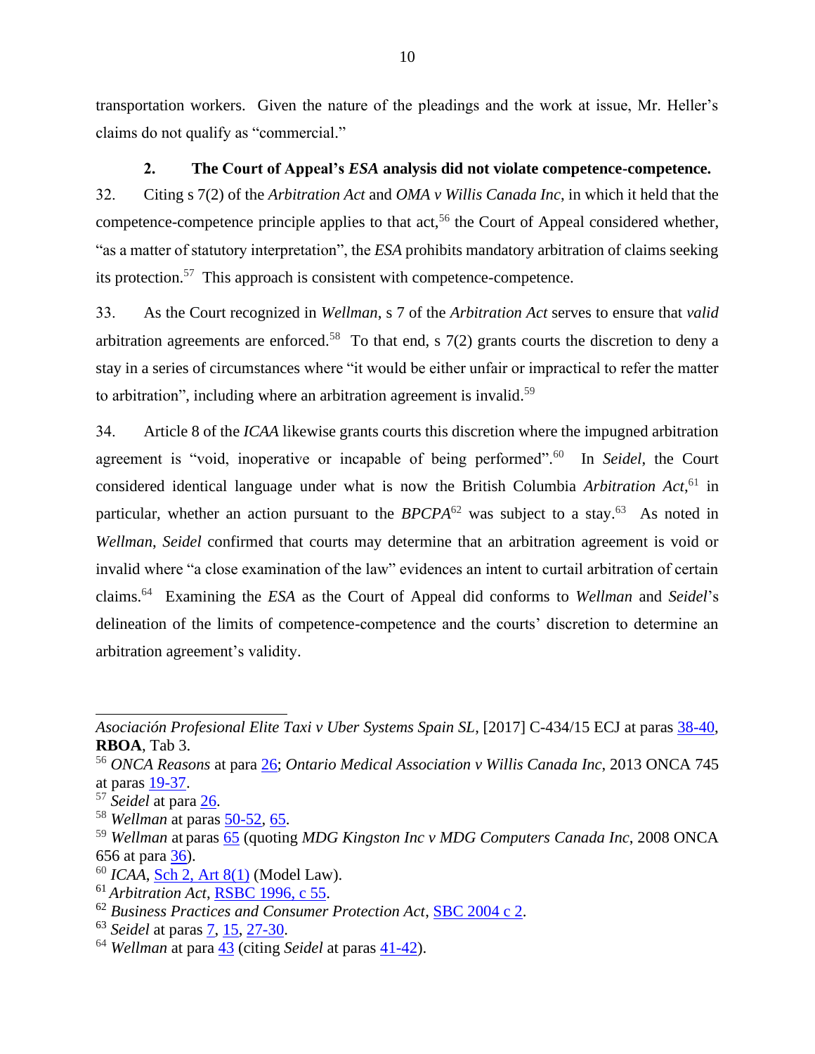transportation workers. Given the nature of the pleadings and the work at issue, Mr. Heller's claims do not qualify as "commercial."

### 2. The Court of Appeal's *ESA* analysis did not violate competence-competence.

32. Citing s 7(2) of the *Arbitration Act* and *OMA v Willis Canada Inc*, in which it held that the competence-competence principle applies to that act,[56] the Court of Appeal considered whether, "as a matter of statutory interpretation", the *ESA* prohibits mandatory arbitration of claims seeking its protection.[57] This approach is consistent with competence-competence.

33. As the Court recognized in *Wellman*, s 7 of the *Arbitration Act* serves to ensure that *valid* arbitration agreements are enforced.[58] To that end, s 7(2) grants courts the discretion to deny a stay in a series of circumstances where "it would be either unfair or impractical to refer the matter to arbitration", including where an arbitration agreement is invalid.[59]

34. Article 8 of the *ICAA* likewise grants courts this discretion where the impugned arbitration agreement is "void, inoperative or incapable of being performed".[60] In *Seidel*, the Court considered identical language under what is now the British Columbia *Arbitration Act*,[61] in particular, whether an action pursuant to the *BPCPA*[62] was subject to a stay.[63] As noted in *Wellman*, *Seidel* confirmed that courts may determine that an arbitration agreement is void or invalid where "a close examination of the law" evidences an intent to curtail arbitration of certain claims.[64] Examining the *ESA* as the Court of Appeal did conforms to *Wellman* and *Seidel*'s delineation of the limits of competence-competence and the courts' discretion to determine an arbitration agreement's validity.

---

*Asociación Profesional Elite Taxi v Uber Systems Spain SL*, [2017] C-434/15 ECJ at paras 38-40, **RBOA**, Tab 3.

[56] *ONCA Reasons* at para 26; *Ontario Medical Association v Willis Canada Inc*, 2013 ONCA 745 at paras 19-37.

[57] *Seidel* at para 26.

[58] *Wellman* at paras 50-52, 65.

[59] *Wellman* at paras 65 (quoting *MDG Kingston Inc v MDG Computers Canada Inc*, 2008 ONCA 656 at para 36).

[60] *ICAA*, Sch 2, Art 8(1) (Model Law).

[61] *Arbitration Act*, RSBC 1996, c 55.

[62] *Business Practices and Consumer Protection Act*, SBC 2004 c 2.

[63] *Seidel* at paras 7, 15, 27-30.

[64] *Wellman* at para 43 (citing *Seidel* at paras 41-42).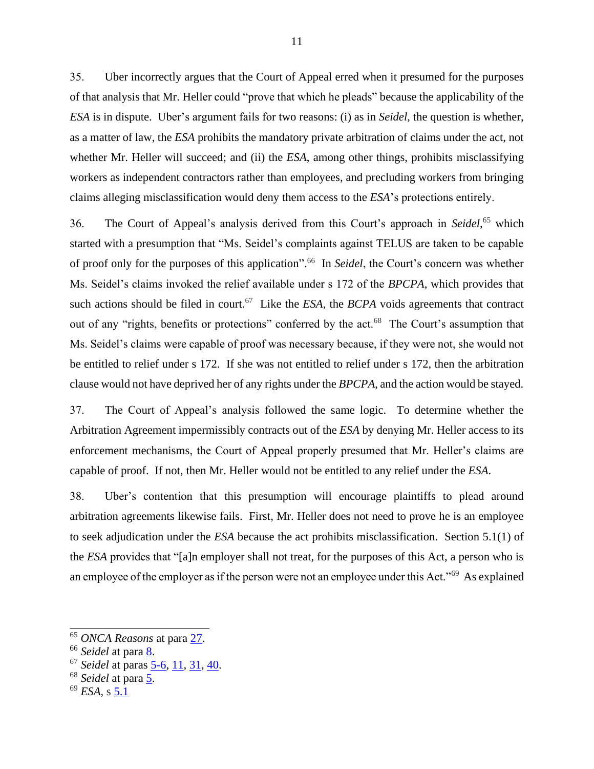35. Uber incorrectly argues that the Court of Appeal erred when it presumed for the purposes of that analysis that Mr. Heller could "prove that which he pleads" because the applicability of the *ESA* is in dispute. Uber's argument fails for two reasons: (i) as in *Seidel*, the question is whether, as a matter of law, the *ESA* prohibits the mandatory private arbitration of claims under the act, not whether Mr. Heller will succeed; and (ii) the *ESA*, among other things, prohibits misclassifying workers as independent contractors rather than employees, and precluding workers from bringing claims alleging misclassification would deny them access to the *ESA*'s protections entirely.

36. The Court of Appeal's analysis derived from this Court's approach in *Seidel*,[65] which started with a presumption that "Ms. Seidel's complaints against TELUS are taken to be capable of proof only for the purposes of this application".[66] In *Seidel*, the Court's concern was whether Ms. Seidel's claims invoked the relief available under s 172 of the *BPCPA*, which provides that such actions should be filed in court.[67] Like the *ESA*, the *BCPA* voids agreements that contract out of any "rights, benefits or protections" conferred by the act.[68] The Court's assumption that Ms. Seidel's claims were capable of proof was necessary because, if they were not, she would not be entitled to relief under s 172. If she was not entitled to relief under s 172, then the arbitration clause would not have deprived her of any rights under the *BPCPA*, and the action would be stayed.

37. The Court of Appeal's analysis followed the same logic. To determine whether the Arbitration Agreement impermissibly contracts out of the *ESA* by denying Mr. Heller access to its enforcement mechanisms, the Court of Appeal properly presumed that Mr. Heller's claims are capable of proof. If not, then Mr. Heller would not be entitled to any relief under the *ESA*.

38. Uber's contention that this presumption will encourage plaintiffs to plead around arbitration agreements likewise fails. First, Mr. Heller does not need to prove he is an employee to seek adjudication under the *ESA* because the act prohibits misclassification. Section 5.1(1) of the *ESA* provides that "[a]n employer shall not treat, for the purposes of this Act, a person who is an employee of the employer as if the person were not an employee under this Act."[69] As explained

---

[65] *ONCA Reasons* at para 27.
[66] *Seidel* at para 8.
[67] *Seidel* at paras 5-6, 11, 31, 40.
[68] *Seidel* at para 5.
[69] *ESA*, s 5.1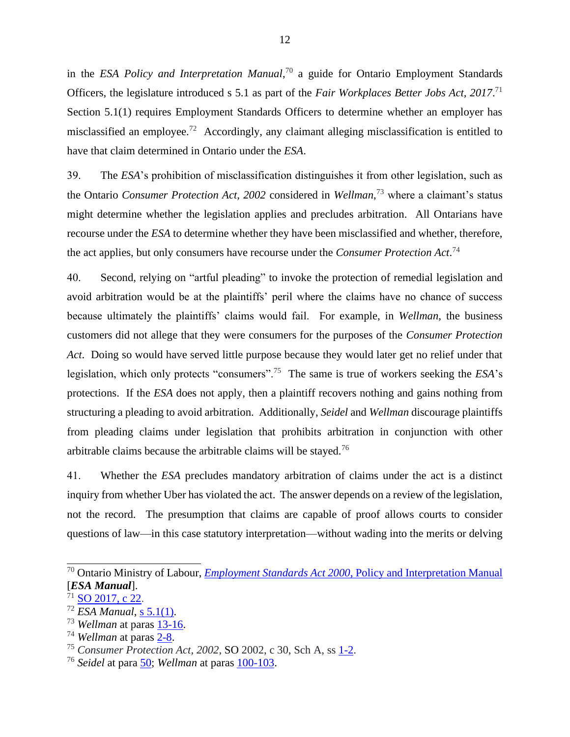in the *ESA Policy and Interpretation Manual*,[70] a guide for Ontario Employment Standards Officers, the legislature introduced s 5.1 as part of the *Fair Workplaces Better Jobs Act, 2017*.[71] Section 5.1(1) requires Employment Standards Officers to determine whether an employer has misclassified an employee.[72] Accordingly, any claimant alleging misclassification is entitled to have that claim determined in Ontario under the *ESA*.

39. The *ESA*'s prohibition of misclassification distinguishes it from other legislation, such as the Ontario *Consumer Protection Act, 2002* considered in *Wellman*,[73] where a claimant's status might determine whether the legislation applies and precludes arbitration. All Ontarians have recourse under the *ESA* to determine whether they have been misclassified and whether, therefore, the act applies, but only consumers have recourse under the *Consumer Protection Act*.[74]

40. Second, relying on "artful pleading" to invoke the protection of remedial legislation and avoid arbitration would be at the plaintiffs' peril where the claims have no chance of success because ultimately the plaintiffs' claims would fail. For example, in *Wellman*, the business customers did not allege that they were consumers for the purposes of the *Consumer Protection Act*. Doing so would have served little purpose because they would later get no relief under that legislation, which only protects "consumers".[75] The same is true of workers seeking the *ESA*'s protections. If the *ESA* does not apply, then a plaintiff recovers nothing and gains nothing from structuring a pleading to avoid arbitration. Additionally, *Seidel* and *Wellman* discourage plaintiffs from pleading claims under legislation that prohibits arbitration in conjunction with other arbitrable claims because the arbitrable claims will be stayed.[76]

41. Whether the *ESA* precludes mandatory arbitration of claims under the act is a distinct inquiry from whether Uber has violated the act. The answer depends on a review of the legislation, not the record. The presumption that claims are capable of proof allows courts to consider questions of law—in this case statutory interpretation—without wading into the merits or delving

---

[70] Ontario Ministry of Labour, *Employment Standards Act 2000*, Policy and Interpretation Manual [***ESA Manual***].

[71] SO 2017, c 22.

[72] *ESA Manual*, s 5.1(1).

[73] *Wellman* at paras 13-16.

[74] *Wellman* at paras 2-8.

[75] *Consumer Protection Act, 2002,* SO 2002, c 30, Sch A, ss 1-2.

[76] *Seidel* at para 50; *Wellman* at paras 100-103.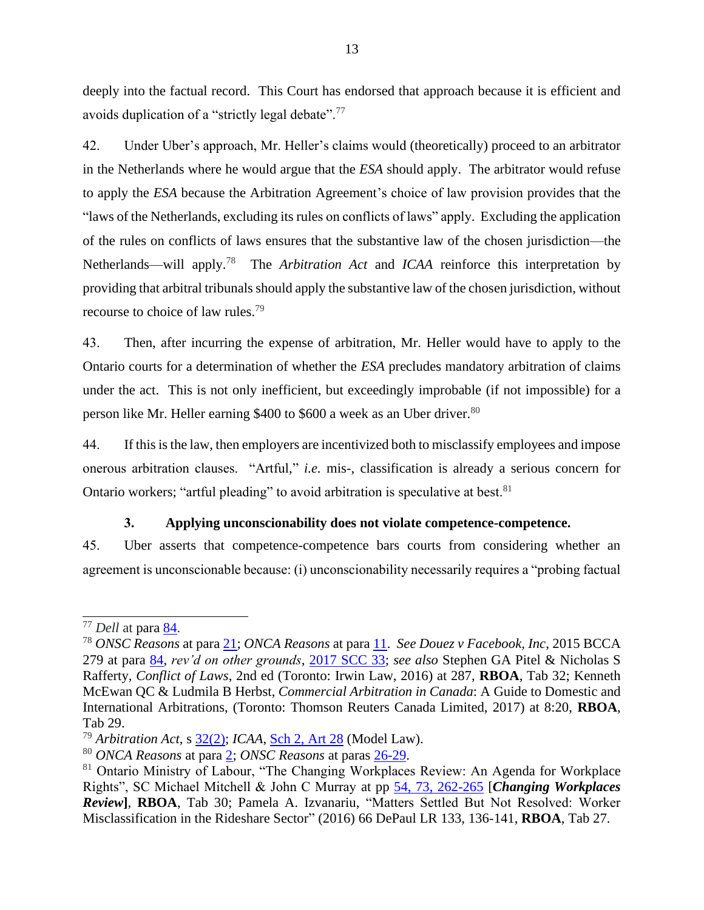deeply into the factual record. This Court has endorsed that approach because it is efficient and avoids duplication of a "strictly legal debate".[77]

42. Under Uber's approach, Mr. Heller's claims would (theoretically) proceed to an arbitrator in the Netherlands where he would argue that the *ESA* should apply. The arbitrator would refuse to apply the *ESA* because the Arbitration Agreement's choice of law provision provides that the "laws of the Netherlands, excluding its rules on conflicts of laws" apply. Excluding the application of the rules on conflicts of laws ensures that the substantive law of the chosen jurisdiction—the Netherlands—will apply.[78] The *Arbitration Act* and *ICAA* reinforce this interpretation by providing that arbitral tribunals should apply the substantive law of the chosen jurisdiction, without recourse to choice of law rules.[79]

43. Then, after incurring the expense of arbitration, Mr. Heller would have to apply to the Ontario courts for a determination of whether the *ESA* precludes mandatory arbitration of claims under the act. This is not only inefficient, but exceedingly improbable (if not impossible) for a person like Mr. Heller earning $400 to $600 a week as an Uber driver.[80]

44. If this is the law, then employers are incentivized both to misclassify employees and impose onerous arbitration clauses. "Artful," *i.e.* mis-, classification is already a serious concern for Ontario workers; "artful pleading" to avoid arbitration is speculative at best.[81]

### 3. Applying unconscionability does not violate competence-competence.

45. Uber asserts that competence-competence bars courts from considering whether an agreement is unconscionable because: (i) unconscionability necessarily requires a "probing factual

---

[77] *Dell* at para 84.

[78] *ONSC Reasons* at para 21; *ONCA Reasons* at para 11. *See Douez v Facebook, Inc*, 2015 BCCA 279 at para 84, *rev'd on other grounds*, 2017 SCC 33; *see also* Stephen GA Pitel & Nicholas S Rafferty, *Conflict of Laws*, 2nd ed (Toronto: Irwin Law, 2016) at 287, **RBOA**, Tab 32; Kenneth McEwan QC & Ludmila B Herbst, *Commercial Arbitration in Canada*: A Guide to Domestic and International Arbitrations, (Toronto: Thomson Reuters Canada Limited, 2017) at 8:20, **RBOA**, Tab 29.

[79] *Arbitration Act*, s 32(2); *ICAA*, Sch 2, Art 28 (Model Law).

[80] *ONCA Reasons* at para 2; *ONSC Reasons* at paras 26-29.

[81] Ontario Ministry of Labour, "The Changing Workplaces Review: An Agenda for Workplace Rights", SC Michael Mitchell & John C Murray at pp 54, 73, 262-265 [***Changing Workplaces Review***], **RBOA**, Tab 30; Pamela A. Izvanariu, "Matters Settled But Not Resolved: Worker Misclassification in the Rideshare Sector" (2016) 66 DePaul LR 133, 136-141, **RBOA**, Tab 27.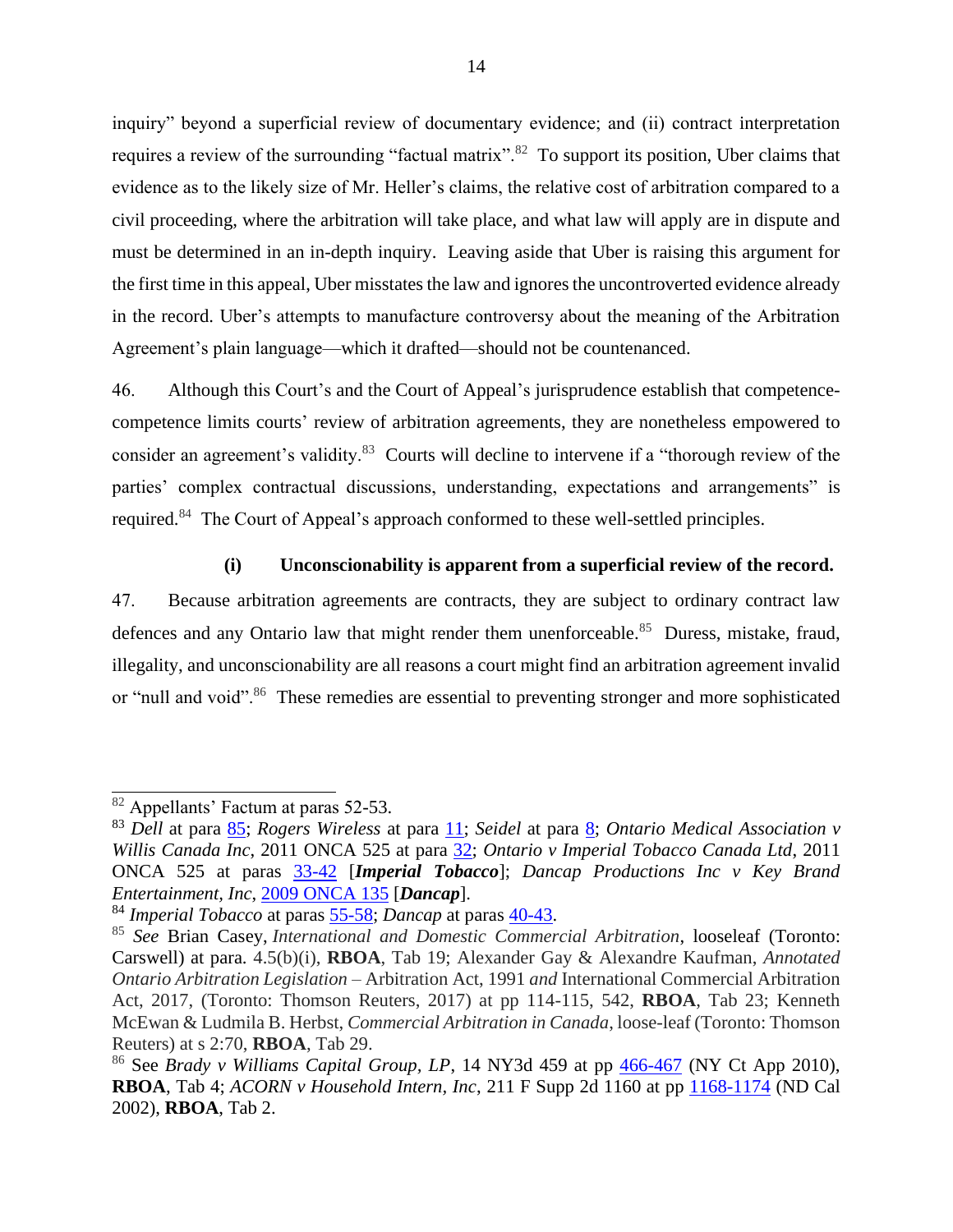inquiry" beyond a superficial review of documentary evidence; and (ii) contract interpretation requires a review of the surrounding "factual matrix".[82] To support its position, Uber claims that evidence as to the likely size of Mr. Heller's claims, the relative cost of arbitration compared to a civil proceeding, where the arbitration will take place, and what law will apply are in dispute and must be determined in an in-depth inquiry. Leaving aside that Uber is raising this argument for the first time in this appeal, Uber misstates the law and ignores the uncontroverted evidence already in the record. Uber's attempts to manufacture controversy about the meaning of the Arbitration Agreement's plain language—which it drafted—should not be countenanced.

46. Although this Court's and the Court of Appeal's jurisprudence establish that competence-competence limits courts' review of arbitration agreements, they are nonetheless empowered to consider an agreement's validity.[83] Courts will decline to intervene if a "thorough review of the parties' complex contractual discussions, understanding, expectations and arrangements" is required.[84] The Court of Appeal's approach conformed to these well-settled principles.

**(i) Unconscionability is apparent from a superficial review of the record.**

47. Because arbitration agreements are contracts, they are subject to ordinary contract law defences and any Ontario law that might render them unenforceable.[85] Duress, mistake, fraud, illegality, and unconscionability are all reasons a court might find an arbitration agreement invalid or "null and void".[86] These remedies are essential to preventing stronger and more sophisticated

---

[82] Appellants' Factum at paras 52-53.

[83] *Dell* at para 85; *Rogers Wireless* at para 11; *Seidel* at para 8; *Ontario Medical Association v Willis Canada Inc*, 2011 ONCA 525 at para 32; *Ontario v Imperial Tobacco Canada Ltd*, 2011 ONCA 525 at paras 33-42 [***Imperial Tobacco***]; *Dancap Productions Inc v Key Brand Entertainment, Inc*, 2009 ONCA 135 [***Dancap***].

[84] *Imperial Tobacco* at paras 55-58; *Dancap* at paras 40-43.

[85] *See* Brian Casey, *International and Domestic Commercial Arbitration*, looseleaf (Toronto: Carswell) at para. 4.5(b)(i), **RBOA**, Tab 19; Alexander Gay & Alexandre Kaufman, *Annotated Ontario Arbitration Legislation* – Arbitration Act, 1991 *and* International Commercial Arbitration Act, 2017, (Toronto: Thomson Reuters, 2017) at pp 114-115, 542, **RBOA**, Tab 23; Kenneth McEwan & Ludmila B. Herbst, *Commercial Arbitration in Canada*, loose-leaf (Toronto: Thomson Reuters) at s 2:70, **RBOA**, Tab 29.

[86] See *Brady v Williams Capital Group, LP*, 14 NY3d 459 at pp 466-467 (NY Ct App 2010), **RBOA**, Tab 4; *ACORN v Household Intern, Inc*, 211 F Supp 2d 1160 at pp 1168-1174 (ND Cal 2002), **RBOA**, Tab 2.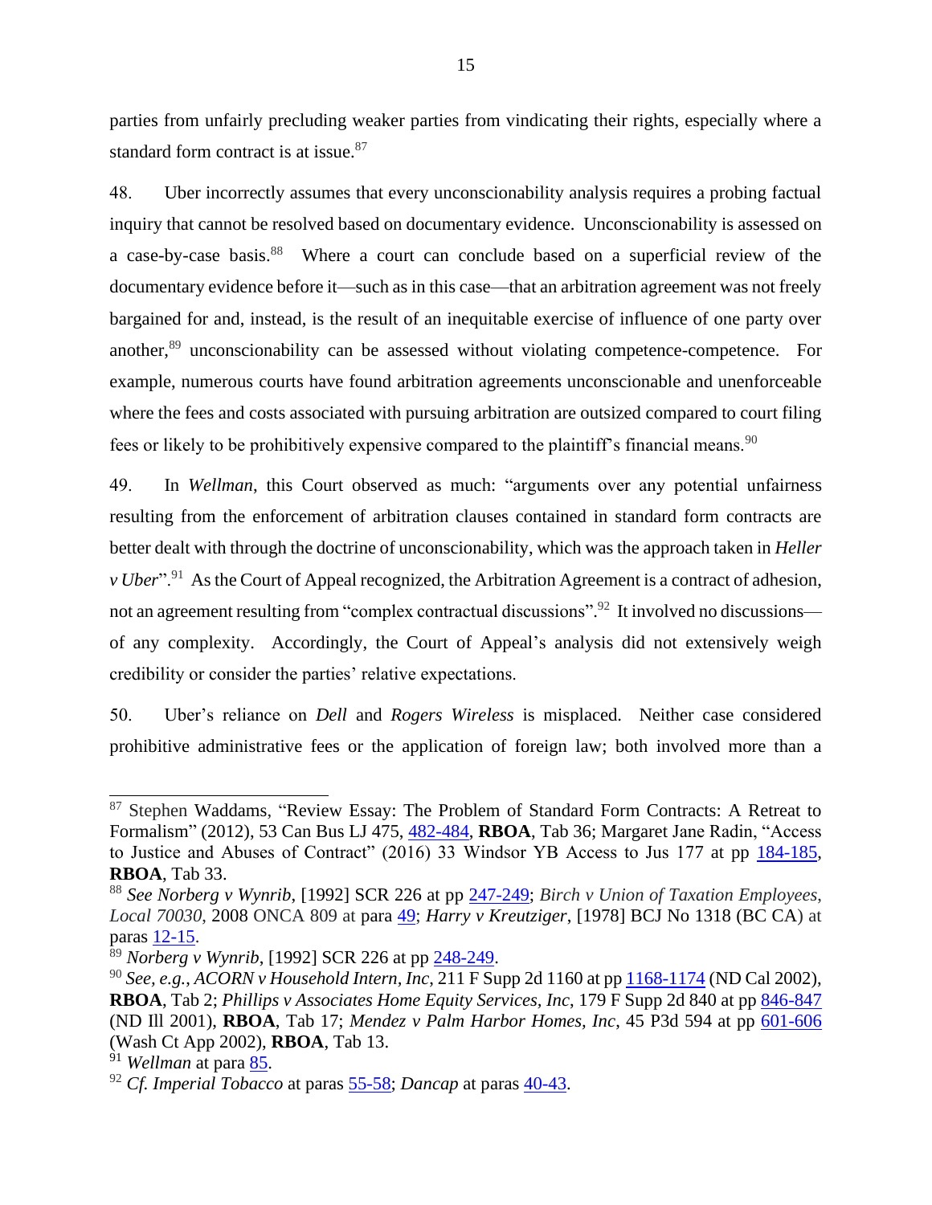parties from unfairly precluding weaker parties from vindicating their rights, especially where a standard form contract is at issue.[87]

48. Uber incorrectly assumes that every unconscionability analysis requires a probing factual inquiry that cannot be resolved based on documentary evidence. Unconscionability is assessed on a case-by-case basis.[88] Where a court can conclude based on a superficial review of the documentary evidence before it—such as in this case—that an arbitration agreement was not freely bargained for and, instead, is the result of an inequitable exercise of influence of one party over another,[89] unconscionability can be assessed without violating competence-competence. For example, numerous courts have found arbitration agreements unconscionable and unenforceable where the fees and costs associated with pursuing arbitration are outsized compared to court filing fees or likely to be prohibitively expensive compared to the plaintiff's financial means.[90]

49. In *Wellman*, this Court observed as much: "arguments over any potential unfairness resulting from the enforcement of arbitration clauses contained in standard form contracts are better dealt with through the doctrine of unconscionability, which was the approach taken in *Heller v Uber*".[91] As the Court of Appeal recognized, the Arbitration Agreement is a contract of adhesion, not an agreement resulting from "complex contractual discussions".[92] It involved no discussions—of any complexity. Accordingly, the Court of Appeal's analysis did not extensively weigh credibility or consider the parties' relative expectations.

50. Uber's reliance on *Dell* and *Rogers Wireless* is misplaced. Neither case considered prohibitive administrative fees or the application of foreign law; both involved more than a

---

[87] Stephen Waddams, "Review Essay: The Problem of Standard Form Contracts: A Retreat to Formalism" (2012), 53 Can Bus LJ 475, 482-484, **RBOA**, Tab 36; Margaret Jane Radin, "Access to Justice and Abuses of Contract" (2016) 33 Windsor YB Access to Jus 177 at pp 184-185, **RBOA**, Tab 33.

[88] *See Norberg v Wynrib*, [1992] SCR 226 at pp 247-249; *Birch v Union of Taxation Employees, Local 70030*, 2008 ONCA 809 at para 49; *Harry v Kreutziger*, [1978] BCJ No 1318 (BC CA) at paras 12-15.

[89] *Norberg v Wynrib*, [1992] SCR 226 at pp 248-249.

[90] *See, e.g.*, *ACORN v Household Intern, Inc*, 211 F Supp 2d 1160 at pp 1168-1174 (ND Cal 2002), **RBOA**, Tab 2; *Phillips v Associates Home Equity Services, Inc*, 179 F Supp 2d 840 at pp 846-847 (ND Ill 2001), **RBOA**, Tab 17; *Mendez v Palm Harbor Homes, Inc*, 45 P3d 594 at pp 601-606 (Wash Ct App 2002), **RBOA**, Tab 13.

[91] *Wellman* at para 85.

[92] *Cf. Imperial Tobacco* at paras 55-58; *Dancap* at paras 40-43.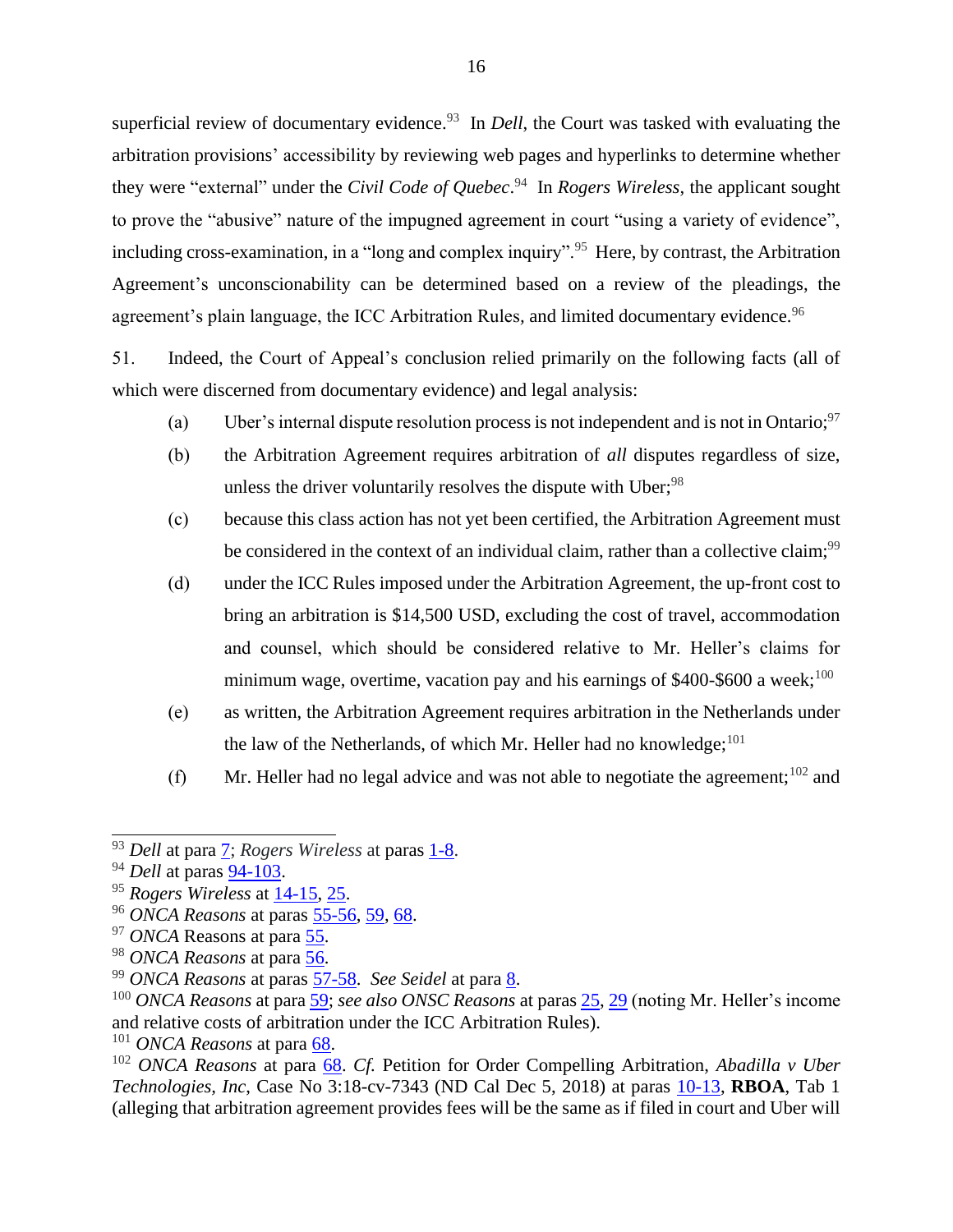superficial review of documentary evidence.[93] In *Dell*, the Court was tasked with evaluating the arbitration provisions' accessibility by reviewing web pages and hyperlinks to determine whether they were "external" under the *Civil Code of Quebec*.[94] In *Rogers Wireless*, the applicant sought to prove the "abusive" nature of the impugned agreement in court "using a variety of evidence", including cross-examination, in a "long and complex inquiry".[95] Here, by contrast, the Arbitration Agreement's unconscionability can be determined based on a review of the pleadings, the agreement's plain language, the ICC Arbitration Rules, and limited documentary evidence.[96]

51. Indeed, the Court of Appeal's conclusion relied primarily on the following facts (all of which were discerned from documentary evidence) and legal analysis:

(a) Uber's internal dispute resolution process is not independent and is not in Ontario;[97]

(b) the Arbitration Agreement requires arbitration of *all* disputes regardless of size, unless the driver voluntarily resolves the dispute with Uber;[98]

(c) because this class action has not yet been certified, the Arbitration Agreement must be considered in the context of an individual claim, rather than a collective claim;[99]

(d) under the ICC Rules imposed under the Arbitration Agreement, the up-front cost to bring an arbitration is $14,500 USD, excluding the cost of travel, accommodation and counsel, which should be considered relative to Mr. Heller's claims for minimum wage, overtime, vacation pay and his earnings of $400-$600 a week;[100]

(e) as written, the Arbitration Agreement requires arbitration in the Netherlands under the law of the Netherlands, of which Mr. Heller had no knowledge;[101]

(f) Mr. Heller had no legal advice and was not able to negotiate the agreement;[102] and

---

[93] *Dell* at para 7; *Rogers Wireless* at paras 1-8.

[94] *Dell* at paras 94-103.

[95] *Rogers Wireless* at 14-15, 25.

[96] *ONCA Reasons* at paras 55-56, 59, 68.

[97] *ONCA* Reasons at para 55.

[98] *ONCA Reasons* at para 56.

[99] *ONCA Reasons* at paras 57-58. *See Seidel* at para 8.

[100] *ONCA Reasons* at para 59; *see also ONSC Reasons* at paras 25, 29 (noting Mr. Heller's income and relative costs of arbitration under the ICC Arbitration Rules).

[101] *ONCA Reasons* at para 68.

[102] *ONCA Reasons* at para 68. *Cf.* Petition for Order Compelling Arbitration, *Abadilla v Uber Technologies, Inc*, Case No 3:18-cv-7343 (ND Cal Dec 5, 2018) at paras 10-13, **RBOA**, Tab 1 (alleging that arbitration agreement provides fees will be the same as if filed in court and Uber will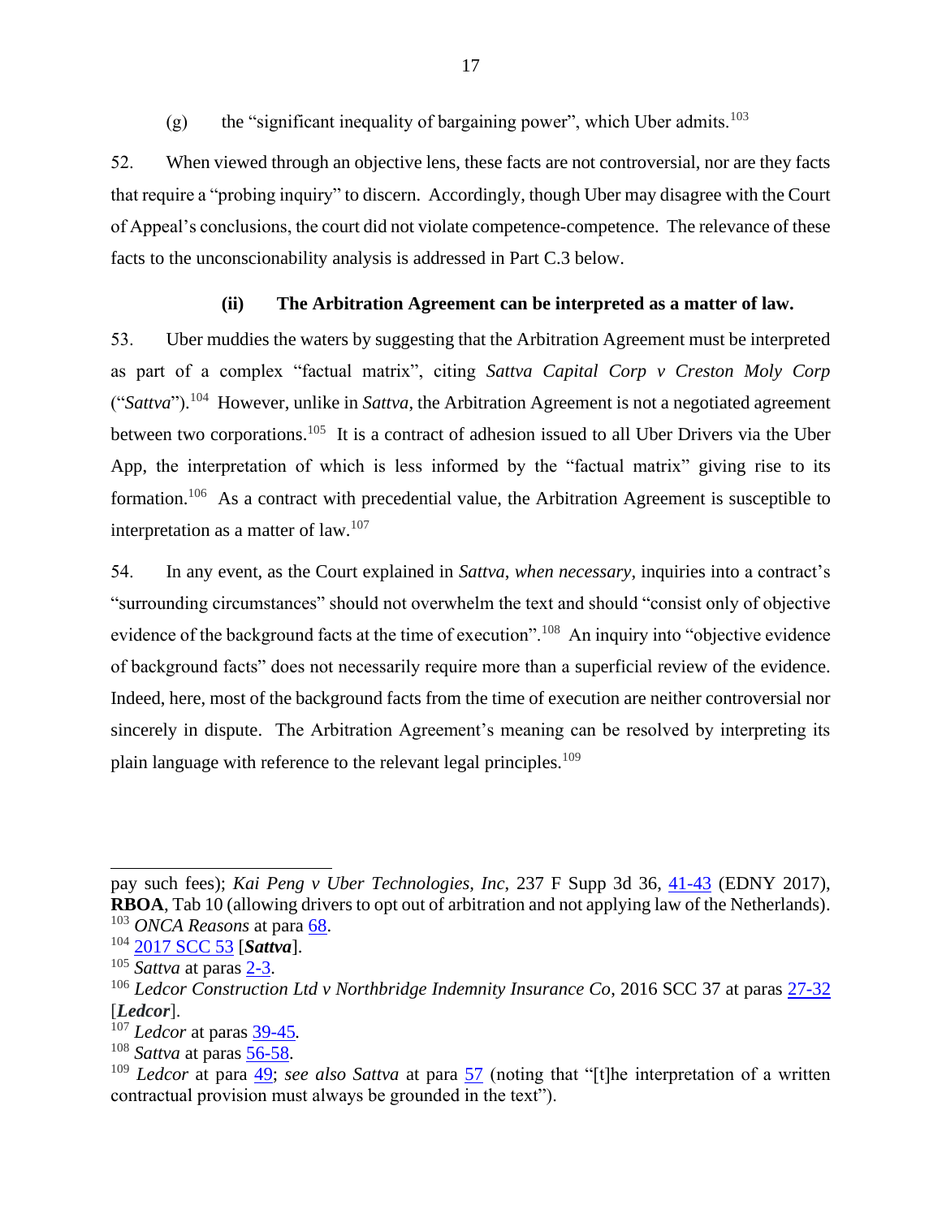(g) the "significant inequality of bargaining power", which Uber admits.[103]

52. When viewed through an objective lens, these facts are not controversial, nor are they facts that require a "probing inquiry" to discern. Accordingly, though Uber may disagree with the Court of Appeal's conclusions, the court did not violate competence-competence. The relevance of these facts to the unconscionability analysis is addressed in Part C.3 below.

#### (ii) The Arbitration Agreement can be interpreted as a matter of law.

53. Uber muddies the waters by suggesting that the Arbitration Agreement must be interpreted as part of a complex "factual matrix", citing *Sattva Capital Corp v Creston Moly Corp* ("*Sattva*").[104] However, unlike in *Sattva*, the Arbitration Agreement is not a negotiated agreement between two corporations.[105] It is a contract of adhesion issued to all Uber Drivers via the Uber App, the interpretation of which is less informed by the "factual matrix" giving rise to its formation.[106] As a contract with precedential value, the Arbitration Agreement is susceptible to interpretation as a matter of law.[107]

54. In any event, as the Court explained in *Sattva*, *when necessary*, inquiries into a contract's "surrounding circumstances" should not overwhelm the text and should "consist only of objective evidence of the background facts at the time of execution".[108] An inquiry into "objective evidence of background facts" does not necessarily require more than a superficial review of the evidence. Indeed, here, most of the background facts from the time of execution are neither controversial nor sincerely in dispute. The Arbitration Agreement's meaning can be resolved by interpreting its plain language with reference to the relevant legal principles.[109]

---

pay such fees); *Kai Peng v Uber Technologies, Inc*, 237 F Supp 3d 36, 41-43 (EDNY 2017), **RBOA**, Tab 10 (allowing drivers to opt out of arbitration and not applying law of the Netherlands).

[103] *ONCA Reasons* at para 68.

[104] 2017 SCC 53 [***Sattva***].

[105] *Sattva* at paras 2-3.

[106] *Ledcor Construction Ltd v Northbridge Indemnity Insurance Co*, 2016 SCC 37 at paras 27-32 [***Ledcor***].

[107] *Ledcor* at paras 39-45.

[108] *Sattva* at paras 56-58.

[109] *Ledcor* at para 49; *see also Sattva* at para 57 (noting that "[t]he interpretation of a written contractual provision must always be grounded in the text").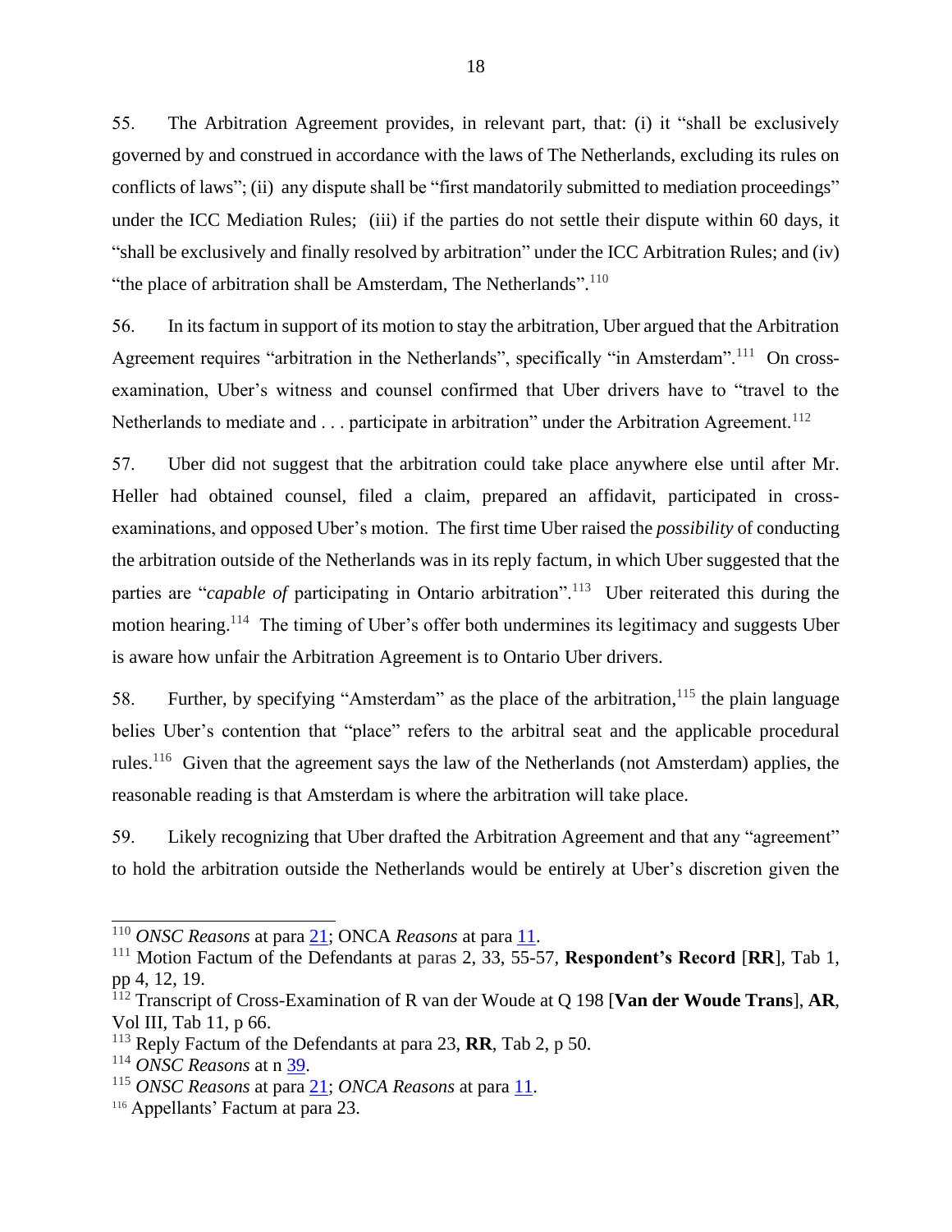55. The Arbitration Agreement provides, in relevant part, that: (i) it "shall be exclusively governed by and construed in accordance with the laws of The Netherlands, excluding its rules on conflicts of laws"; (ii) any dispute shall be "first mandatorily submitted to mediation proceedings" under the ICC Mediation Rules; (iii) if the parties do not settle their dispute within 60 days, it "shall be exclusively and finally resolved by arbitration" under the ICC Arbitration Rules; and (iv) "the place of arbitration shall be Amsterdam, The Netherlands".[110]

56. In its factum in support of its motion to stay the arbitration, Uber argued that the Arbitration Agreement requires "arbitration in the Netherlands", specifically "in Amsterdam".[111] On cross-examination, Uber's witness and counsel confirmed that Uber drivers have to "travel to the Netherlands to mediate and . . . participate in arbitration" under the Arbitration Agreement.[112]

57. Uber did not suggest that the arbitration could take place anywhere else until after Mr. Heller had obtained counsel, filed a claim, prepared an affidavit, participated in cross-examinations, and opposed Uber's motion. The first time Uber raised the *possibility* of conducting the arbitration outside of the Netherlands was in its reply factum, in which Uber suggested that the parties are "*capable of* participating in Ontario arbitration".[113] Uber reiterated this during the motion hearing.[114] The timing of Uber's offer both undermines its legitimacy and suggests Uber is aware how unfair the Arbitration Agreement is to Ontario Uber drivers.

58. Further, by specifying "Amsterdam" as the place of the arbitration,[115] the plain language belies Uber's contention that "place" refers to the arbitral seat and the applicable procedural rules.[116] Given that the agreement says the law of the Netherlands (not Amsterdam) applies, the reasonable reading is that Amsterdam is where the arbitration will take place.

59. Likely recognizing that Uber drafted the Arbitration Agreement and that any "agreement" to hold the arbitration outside the Netherlands would be entirely at Uber's discretion given the

---

[110] *ONSC Reasons* at para 21; ONCA *Reasons* at para 11.

[111] Motion Factum of the Defendants at paras 2, 33, 55-57, **Respondent's Record** [**RR**], Tab 1, pp 4, 12, 19.

[112] Transcript of Cross-Examination of R van der Woude at Q 198 [**Van der Woude Trans**], **AR**, Vol III, Tab 11, p 66.

[113] Reply Factum of the Defendants at para 23, **RR**, Tab 2, p 50.

[114] *ONSC Reasons* at n 39.

[115] *ONSC Reasons* at para 21; *ONCA Reasons* at para 11.

[116] Appellants' Factum at para 23.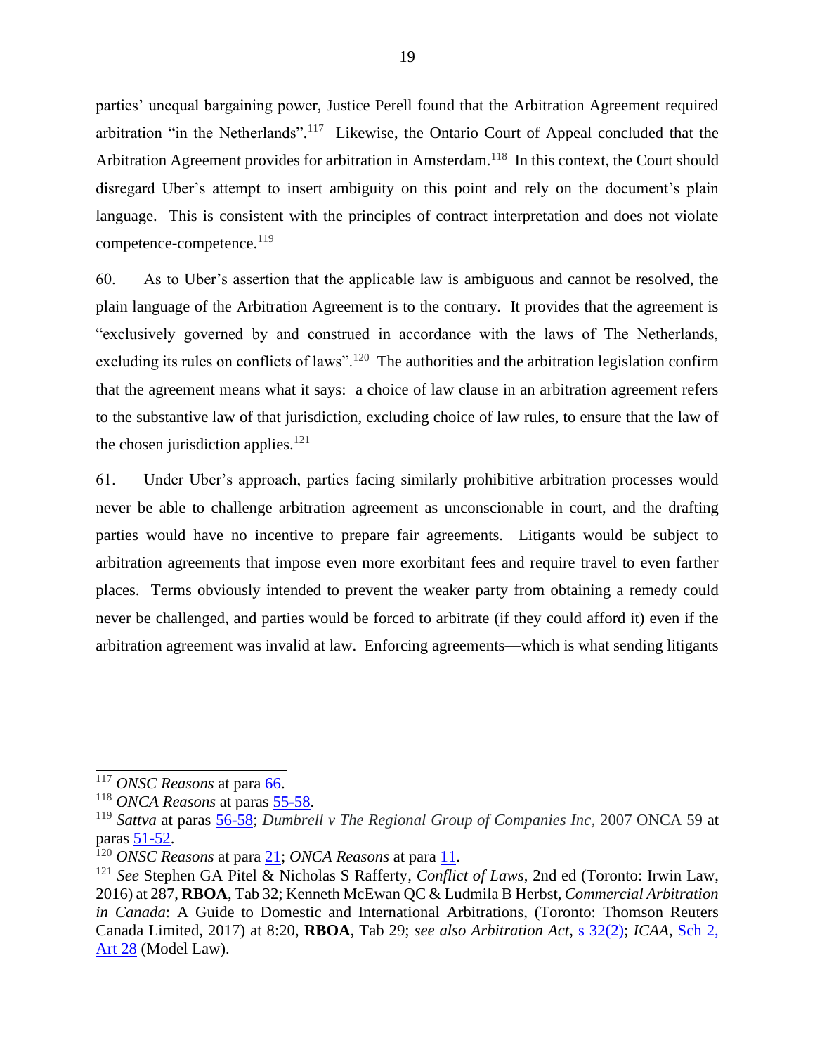parties' unequal bargaining power, Justice Perell found that the Arbitration Agreement required arbitration "in the Netherlands".[117] Likewise, the Ontario Court of Appeal concluded that the Arbitration Agreement provides for arbitration in Amsterdam.[118] In this context, the Court should disregard Uber's attempt to insert ambiguity on this point and rely on the document's plain language. This is consistent with the principles of contract interpretation and does not violate competence-competence.[119]

60. As to Uber's assertion that the applicable law is ambiguous and cannot be resolved, the plain language of the Arbitration Agreement is to the contrary. It provides that the agreement is "exclusively governed by and construed in accordance with the laws of The Netherlands, excluding its rules on conflicts of laws".[120] The authorities and the arbitration legislation confirm that the agreement means what it says: a choice of law clause in an arbitration agreement refers to the substantive law of that jurisdiction, excluding choice of law rules, to ensure that the law of the chosen jurisdiction applies.[121]

61. Under Uber's approach, parties facing similarly prohibitive arbitration processes would never be able to challenge arbitration agreement as unconscionable in court, and the drafting parties would have no incentive to prepare fair agreements. Litigants would be subject to arbitration agreements that impose even more exorbitant fees and require travel to even farther places. Terms obviously intended to prevent the weaker party from obtaining a remedy could never be challenged, and parties would be forced to arbitrate (if they could afford it) even if the arbitration agreement was invalid at law. Enforcing agreements—which is what sending litigants

---

[117] *ONSC Reasons* at para 66.

[118] *ONCA Reasons* at paras 55-58.

[119] *Sattva* at paras 56-58; *Dumbrell v The Regional Group of Companies Inc*, 2007 ONCA 59 at paras 51-52.

[120] *ONSC Reasons* at para 21; *ONCA Reasons* at para 11.

[121] *See* Stephen GA Pitel & Nicholas S Rafferty, *Conflict of Laws*, 2nd ed (Toronto: Irwin Law, 2016) at 287, **RBOA**, Tab 32; Kenneth McEwan QC & Ludmila B Herbst, *Commercial Arbitration in Canada*: A Guide to Domestic and International Arbitrations, (Toronto: Thomson Reuters Canada Limited, 2017) at 8:20, **RBOA**, Tab 29; *see also Arbitration Act*, s 32(2); *ICAA*, Sch 2, Art 28 (Model Law).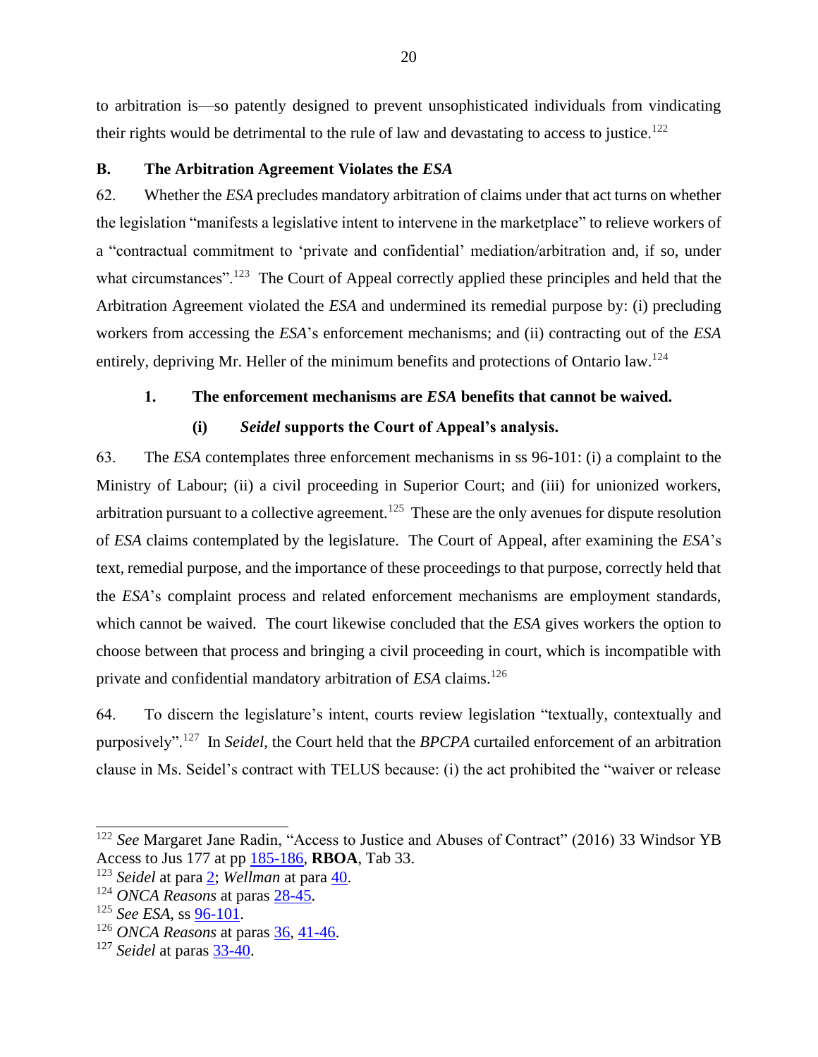to arbitration is—so patently designed to prevent unsophisticated individuals from vindicating their rights would be detrimental to the rule of law and devastating to access to justice.[122]

## B. The Arbitration Agreement Violates the *ESA*

62. Whether the *ESA* precludes mandatory arbitration of claims under that act turns on whether the legislation "manifests a legislative intent to intervene in the marketplace" to relieve workers of a "contractual commitment to 'private and confidential' mediation/arbitration and, if so, under what circumstances".[123] The Court of Appeal correctly applied these principles and held that the Arbitration Agreement violated the *ESA* and undermined its remedial purpose by: (i) precluding workers from accessing the *ESA*'s enforcement mechanisms; and (ii) contracting out of the *ESA* entirely, depriving Mr. Heller of the minimum benefits and protections of Ontario law.[124]

### 1. The enforcement mechanisms are *ESA* benefits that cannot be waived.

#### (i) *Seidel* supports the Court of Appeal's analysis.

63. The *ESA* contemplates three enforcement mechanisms in ss 96-101: (i) a complaint to the Ministry of Labour; (ii) a civil proceeding in Superior Court; and (iii) for unionized workers, arbitration pursuant to a collective agreement.[125] These are the only avenues for dispute resolution of *ESA* claims contemplated by the legislature. The Court of Appeal, after examining the *ESA*'s text, remedial purpose, and the importance of these proceedings to that purpose, correctly held that the *ESA*'s complaint process and related enforcement mechanisms are employment standards, which cannot be waived. The court likewise concluded that the *ESA* gives workers the option to choose between that process and bringing a civil proceeding in court, which is incompatible with private and confidential mandatory arbitration of *ESA* claims.[126]

64. To discern the legislature's intent, courts review legislation "textually, contextually and purposively".[127] In *Seidel*, the Court held that the *BPCPA* curtailed enforcement of an arbitration clause in Ms. Seidel's contract with TELUS because: (i) the act prohibited the "waiver or release

---

[122] *See* Margaret Jane Radin, "Access to Justice and Abuses of Contract" (2016) 33 Windsor YB Access to Jus 177 at pp 185-186, **RBOA**, Tab 33.

[123] *Seidel* at para 2; *Wellman* at para 40.

[124] *ONCA Reasons* at paras 28-45.

[125] *See ESA*, ss 96-101.

[126] *ONCA Reasons* at paras 36, 41-46.

[127] *Seidel* at paras 33-40.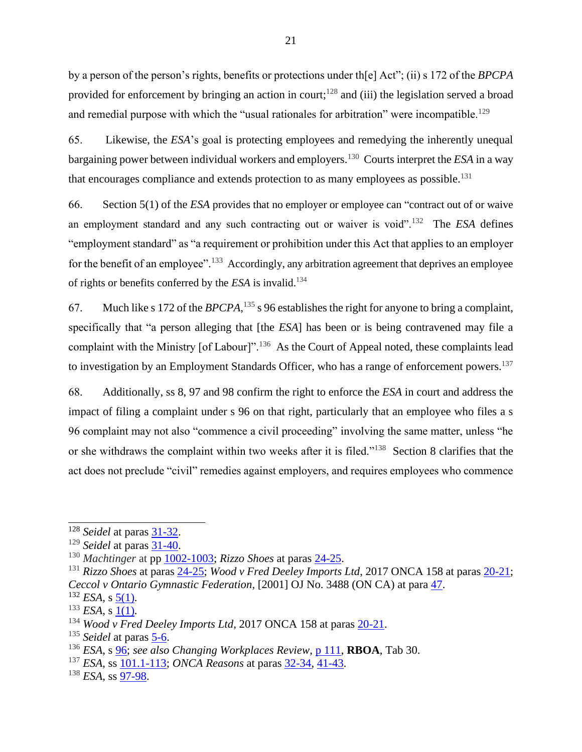by a person of the person's rights, benefits or protections under th[e] Act"; (ii) s 172 of the *BPCPA* provided for enforcement by bringing an action in court;[128] and (iii) the legislation served a broad and remedial purpose with which the "usual rationales for arbitration" were incompatible.[129]

65. Likewise, the *ESA*'s goal is protecting employees and remedying the inherently unequal bargaining power between individual workers and employers.[130] Courts interpret the *ESA* in a way that encourages compliance and extends protection to as many employees as possible.[131]

66. Section 5(1) of the *ESA* provides that no employer or employee can "contract out of or waive an employment standard and any such contracting out or waiver is void".[132] The *ESA* defines "employment standard" as "a requirement or prohibition under this Act that applies to an employer for the benefit of an employee".[133] Accordingly, any arbitration agreement that deprives an employee of rights or benefits conferred by the *ESA* is invalid.[134]

67. Much like s 172 of the *BPCPA*,[135] s 96 establishes the right for anyone to bring a complaint, specifically that "a person alleging that [the *ESA*] has been or is being contravened may file a complaint with the Ministry [of Labour]".[136] As the Court of Appeal noted, these complaints lead to investigation by an Employment Standards Officer, who has a range of enforcement powers.[137]

68. Additionally, ss 8, 97 and 98 confirm the right to enforce the *ESA* in court and address the impact of filing a complaint under s 96 on that right, particularly that an employee who files a s 96 complaint may not also "commence a civil proceeding" involving the same matter, unless "he or she withdraws the complaint within two weeks after it is filed."[138] Section 8 clarifies that the act does not preclude "civil" remedies against employers, and requires employees who commence

---

[128] *Seidel* at paras 31-32.

[129] *Seidel* at paras 31-40.

[130] *Machtinger* at pp 1002-1003; *Rizzo Shoes* at paras 24-25.

[131] *Rizzo Shoes* at paras 24-25; *Wood v Fred Deeley Imports Ltd*, 2017 ONCA 158 at paras 20-21; *Ceccol v Ontario Gymnastic Federation*, [2001] OJ No. 3488 (ON CA) at para 47.

[132] *ESA*, s 5(1).

[133] *ESA*, s 1(1).

[134] *Wood v Fred Deeley Imports Ltd*, 2017 ONCA 158 at paras 20-21.

[135] *Seidel* at paras 5-6.

[136] *ESA*, s 96; *see also Changing Workplaces Review*, p 111, **RBOA**, Tab 30.

[137] *ESA*, ss 101.1-113; *ONCA Reasons* at paras 32-34, 41-43.

[138] *ESA*, ss 97-98.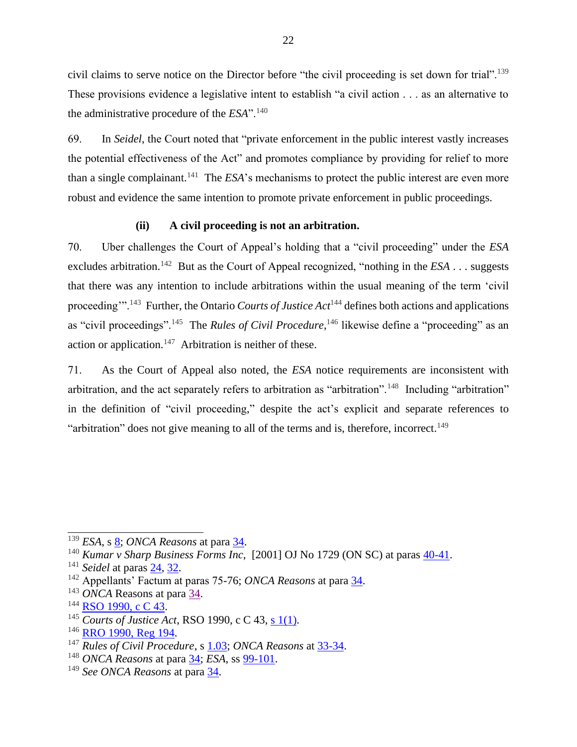civil claims to serve notice on the Director before "the civil proceeding is set down for trial".[139] These provisions evidence a legislative intent to establish "a civil action . . . as an alternative to the administrative procedure of the *ESA*".[140]

69. In *Seidel*, the Court noted that "private enforcement in the public interest vastly increases the potential effectiveness of the Act" and promotes compliance by providing for relief to more than a single complainant.[141] The *ESA*'s mechanisms to protect the public interest are even more robust and evidence the same intention to promote private enforcement in public proceedings.

### (ii) A civil proceeding is not an arbitration.

70. Uber challenges the Court of Appeal's holding that a "civil proceeding" under the *ESA* excludes arbitration.[142] But as the Court of Appeal recognized, "nothing in the *ESA* . . . suggests that there was any intention to include arbitrations within the usual meaning of the term 'civil proceeding'".[143] Further, the Ontario *Courts of Justice Act*[144] defines both actions and applications as "civil proceedings".[145] The *Rules of Civil Procedure*,[146] likewise define a "proceeding" as an action or application.[147] Arbitration is neither of these.

71. As the Court of Appeal also noted, the *ESA* notice requirements are inconsistent with arbitration, and the act separately refers to arbitration as "arbitration".[148] Including "arbitration" in the definition of "civil proceeding," despite the act's explicit and separate references to "arbitration" does not give meaning to all of the terms and is, therefore, incorrect.[149]

---

[139] *ESA*, s 8; *ONCA Reasons* at para 34.
[140] *Kumar v Sharp Business Forms Inc*, [2001] OJ No 1729 (ON SC) at paras 40-41.
[141] *Seidel* at paras 24, 32.
[142] Appellants' Factum at paras 75-76; *ONCA Reasons* at para 34.
[143] *ONCA* Reasons at para 34.
[144] RSO 1990, c C 43.
[145] *Courts of Justice Act*, RSO 1990, c C 43, s 1(1).
[146] RRO 1990, Reg 194.
[147] *Rules of Civil Procedure*, s 1.03; *ONCA Reasons* at 33-34.
[148] *ONCA Reasons* at para 34; *ESA*, ss 99-101.
[149] *See ONCA Reasons* at para 34.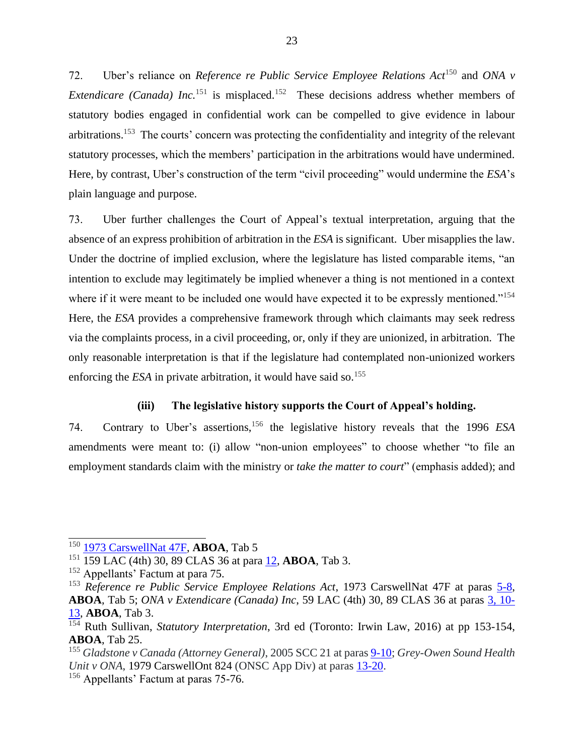72. Uber's reliance on *Reference re Public Service Employee Relations Act*[150] and *ONA v Extendicare (Canada) Inc.*[151] is misplaced.[152] These decisions address whether members of statutory bodies engaged in confidential work can be compelled to give evidence in labour arbitrations.[153] The courts' concern was protecting the confidentiality and integrity of the relevant statutory processes, which the members' participation in the arbitrations would have undermined. Here, by contrast, Uber's construction of the term "civil proceeding" would undermine the *ESA*'s plain language and purpose.

73. Uber further challenges the Court of Appeal's textual interpretation, arguing that the absence of an express prohibition of arbitration in the *ESA* is significant. Uber misapplies the law. Under the doctrine of implied exclusion, where the legislature has listed comparable items, "an intention to exclude may legitimately be implied whenever a thing is not mentioned in a context where if it were meant to be included one would have expected it to be expressly mentioned."[154] Here, the *ESA* provides a comprehensive framework through which claimants may seek redress via the complaints process, in a civil proceeding, or, only if they are unionized, in arbitration. The only reasonable interpretation is that if the legislature had contemplated non-unionized workers enforcing the *ESA* in private arbitration, it would have said so.[155]

### (iii) The legislative history supports the Court of Appeal's holding.

74. Contrary to Uber's assertions,[156] the legislative history reveals that the 1996 *ESA* amendments were meant to: (i) allow "non-union employees" to choose whether "to file an employment standards claim with the ministry or *take the matter to court*" (emphasis added); and

---

[150] 1973 CarswellNat 47F, **ABOA**, Tab 5

[151] 159 LAC (4th) 30, 89 CLAS 36 at para 12, **ABOA**, Tab 3.

[152] Appellants' Factum at para 75.

[153] *Reference re Public Service Employee Relations Act*, 1973 CarswellNat 47F at paras 5-8, **ABOA**, Tab 5; *ONA v Extendicare (Canada) Inc*, 59 LAC (4th) 30, 89 CLAS 36 at paras 3, 10-13, **ABOA**, Tab 3.

[154] Ruth Sullivan, *Statutory Interpretation*, 3rd ed (Toronto: Irwin Law, 2016) at pp 153-154, **ABOA**, Tab 25.

[155] *Gladstone v Canada (Attorney General)*, 2005 SCC 21 at paras 9-10; *Grey-Owen Sound Health Unit v ONA*, 1979 CarswellOnt 824 (ONSC App Div) at paras 13-20.

[156] Appellants' Factum at paras 75-76.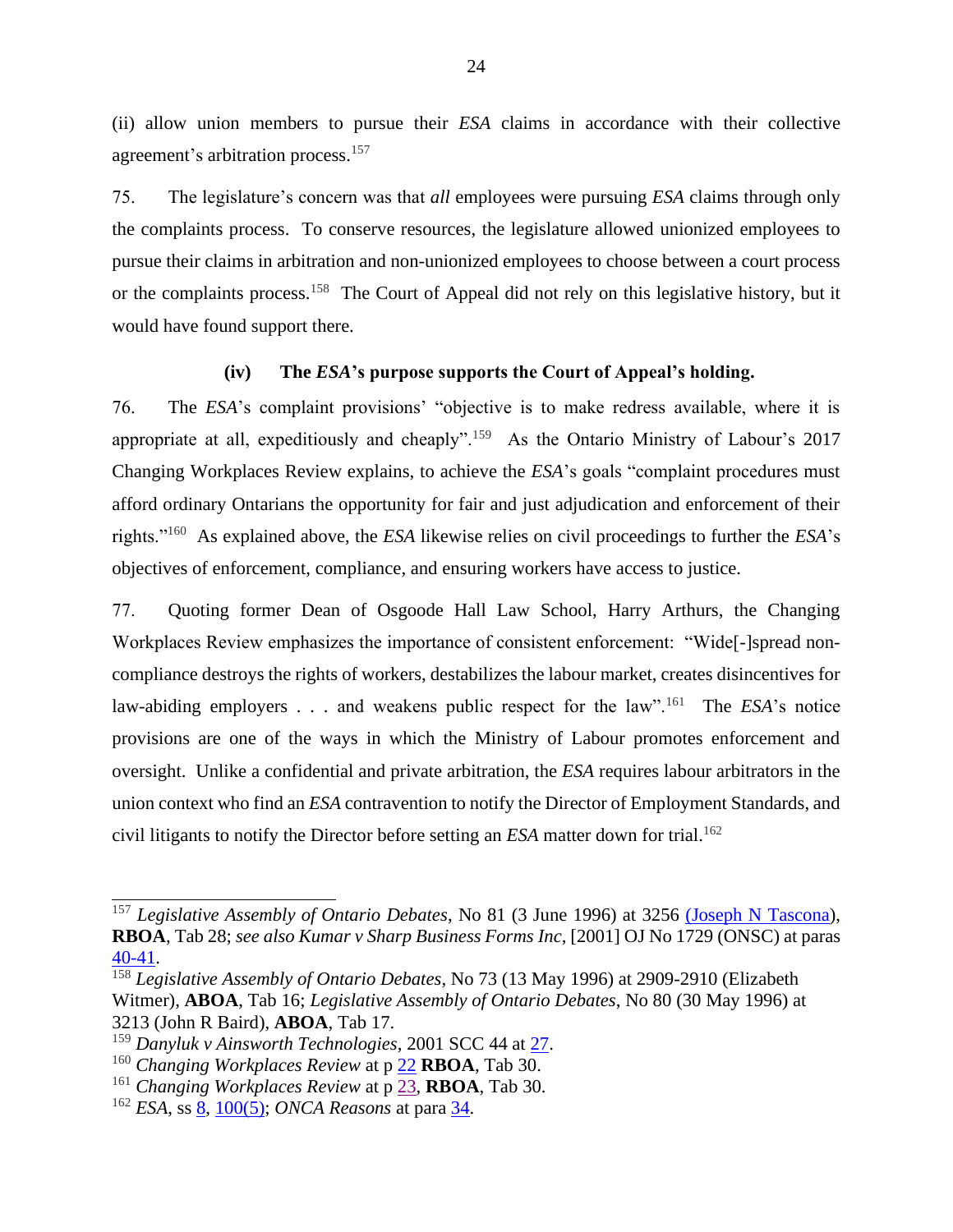(ii) allow union members to pursue their *ESA* claims in accordance with their collective agreement's arbitration process.[157]

75. The legislature's concern was that *all* employees were pursuing *ESA* claims through only the complaints process. To conserve resources, the legislature allowed unionized employees to pursue their claims in arbitration and non-unionized employees to choose between a court process or the complaints process.[158] The Court of Appeal did not rely on this legislative history, but it would have found support there.

#### (iv) The *ESA*'s purpose supports the Court of Appeal's holding.

76. The *ESA*'s complaint provisions' "objective is to make redress available, where it is appropriate at all, expeditiously and cheaply".[159] As the Ontario Ministry of Labour's 2017 Changing Workplaces Review explains, to achieve the *ESA*'s goals "complaint procedures must afford ordinary Ontarians the opportunity for fair and just adjudication and enforcement of their rights."[160] As explained above, the *ESA* likewise relies on civil proceedings to further the *ESA*'s objectives of enforcement, compliance, and ensuring workers have access to justice.

77. Quoting former Dean of Osgoode Hall Law School, Harry Arthurs, the Changing Workplaces Review emphasizes the importance of consistent enforcement: "Wide[-]spread non-compliance destroys the rights of workers, destabilizes the labour market, creates disincentives for law-abiding employers . . . and weakens public respect for the law".[161] The *ESA*'s notice provisions are one of the ways in which the Ministry of Labour promotes enforcement and oversight. Unlike a confidential and private arbitration, the *ESA* requires labour arbitrators in the union context who find an *ESA* contravention to notify the Director of Employment Standards, and civil litigants to notify the Director before setting an *ESA* matter down for trial.[162]

---

[157] *Legislative Assembly of Ontario Debates*, No 81 (3 June 1996) at 3256 (Joseph N Tascona), **RBOA**, Tab 28; *see also Kumar v Sharp Business Forms Inc*, [2001] OJ No 1729 (ONSC) at paras 40-41.

[158] *Legislative Assembly of Ontario Debates*, No 73 (13 May 1996) at 2909-2910 (Elizabeth Witmer), **ABOA**, Tab 16; *Legislative Assembly of Ontario Debates*, No 80 (30 May 1996) at 3213 (John R Baird), **ABOA**, Tab 17.

[159] *Danyluk v Ainsworth Technologies*, 2001 SCC 44 at 27.

[160] *Changing Workplaces Review* at p 22 **RBOA**, Tab 30.

[161] *Changing Workplaces Review* at p 23, **RBOA**, Tab 30.

[162] *ESA*, ss 8, 100(5); *ONCA Reasons* at para 34.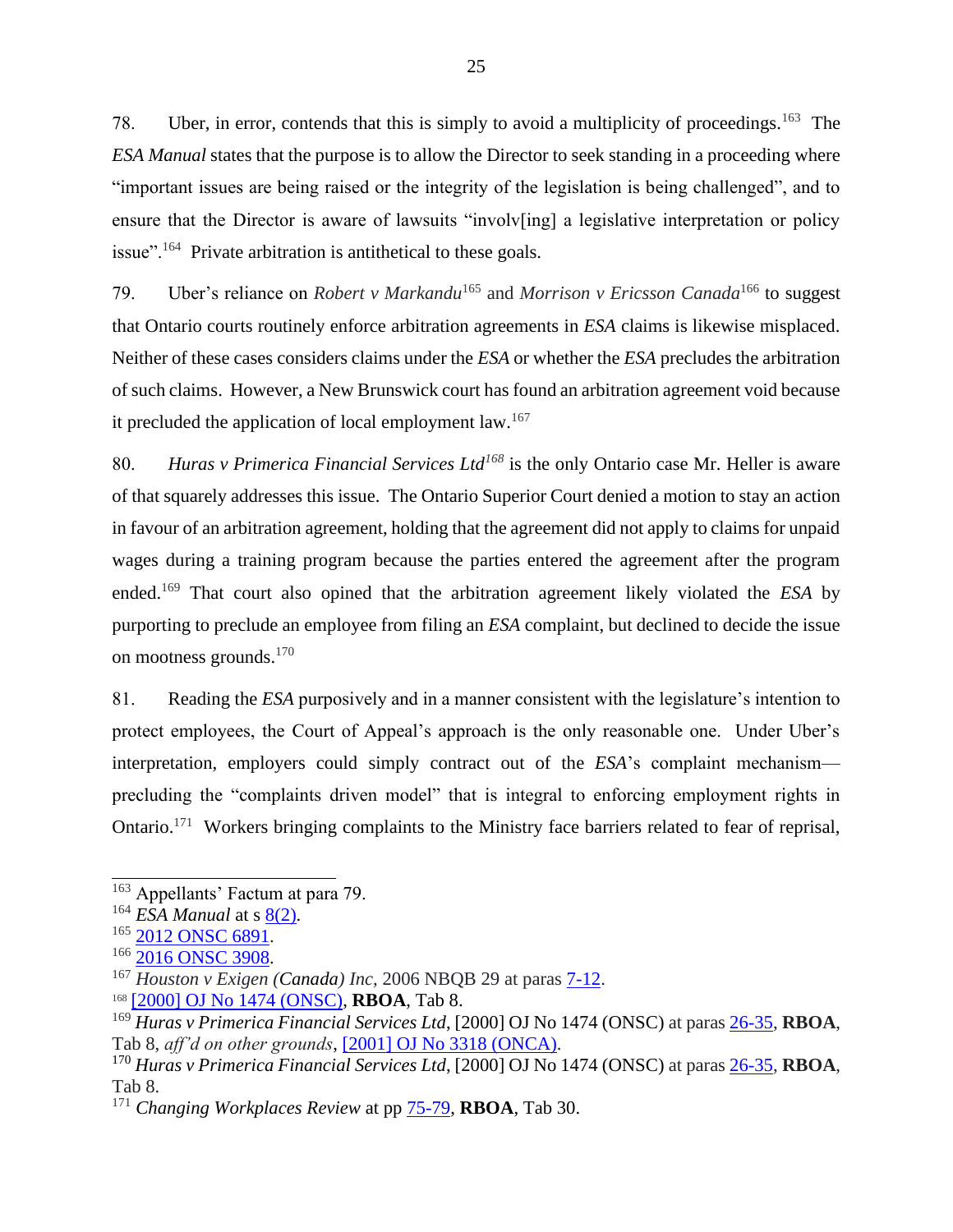78. Uber, in error, contends that this is simply to avoid a multiplicity of proceedings.[163] The *ESA Manual* states that the purpose is to allow the Director to seek standing in a proceeding where "important issues are being raised or the integrity of the legislation is being challenged", and to ensure that the Director is aware of lawsuits "involv[ing] a legislative interpretation or policy issue".[164] Private arbitration is antithetical to these goals.

79. Uber's reliance on *Robert v Markandu*[165] and *Morrison v Ericsson Canada*[166] to suggest that Ontario courts routinely enforce arbitration agreements in *ESA* claims is likewise misplaced. Neither of these cases considers claims under the *ESA* or whether the *ESA* precludes the arbitration of such claims. However, a New Brunswick court has found an arbitration agreement void because it precluded the application of local employment law.[167]

80. *Huras v Primerica Financial Services Ltd*[168] is the only Ontario case Mr. Heller is aware of that squarely addresses this issue. The Ontario Superior Court denied a motion to stay an action in favour of an arbitration agreement, holding that the agreement did not apply to claims for unpaid wages during a training program because the parties entered the agreement after the program ended.[169] That court also opined that the arbitration agreement likely violated the *ESA* by purporting to preclude an employee from filing an *ESA* complaint, but declined to decide the issue on mootness grounds.[170]

81. Reading the *ESA* purposively and in a manner consistent with the legislature's intention to protect employees, the Court of Appeal's approach is the only reasonable one. Under Uber's interpretation, employers could simply contract out of the *ESA*'s complaint mechanism—precluding the "complaints driven model" that is integral to enforcing employment rights in Ontario.[171] Workers bringing complaints to the Ministry face barriers related to fear of reprisal,

---

[163] Appellants' Factum at para 79.
[164] *ESA Manual* at s 8(2).
[165] 2012 ONSC 6891.
[166] 2016 ONSC 3908.
[167] *Houston v Exigen (Canada) Inc*, 2006 NBQB 29 at paras 7-12.
[168] [2000] OJ No 1474 (ONSC), **RBOA**, Tab 8.
[169] *Huras v Primerica Financial Services Ltd*, [2000] OJ No 1474 (ONSC) at paras 26-35, **RBOA**, Tab 8, *aff'd on other grounds*, [2001] OJ No 3318 (ONCA).
[170] *Huras v Primerica Financial Services Ltd*, [2000] OJ No 1474 (ONSC) at paras 26-35, **RBOA**, Tab 8.
[171] *Changing Workplaces Review* at pp 75-79, **RBOA**, Tab 30.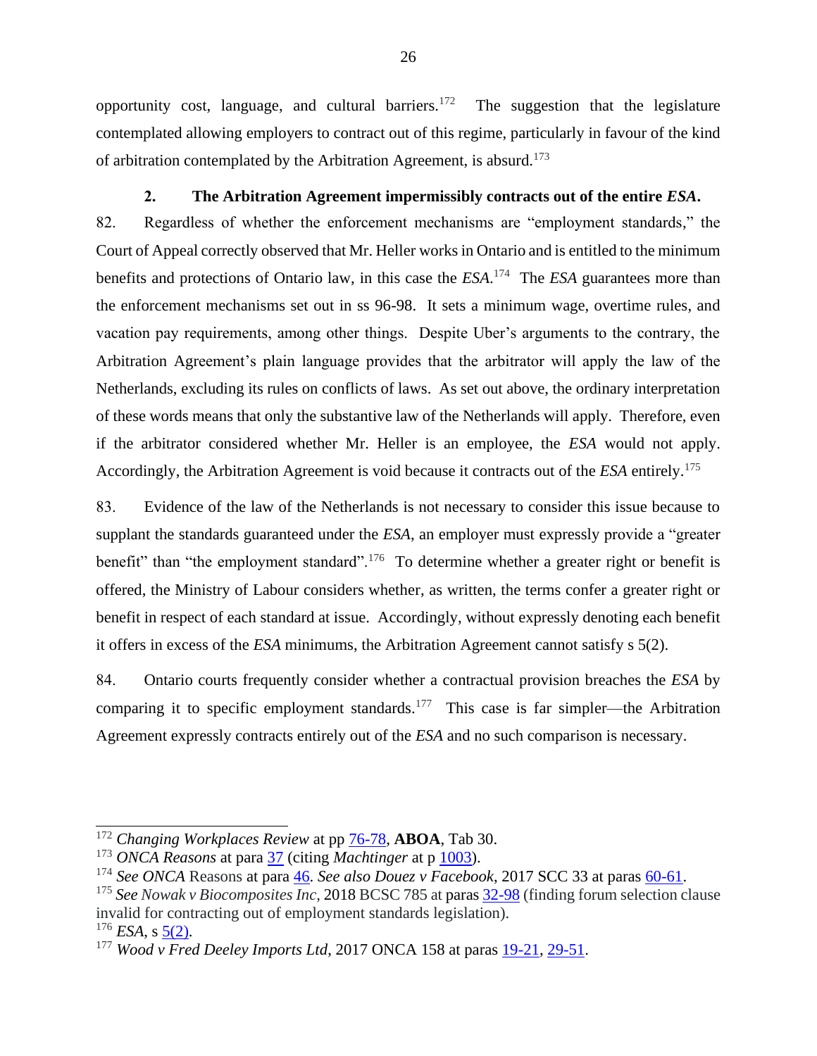opportunity cost, language, and cultural barriers.[172] The suggestion that the legislature contemplated allowing employers to contract out of this regime, particularly in favour of the kind of arbitration contemplated by the Arbitration Agreement, is absurd.[173]

### 2. The Arbitration Agreement impermissibly contracts out of the entire *ESA*.

82. Regardless of whether the enforcement mechanisms are "employment standards," the Court of Appeal correctly observed that Mr. Heller works in Ontario and is entitled to the minimum benefits and protections of Ontario law, in this case the *ESA*.[174] The *ESA* guarantees more than the enforcement mechanisms set out in ss 96-98. It sets a minimum wage, overtime rules, and vacation pay requirements, among other things. Despite Uber's arguments to the contrary, the Arbitration Agreement's plain language provides that the arbitrator will apply the law of the Netherlands, excluding its rules on conflicts of laws. As set out above, the ordinary interpretation of these words means that only the substantive law of the Netherlands will apply. Therefore, even if the arbitrator considered whether Mr. Heller is an employee, the *ESA* would not apply. Accordingly, the Arbitration Agreement is void because it contracts out of the *ESA* entirely.[175]

83. Evidence of the law of the Netherlands is not necessary to consider this issue because to supplant the standards guaranteed under the *ESA*, an employer must expressly provide a "greater benefit" than "the employment standard".[176] To determine whether a greater right or benefit is offered, the Ministry of Labour considers whether, as written, the terms confer a greater right or benefit in respect of each standard at issue. Accordingly, without expressly denoting each benefit it offers in excess of the *ESA* minimums, the Arbitration Agreement cannot satisfy s 5(2).

84. Ontario courts frequently consider whether a contractual provision breaches the *ESA* by comparing it to specific employment standards.[177] This case is far simpler—the Arbitration Agreement expressly contracts entirely out of the *ESA* and no such comparison is necessary.

---

[172] *Changing Workplaces Review* at pp 76-78, **ABOA**, Tab 30.

[173] *ONCA Reasons* at para 37 (citing *Machtinger* at p 1003).

[174] *See ONCA* Reasons at para 46. *See also Douez v Facebook*, 2017 SCC 33 at paras 60-61.

[175] *See Nowak v Biocomposites Inc*, 2018 BCSC 785 at paras 32-98 (finding forum selection clause invalid for contracting out of employment standards legislation).

[176] *ESA*, s 5(2).

[177] *Wood v Fred Deeley Imports Ltd*, 2017 ONCA 158 at paras 19-21, 29-51.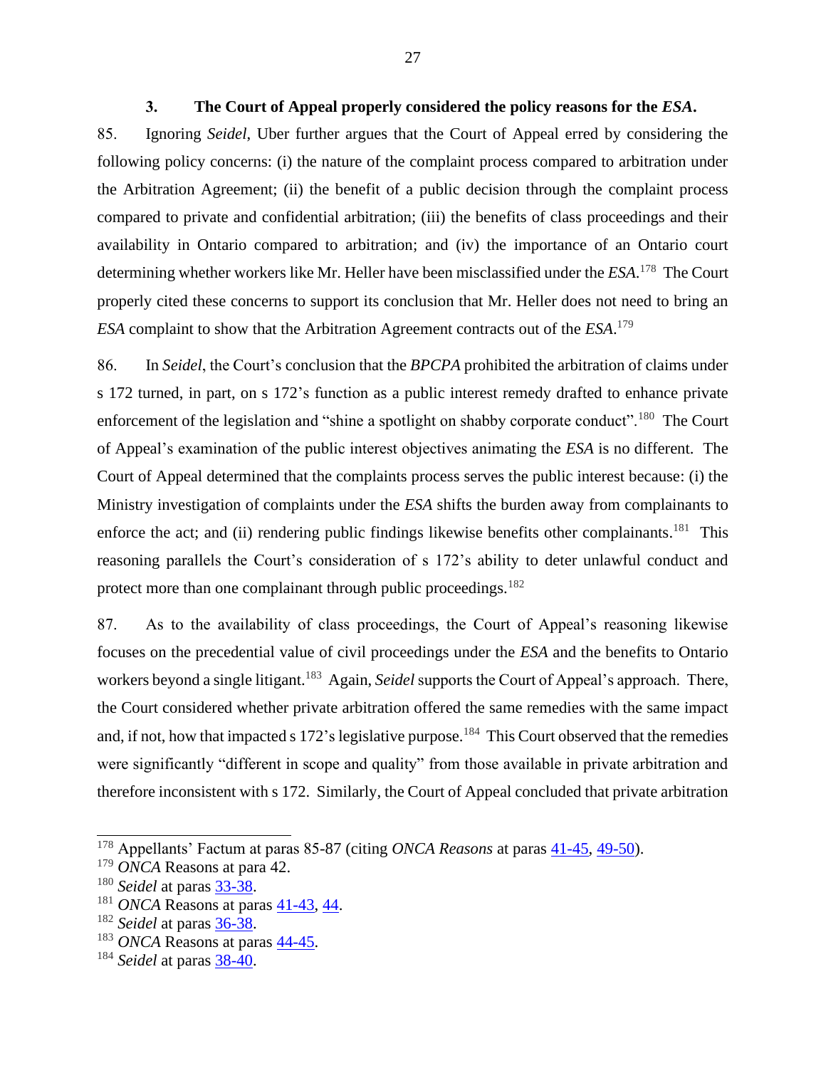### 3. The Court of Appeal properly considered the policy reasons for the *ESA*.

85. Ignoring *Seidel*, Uber further argues that the Court of Appeal erred by considering the following policy concerns: (i) the nature of the complaint process compared to arbitration under the Arbitration Agreement; (ii) the benefit of a public decision through the complaint process compared to private and confidential arbitration; (iii) the benefits of class proceedings and their availability in Ontario compared to arbitration; and (iv) the importance of an Ontario court determining whether workers like Mr. Heller have been misclassified under the *ESA*.[178] The Court properly cited these concerns to support its conclusion that Mr. Heller does not need to bring an *ESA* complaint to show that the Arbitration Agreement contracts out of the *ESA*.[179]

86. In *Seidel*, the Court's conclusion that the *BPCPA* prohibited the arbitration of claims under s 172 turned, in part, on s 172's function as a public interest remedy drafted to enhance private enforcement of the legislation and "shine a spotlight on shabby corporate conduct".[180] The Court of Appeal's examination of the public interest objectives animating the *ESA* is no different. The Court of Appeal determined that the complaints process serves the public interest because: (i) the Ministry investigation of complaints under the *ESA* shifts the burden away from complainants to enforce the act; and (ii) rendering public findings likewise benefits other complainants.[181] This reasoning parallels the Court's consideration of s 172's ability to deter unlawful conduct and protect more than one complainant through public proceedings.[182]

87. As to the availability of class proceedings, the Court of Appeal's reasoning likewise focuses on the precedential value of civil proceedings under the *ESA* and the benefits to Ontario workers beyond a single litigant.[183] Again, *Seidel* supports the Court of Appeal's approach. There, the Court considered whether private arbitration offered the same remedies with the same impact and, if not, how that impacted s 172's legislative purpose.[184] This Court observed that the remedies were significantly "different in scope and quality" from those available in private arbitration and therefore inconsistent with s 172. Similarly, the Court of Appeal concluded that private arbitration

---

[178] Appellants' Factum at paras 85-87 (citing *ONCA Reasons* at paras 41-45, 49-50).
[179] *ONCA* Reasons at para 42.
[180] *Seidel* at paras 33-38.
[181] *ONCA* Reasons at paras 41-43, 44.
[182] *Seidel* at paras 36-38.
[183] *ONCA* Reasons at paras 44-45.
[184] *Seidel* at paras 38-40.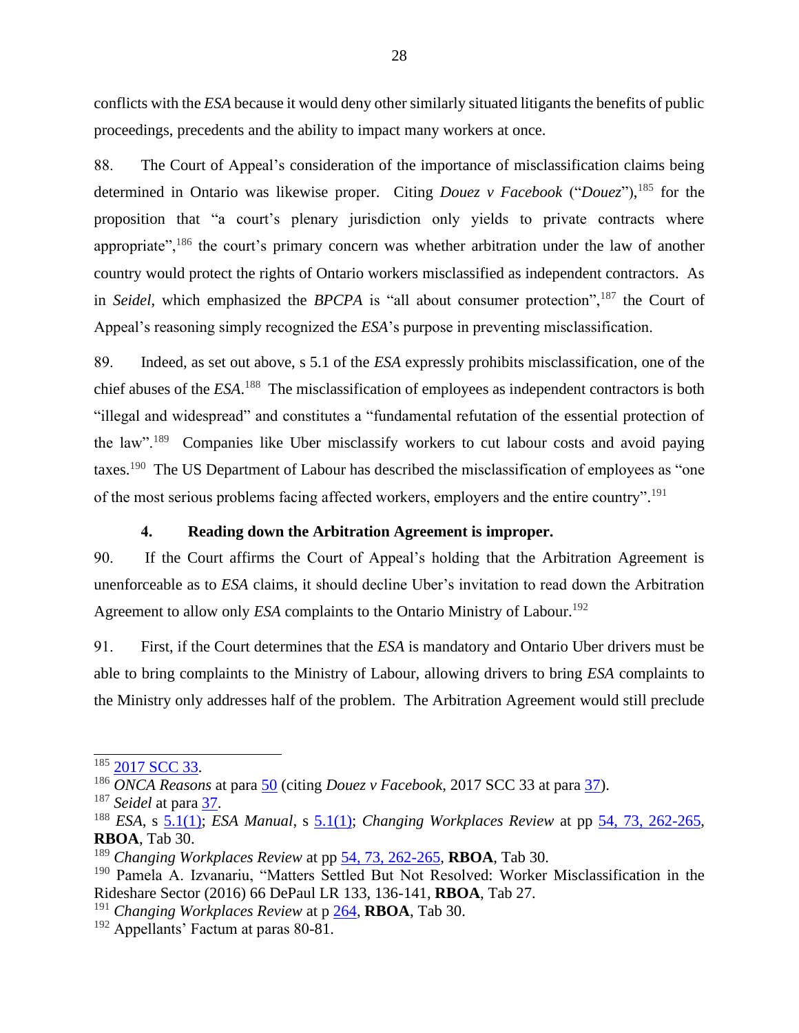conflicts with the *ESA* because it would deny other similarly situated litigants the benefits of public proceedings, precedents and the ability to impact many workers at once.

88. The Court of Appeal's consideration of the importance of misclassification claims being determined in Ontario was likewise proper. Citing *Douez v Facebook* ("*Douez*"),[185] for the proposition that "a court's plenary jurisdiction only yields to private contracts where appropriate",[186] the court's primary concern was whether arbitration under the law of another country would protect the rights of Ontario workers misclassified as independent contractors. As in *Seidel*, which emphasized the *BPCPA* is "all about consumer protection",[187] the Court of Appeal's reasoning simply recognized the *ESA*'s purpose in preventing misclassification.

89. Indeed, as set out above, s 5.1 of the *ESA* expressly prohibits misclassification, one of the chief abuses of the *ESA*.[188] The misclassification of employees as independent contractors is both "illegal and widespread" and constitutes a "fundamental refutation of the essential protection of the law".[189] Companies like Uber misclassify workers to cut labour costs and avoid paying taxes.[190] The US Department of Labour has described the misclassification of employees as "one of the most serious problems facing affected workers, employers and the entire country".[191]

#### 4. Reading down the Arbitration Agreement is improper.

90. If the Court affirms the Court of Appeal's holding that the Arbitration Agreement is unenforceable as to *ESA* claims, it should decline Uber's invitation to read down the Arbitration Agreement to allow only *ESA* complaints to the Ontario Ministry of Labour.[192]

91. First, if the Court determines that the *ESA* is mandatory and Ontario Uber drivers must be able to bring complaints to the Ministry of Labour, allowing drivers to bring *ESA* complaints to the Ministry only addresses half of the problem. The Arbitration Agreement would still preclude

---

[185] 2017 SCC 33.

[186] *ONCA Reasons* at para 50 (citing *Douez v Facebook*, 2017 SCC 33 at para 37).

[187] *Seidel* at para 37.

[188] *ESA*, s 5.1(1); *ESA Manual*, s 5.1(1); *Changing Workplaces Review* at pp 54, 73, 262-265, **RBOA**, Tab 30.

[189] *Changing Workplaces Review* at pp 54, 73, 262-265, **RBOA**, Tab 30.

[190] Pamela A. Izvanariu, "Matters Settled But Not Resolved: Worker Misclassification in the Rideshare Sector (2016) 66 DePaul LR 133, 136-141, **RBOA**, Tab 27.

[191] *Changing Workplaces Review* at p 264, **RBOA**, Tab 30.

[192] Appellants' Factum at paras 80-81.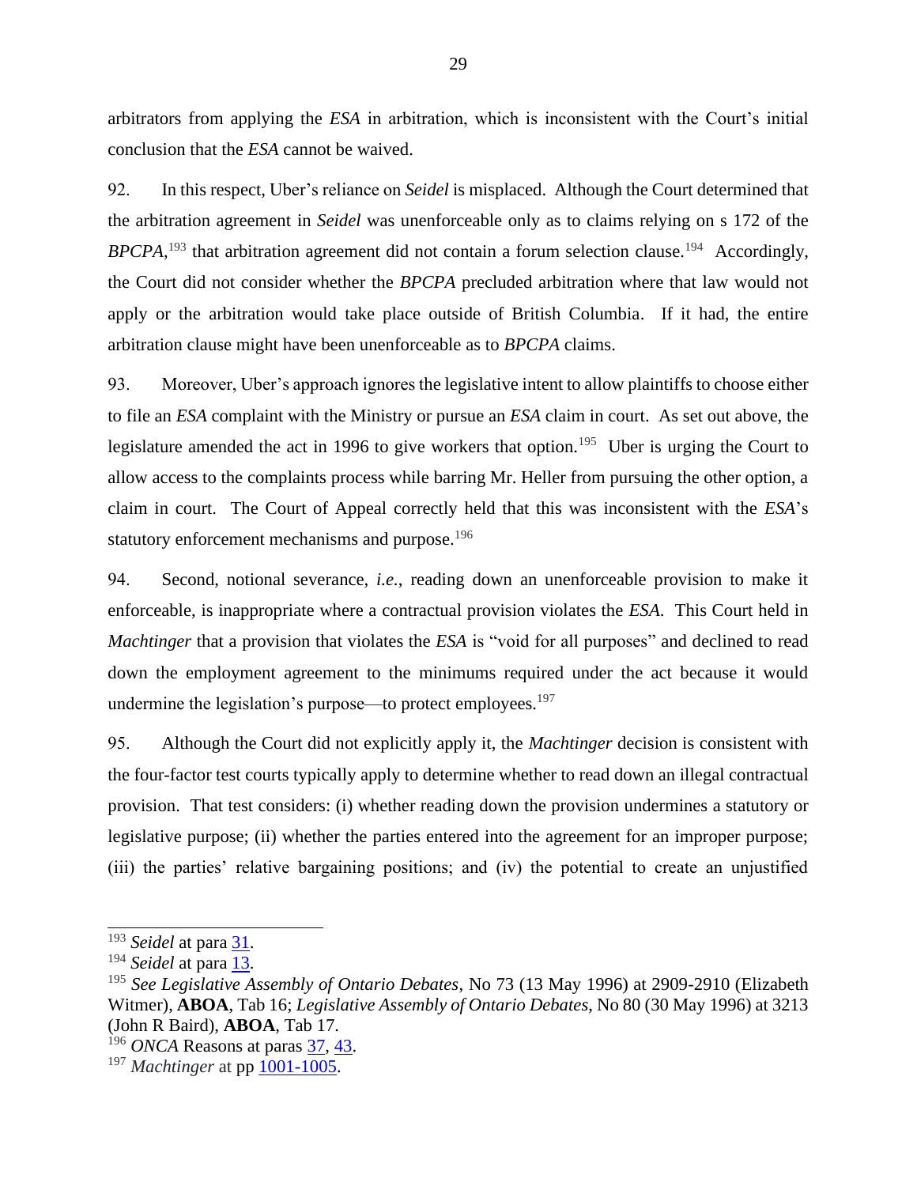arbitrators from applying the *ESA* in arbitration, which is inconsistent with the Court's initial conclusion that the *ESA* cannot be waived.

92. In this respect, Uber's reliance on *Seidel* is misplaced. Although the Court determined that the arbitration agreement in *Seidel* was unenforceable only as to claims relying on s 172 of the *BPCPA*,[193] that arbitration agreement did not contain a forum selection clause.[194] Accordingly, the Court did not consider whether the *BPCPA* precluded arbitration where that law would not apply or the arbitration would take place outside of British Columbia. If it had, the entire arbitration clause might have been unenforceable as to *BPCPA* claims.

93. Moreover, Uber's approach ignores the legislative intent to allow plaintiffs to choose either to file an *ESA* complaint with the Ministry or pursue an *ESA* claim in court. As set out above, the legislature amended the act in 1996 to give workers that option.[195] Uber is urging the Court to allow access to the complaints process while barring Mr. Heller from pursuing the other option, a claim in court. The Court of Appeal correctly held that this was inconsistent with the *ESA*'s statutory enforcement mechanisms and purpose.[196]

94. Second, notional severance, *i.e.*, reading down an unenforceable provision to make it enforceable, is inappropriate where a contractual provision violates the *ESA*. This Court held in *Machtinger* that a provision that violates the *ESA* is "void for all purposes" and declined to read down the employment agreement to the minimums required under the act because it would undermine the legislation's purpose—to protect employees.[197]

95. Although the Court did not explicitly apply it, the *Machtinger* decision is consistent with the four-factor test courts typically apply to determine whether to read down an illegal contractual provision. That test considers: (i) whether reading down the provision undermines a statutory or legislative purpose; (ii) whether the parties entered into the agreement for an improper purpose; (iii) the parties' relative bargaining positions; and (iv) the potential to create an unjustified

---

[193] *Seidel* at para 31.

[194] *Seidel* at para 13.

[195] *See Legislative Assembly of Ontario Debates*, No 73 (13 May 1996) at 2909-2910 (Elizabeth Witmer), **ABOA**, Tab 16; *Legislative Assembly of Ontario Debates*, No 80 (30 May 1996) at 3213 (John R Baird), **ABOA**, Tab 17.

[196] *ONCA* Reasons at paras 37, 43.

[197] *Machtinger* at pp 1001-1005.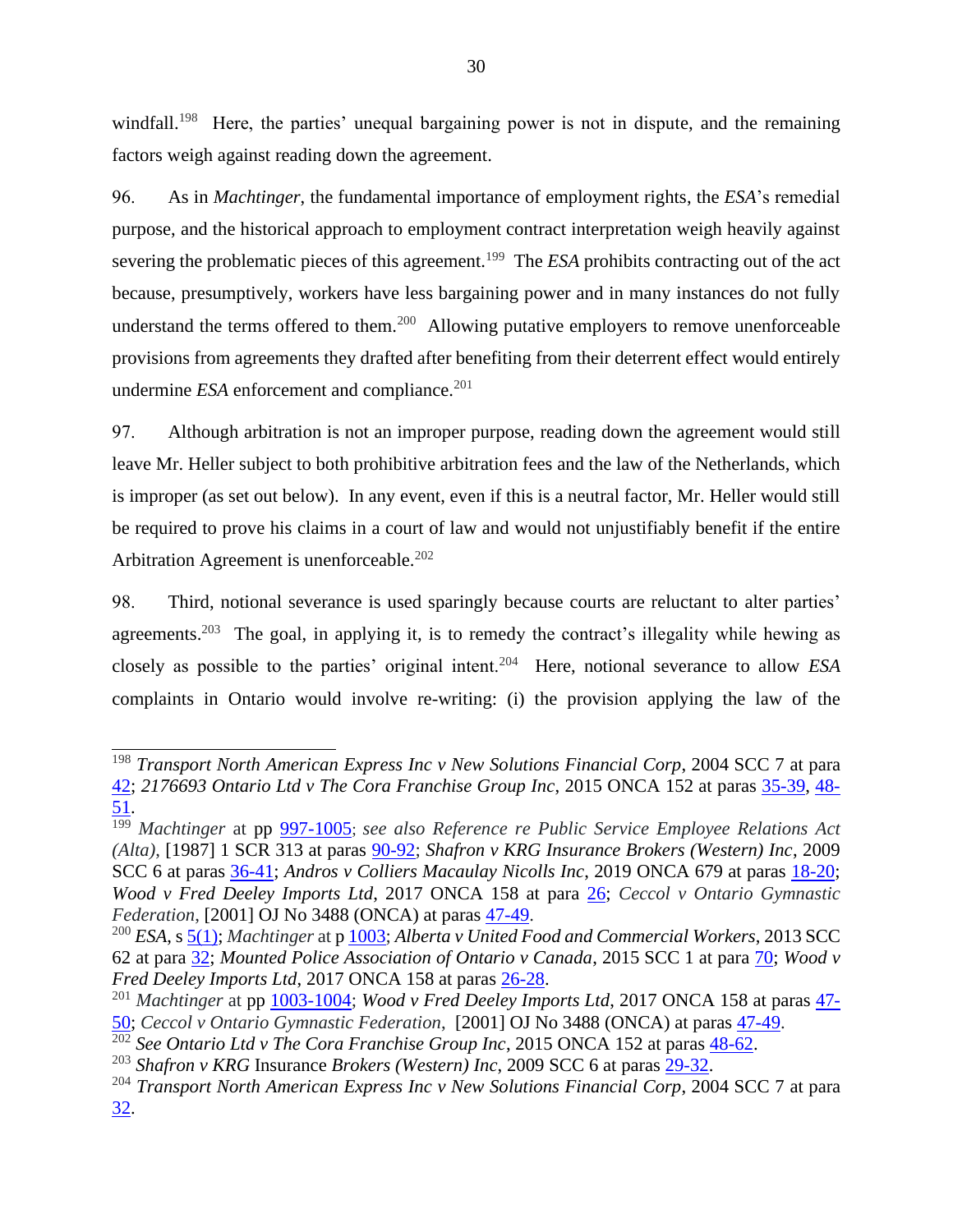windfall.[198] Here, the parties' unequal bargaining power is not in dispute, and the remaining factors weigh against reading down the agreement.

96. As in *Machtinger*, the fundamental importance of employment rights, the *ESA*'s remedial purpose, and the historical approach to employment contract interpretation weigh heavily against severing the problematic pieces of this agreement.[199] The *ESA* prohibits contracting out of the act because, presumptively, workers have less bargaining power and in many instances do not fully understand the terms offered to them.[200] Allowing putative employers to remove unenforceable provisions from agreements they drafted after benefiting from their deterrent effect would entirely undermine *ESA* enforcement and compliance.[201]

97. Although arbitration is not an improper purpose, reading down the agreement would still leave Mr. Heller subject to both prohibitive arbitration fees and the law of the Netherlands, which is improper (as set out below). In any event, even if this is a neutral factor, Mr. Heller would still be required to prove his claims in a court of law and would not unjustifiably benefit if the entire Arbitration Agreement is unenforceable.[202]

98. Third, notional severance is used sparingly because courts are reluctant to alter parties' agreements.[203] The goal, in applying it, is to remedy the contract's illegality while hewing as closely as possible to the parties' original intent.[204] Here, notional severance to allow *ESA* complaints in Ontario would involve re-writing: (i) the provision applying the law of the

---

[198] *Transport North American Express Inc v New Solutions Financial Corp*, 2004 SCC 7 at para 42; *2176693 Ontario Ltd v The Cora Franchise Group Inc*, 2015 ONCA 152 at paras 35-39, 48-51.

[199] *Machtinger* at pp 997-1005; *see also Reference re Public Service Employee Relations Act (Alta)*, [1987] 1 SCR 313 at paras 90-92; *Shafron v KRG Insurance Brokers (Western) Inc*, 2009 SCC 6 at paras 36-41; *Andros v Colliers Macaulay Nicolls Inc*, 2019 ONCA 679 at paras 18-20; *Wood v Fred Deeley Imports Ltd*, 2017 ONCA 158 at para 26; *Ceccol v Ontario Gymnastic Federation*, [2001] OJ No 3488 (ONCA) at paras 47-49.

[200] *ESA*, s 5(1); *Machtinger* at p 1003; *Alberta v United Food and Commercial Workers*, 2013 SCC 62 at para 32; *Mounted Police Association of Ontario v Canada*, 2015 SCC 1 at para 70; *Wood v Fred Deeley Imports Ltd*, 2017 ONCA 158 at paras 26-28.

[201] *Machtinger* at pp 1003-1004; *Wood v Fred Deeley Imports Ltd*, 2017 ONCA 158 at paras 47-50; *Ceccol v Ontario Gymnastic Federation*, [2001] OJ No 3488 (ONCA) at paras 47-49.

[202] *See Ontario Ltd v The Cora Franchise Group Inc*, 2015 ONCA 152 at paras 48-62.

[203] *Shafron v KRG* Insurance *Brokers (Western) Inc*, 2009 SCC 6 at paras 29-32.

[204] *Transport North American Express Inc v New Solutions Financial Corp*, 2004 SCC 7 at para 32.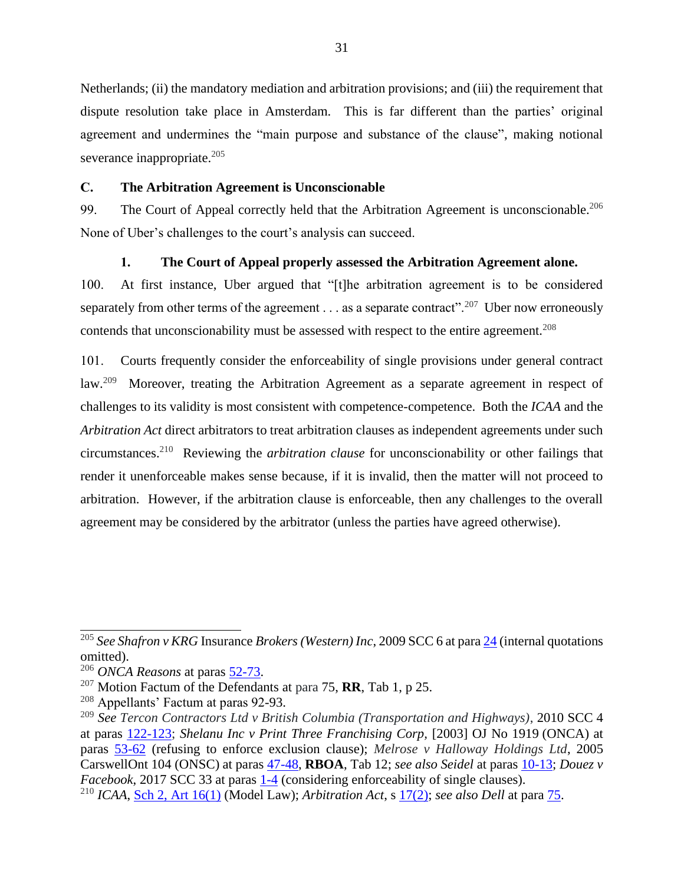Netherlands; (ii) the mandatory mediation and arbitration provisions; and (iii) the requirement that dispute resolution take place in Amsterdam. This is far different than the parties' original agreement and undermines the "main purpose and substance of the clause", making notional severance inappropriate.[205]

### C. The Arbitration Agreement is Unconscionable

99. The Court of Appeal correctly held that the Arbitration Agreement is unconscionable.[206] None of Uber's challenges to the court's analysis can succeed.

#### 1. The Court of Appeal properly assessed the Arbitration Agreement alone.

100. At first instance, Uber argued that "[t]he arbitration agreement is to be considered separately from other terms of the agreement . . . as a separate contract".[207] Uber now erroneously contends that unconscionability must be assessed with respect to the entire agreement.[208]

101. Courts frequently consider the enforceability of single provisions under general contract law.[209] Moreover, treating the Arbitration Agreement as a separate agreement in respect of challenges to its validity is most consistent with competence-competence. Both the *ICAA* and the *Arbitration Act* direct arbitrators to treat arbitration clauses as independent agreements under such circumstances.[210] Reviewing the *arbitration clause* for unconscionability or other failings that render it unenforceable makes sense because, if it is invalid, then the matter will not proceed to arbitration. However, if the arbitration clause is enforceable, then any challenges to the overall agreement may be considered by the arbitrator (unless the parties have agreed otherwise).

---

[205] *See Shafron v KRG* Insurance *Brokers (Western) Inc*, 2009 SCC 6 at para 24 (internal quotations omitted).

[206] *ONCA Reasons* at paras 52-73.

[207] Motion Factum of the Defendants at para 75, **RR**, Tab 1, p 25.

[208] Appellants' Factum at paras 92-93.

[209] *See Tercon Contractors Ltd v British Columbia (Transportation and Highways)*, 2010 SCC 4 at paras 122-123; *Shelanu Inc v Print Three Franchising Corp*, [2003] OJ No 1919 (ONCA) at paras 53-62 (refusing to enforce exclusion clause); *Melrose v Halloway Holdings Ltd*, 2005 CarswellOnt 104 (ONSC) at paras 47-48, **RBOA**, Tab 12; *see also Seidel* at paras 10-13; *Douez v Facebook*, 2017 SCC 33 at paras 1-4 (considering enforceability of single clauses).

[210] *ICAA*, Sch 2, Art 16(1) (Model Law); *Arbitration Act*, s 17(2); *see also Dell* at para 75.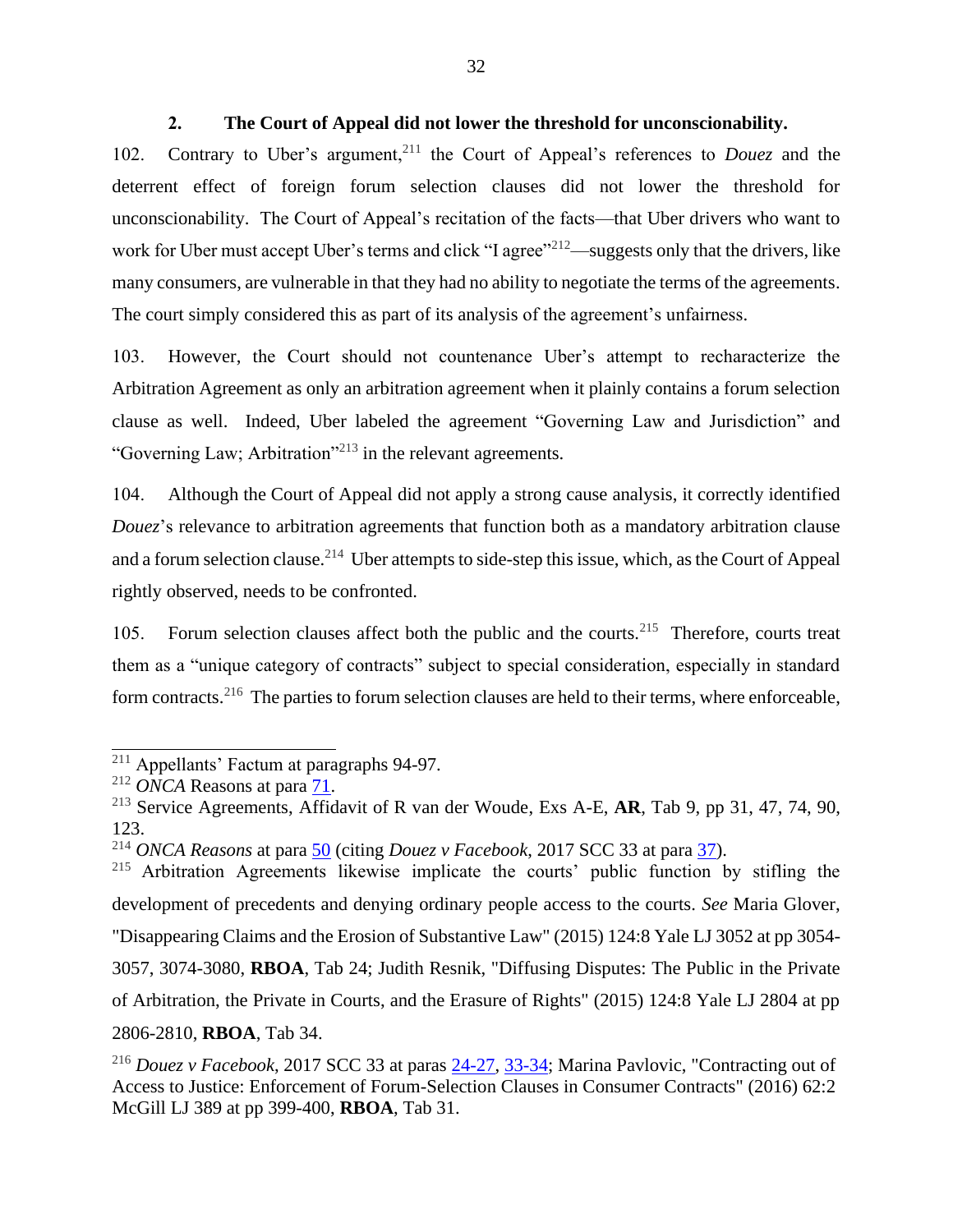### 2. The Court of Appeal did not lower the threshold for unconscionability.

102. Contrary to Uber's argument,[211] the Court of Appeal's references to *Douez* and the deterrent effect of foreign forum selection clauses did not lower the threshold for unconscionability. The Court of Appeal's recitation of the facts—that Uber drivers who want to work for Uber must accept Uber's terms and click "I agree"[212]—suggests only that the drivers, like many consumers, are vulnerable in that they had no ability to negotiate the terms of the agreements. The court simply considered this as part of its analysis of the agreement's unfairness.

103. However, the Court should not countenance Uber's attempt to recharacterize the Arbitration Agreement as only an arbitration agreement when it plainly contains a forum selection clause as well. Indeed, Uber labeled the agreement "Governing Law and Jurisdiction" and "Governing Law; Arbitration"[213] in the relevant agreements.

104. Although the Court of Appeal did not apply a strong cause analysis, it correctly identified *Douez*'s relevance to arbitration agreements that function both as a mandatory arbitration clause and a forum selection clause.[214] Uber attempts to side-step this issue, which, as the Court of Appeal rightly observed, needs to be confronted.

105. Forum selection clauses affect both the public and the courts.[215] Therefore, courts treat them as a "unique category of contracts" subject to special consideration, especially in standard form contracts.[216] The parties to forum selection clauses are held to their terms, where enforceable,

---

[211] Appellants' Factum at paragraphs 94-97.

[212] *ONCA* Reasons at para 71.

[213] Service Agreements, Affidavit of R van der Woude, Exs A-E, **AR**, Tab 9, pp 31, 47, 74, 90, 123.

[214] *ONCA Reasons* at para 50 (citing *Douez v Facebook*, 2017 SCC 33 at para 37).

[215] Arbitration Agreements likewise implicate the courts' public function by stifling the development of precedents and denying ordinary people access to the courts. *See* Maria Glover, "Disappearing Claims and the Erosion of Substantive Law" (2015) 124:8 Yale LJ 3052 at pp 3054-3057, 3074-3080, **RBOA**, Tab 24; Judith Resnik, "Diffusing Disputes: The Public in the Private of Arbitration, the Private in Courts, and the Erasure of Rights" (2015) 124:8 Yale LJ 2804 at pp 2806-2810, **RBOA**, Tab 34.

[216] *Douez v Facebook*, 2017 SCC 33 at paras 24-27, 33-34; Marina Pavlovic, "Contracting out of Access to Justice: Enforcement of Forum-Selection Clauses in Consumer Contracts" (2016) 62:2 McGill LJ 389 at pp 399-400, **RBOA**, Tab 31.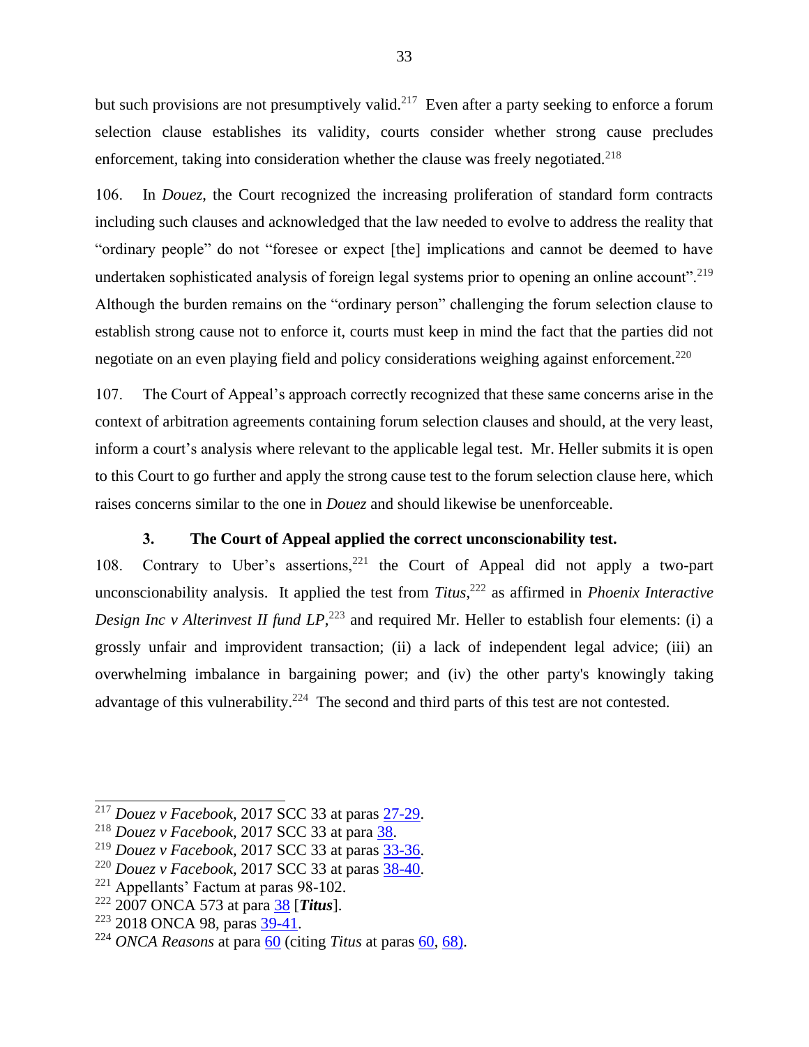but such provisions are not presumptively valid.[217] Even after a party seeking to enforce a forum selection clause establishes its validity, courts consider whether strong cause precludes enforcement, taking into consideration whether the clause was freely negotiated.[218]

106. In *Douez*, the Court recognized the increasing proliferation of standard form contracts including such clauses and acknowledged that the law needed to evolve to address the reality that "ordinary people" do not "foresee or expect [the] implications and cannot be deemed to have undertaken sophisticated analysis of foreign legal systems prior to opening an online account".[219] Although the burden remains on the "ordinary person" challenging the forum selection clause to establish strong cause not to enforce it, courts must keep in mind the fact that the parties did not negotiate on an even playing field and policy considerations weighing against enforcement.[220]

107. The Court of Appeal's approach correctly recognized that these same concerns arise in the context of arbitration agreements containing forum selection clauses and should, at the very least, inform a court's analysis where relevant to the applicable legal test. Mr. Heller submits it is open to this Court to go further and apply the strong cause test to the forum selection clause here, which raises concerns similar to the one in *Douez* and should likewise be unenforceable.

### 3. The Court of Appeal applied the correct unconscionability test.

108. Contrary to Uber's assertions,[221] the Court of Appeal did not apply a two-part unconscionability analysis. It applied the test from *Titus*,[222] as affirmed in *Phoenix Interactive Design Inc v Alterinvest II fund LP*,[223] and required Mr. Heller to establish four elements: (i) a grossly unfair and improvident transaction; (ii) a lack of independent legal advice; (iii) an overwhelming imbalance in bargaining power; and (iv) the other party's knowingly taking advantage of this vulnerability.[224] The second and third parts of this test are not contested.

---

[217] *Douez v Facebook*, 2017 SCC 33 at paras 27-29.

[218] *Douez v Facebook*, 2017 SCC 33 at para 38.

[219] *Douez v Facebook*, 2017 SCC 33 at paras 33-36.

[220] *Douez v Facebook*, 2017 SCC 33 at paras 38-40.

[221] Appellants' Factum at paras 98-102.

[222] 2007 ONCA 573 at para 38 [***Titus***].

[223] 2018 ONCA 98, paras 39-41.

[224] *ONCA Reasons* at para 60 (citing *Titus* at paras 60, 68).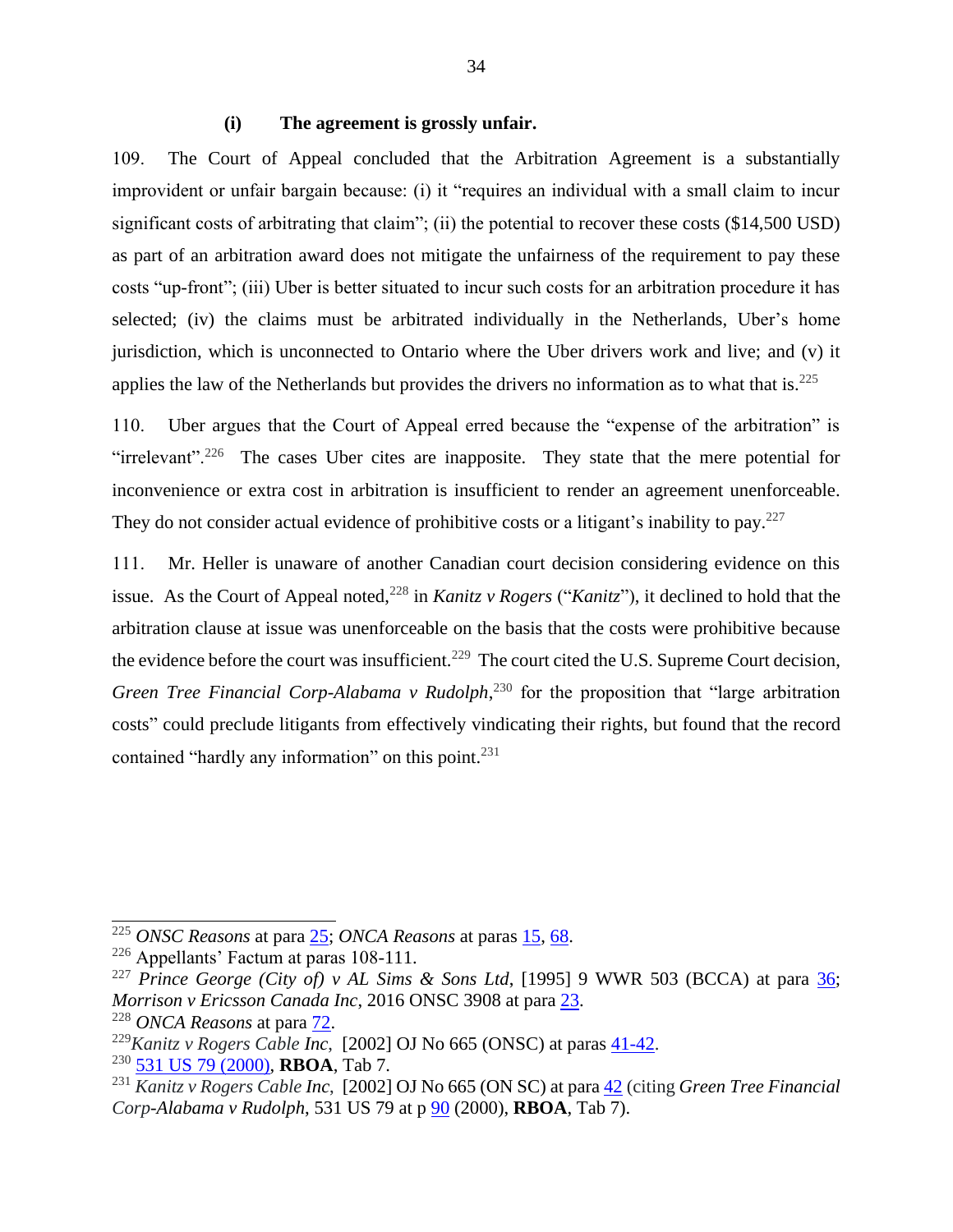#### (i) The agreement is grossly unfair.

109. The Court of Appeal concluded that the Arbitration Agreement is a substantially improvident or unfair bargain because: (i) it "requires an individual with a small claim to incur significant costs of arbitrating that claim"; (ii) the potential to recover these costs ($14,500 USD) as part of an arbitration award does not mitigate the unfairness of the requirement to pay these costs "up-front"; (iii) Uber is better situated to incur such costs for an arbitration procedure it has selected; (iv) the claims must be arbitrated individually in the Netherlands, Uber's home jurisdiction, which is unconnected to Ontario where the Uber drivers work and live; and (v) it applies the law of the Netherlands but provides the drivers no information as to what that is.[225]

110. Uber argues that the Court of Appeal erred because the "expense of the arbitration" is "irrelevant".[226] The cases Uber cites are inapposite. They state that the mere potential for inconvenience or extra cost in arbitration is insufficient to render an agreement unenforceable. They do not consider actual evidence of prohibitive costs or a litigant's inability to pay.[227]

111. Mr. Heller is unaware of another Canadian court decision considering evidence on this issue. As the Court of Appeal noted,[228] in *Kanitz v Rogers* ("*Kanitz*"), it declined to hold that the arbitration clause at issue was unenforceable on the basis that the costs were prohibitive because the evidence before the court was insufficient.[229] The court cited the U.S. Supreme Court decision, *Green Tree Financial Corp-Alabama v Rudolph*,[230] for the proposition that "large arbitration costs" could preclude litigants from effectively vindicating their rights, but found that the record contained "hardly any information" on this point.[231]

---

[225] *ONSC Reasons* at para 25; *ONCA Reasons* at paras 15, 68.

[226] Appellants' Factum at paras 108-111.

[227] *Prince George (City of) v AL Sims & Sons Ltd*, [1995] 9 WWR 503 (BCCA) at para 36; *Morrison v Ericsson Canada Inc*, 2016 ONSC 3908 at para 23.

[228] *ONCA Reasons* at para 72.

[229] *Kanitz v Rogers Cable Inc*, [2002] OJ No 665 (ONSC) at paras 41-42.

[230] 531 US 79 (2000), **RBOA**, Tab 7.

[231] *Kanitz v Rogers Cable Inc*, [2002] OJ No 665 (ON SC) at para 42 (citing *Green Tree Financial Corp-Alabama v Rudolph*, 531 US 79 at p 90 (2000), **RBOA**, Tab 7).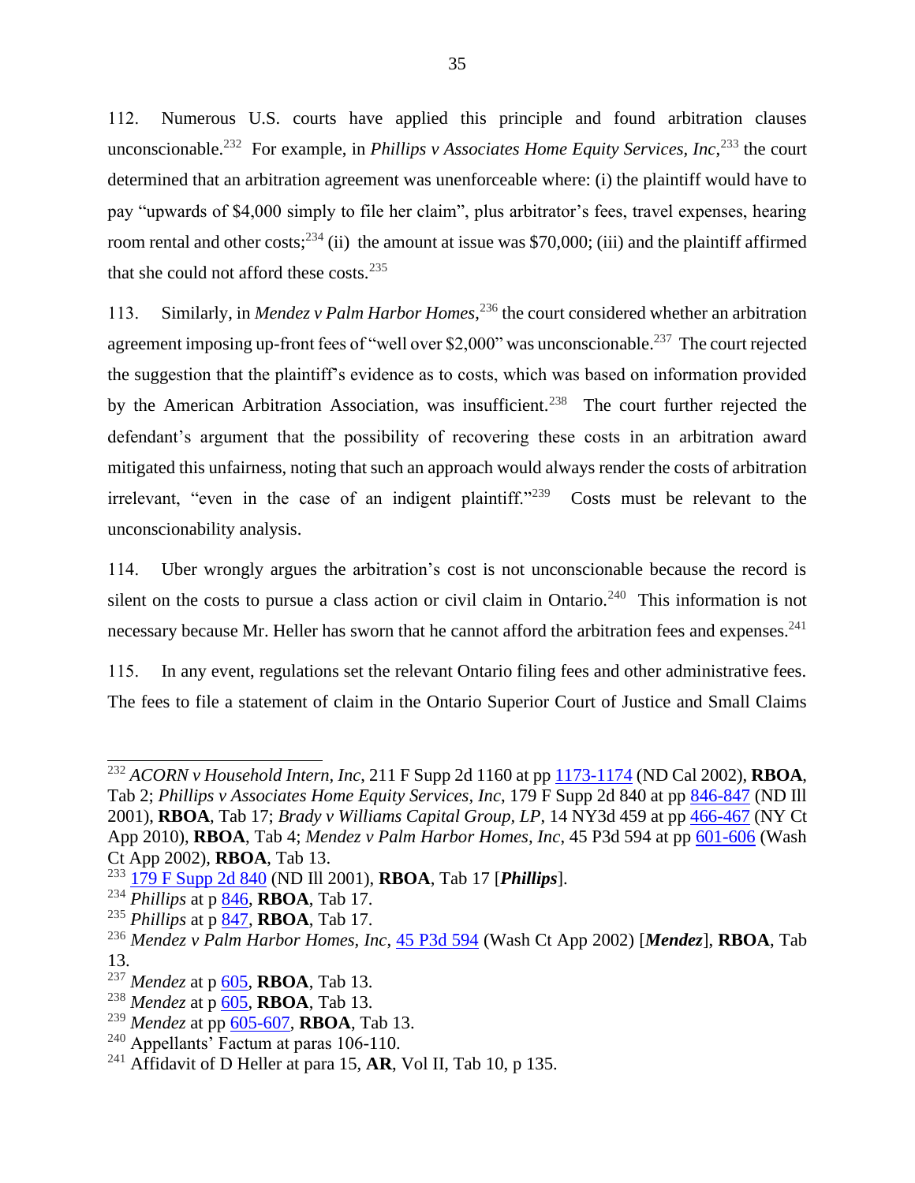112. Numerous U.S. courts have applied this principle and found arbitration clauses unconscionable.[232] For example, in *Phillips v Associates Home Equity Services, Inc*,[233] the court determined that an arbitration agreement was unenforceable where: (i) the plaintiff would have to pay "upwards of $4,000 simply to file her claim", plus arbitrator's fees, travel expenses, hearing room rental and other costs;[234] (ii) the amount at issue was $70,000; (iii) and the plaintiff affirmed that she could not afford these costs.[235]

113. Similarly, in *Mendez v Palm Harbor Homes*,[236] the court considered whether an arbitration agreement imposing up-front fees of "well over $2,000" was unconscionable.[237] The court rejected the suggestion that the plaintiff's evidence as to costs, which was based on information provided by the American Arbitration Association, was insufficient.[238] The court further rejected the defendant's argument that the possibility of recovering these costs in an arbitration award mitigated this unfairness, noting that such an approach would always render the costs of arbitration irrelevant, "even in the case of an indigent plaintiff."[239] Costs must be relevant to the unconscionability analysis.

114. Uber wrongly argues the arbitration's cost is not unconscionable because the record is silent on the costs to pursue a class action or civil claim in Ontario.[240] This information is not necessary because Mr. Heller has sworn that he cannot afford the arbitration fees and expenses.[241]

115. In any event, regulations set the relevant Ontario filing fees and other administrative fees. The fees to file a statement of claim in the Ontario Superior Court of Justice and Small Claims

---

[232] *ACORN v Household Intern, Inc*, 211 F Supp 2d 1160 at pp 1173-1174 (ND Cal 2002), **RBOA**, Tab 2; *Phillips v Associates Home Equity Services, Inc*, 179 F Supp 2d 840 at pp 846-847 (ND Ill 2001), **RBOA**, Tab 17; *Brady v Williams Capital Group, LP*, 14 NY3d 459 at pp 466-467 (NY Ct App 2010), **RBOA**, Tab 4; *Mendez v Palm Harbor Homes, Inc*, 45 P3d 594 at pp 601-606 (Wash Ct App 2002), **RBOA**, Tab 13.

[233] 179 F Supp 2d 840 (ND Ill 2001), **RBOA**, Tab 17 [***Phillips***].

[234] *Phillips* at p 846, **RBOA**, Tab 17.

[235] *Phillips* at p 847, **RBOA**, Tab 17.

[236] *Mendez v Palm Harbor Homes, Inc*, 45 P3d 594 (Wash Ct App 2002) [***Mendez***], **RBOA**, Tab 13.

[237] *Mendez* at p 605, **RBOA**, Tab 13.

[238] *Mendez* at p 605, **RBOA**, Tab 13.

[239] *Mendez* at pp 605-607, **RBOA**, Tab 13.

[240] Appellants' Factum at paras 106-110.

[241] Affidavit of D Heller at para 15, **AR**, Vol II, Tab 10, p 135.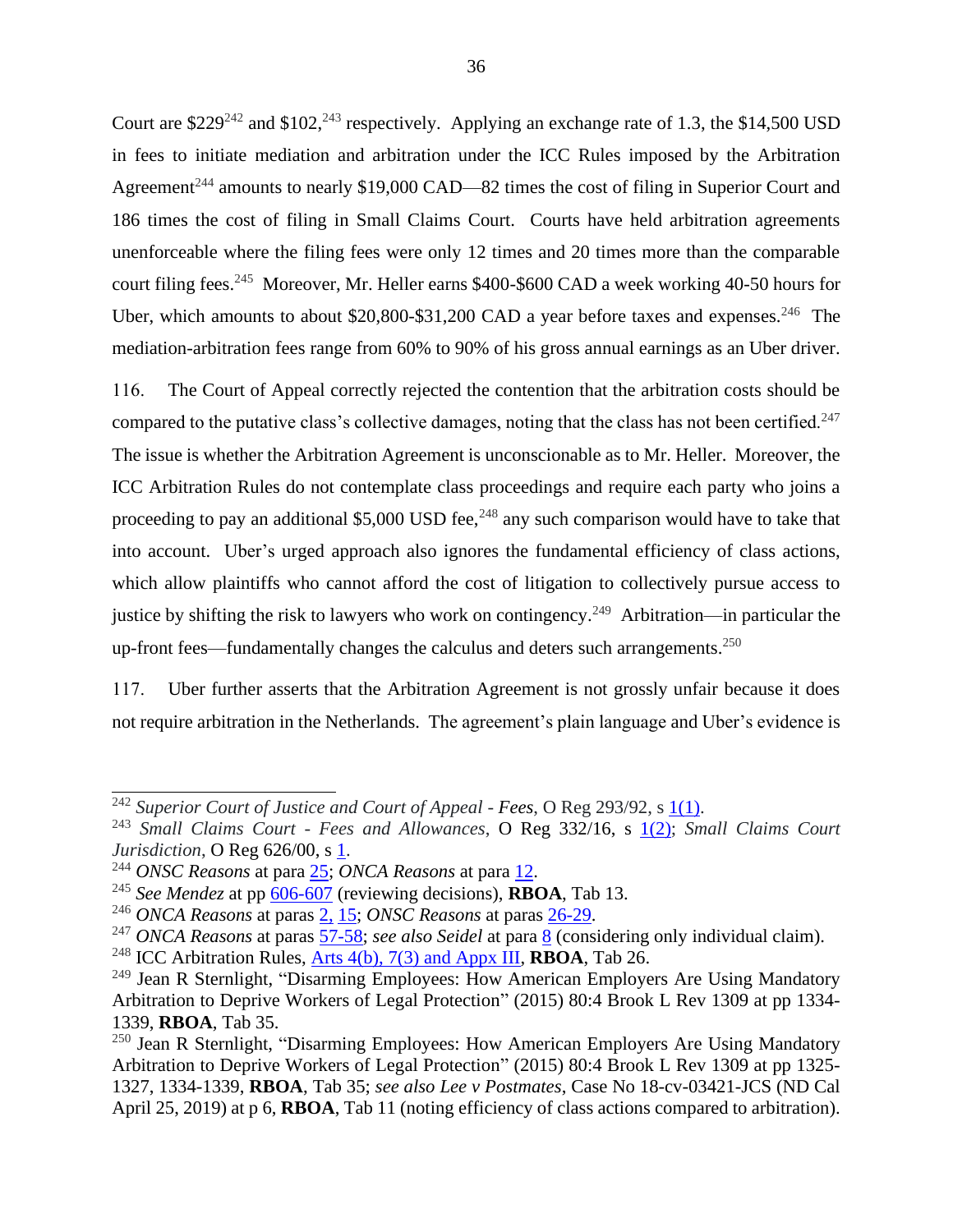Court are $229[242] and $102,[243] respectively. Applying an exchange rate of 1.3, the $14,500 USD in fees to initiate mediation and arbitration under the ICC Rules imposed by the Arbitration Agreement[244] amounts to nearly $19,000 CAD—82 times the cost of filing in Superior Court and 186 times the cost of filing in Small Claims Court. Courts have held arbitration agreements unenforceable where the filing fees were only 12 times and 20 times more than the comparable court filing fees.[245] Moreover, Mr. Heller earns $400-$600 CAD a week working 40-50 hours for Uber, which amounts to about $20,800-$31,200 CAD a year before taxes and expenses.[246] The mediation-arbitration fees range from 60% to 90% of his gross annual earnings as an Uber driver.

116. The Court of Appeal correctly rejected the contention that the arbitration costs should be compared to the putative class's collective damages, noting that the class has not been certified.[247] The issue is whether the Arbitration Agreement is unconscionable as to Mr. Heller. Moreover, the ICC Arbitration Rules do not contemplate class proceedings and require each party who joins a proceeding to pay an additional $5,000 USD fee,[248] any such comparison would have to take that into account. Uber's urged approach also ignores the fundamental efficiency of class actions, which allow plaintiffs who cannot afford the cost of litigation to collectively pursue access to justice by shifting the risk to lawyers who work on contingency.[249] Arbitration—in particular the up-front fees—fundamentally changes the calculus and deters such arrangements.[250]

117. Uber further asserts that the Arbitration Agreement is not grossly unfair because it does not require arbitration in the Netherlands. The agreement's plain language and Uber's evidence is

---

[242] *Superior Court of Justice and Court of Appeal - Fees*, O Reg 293/92, s 1(1).

[243] *Small Claims Court - Fees and Allowances*, O Reg 332/16, s 1(2); *Small Claims Court Jurisdiction*, O Reg 626/00, s 1.

[244] *ONSC Reasons* at para 25; *ONCA Reasons* at para 12.

[245] *See Mendez* at pp 606-607 (reviewing decisions), **RBOA**, Tab 13.

[246] *ONCA Reasons* at paras 2, 15; *ONSC Reasons* at paras 26-29.

[247] *ONCA Reasons* at paras 57-58; *see also Seidel* at para 8 (considering only individual claim).

[248] ICC Arbitration Rules, Arts 4(b), 7(3) and Appx III, **RBOA**, Tab 26.

[249] Jean R Sternlight, "Disarming Employees: How American Employers Are Using Mandatory Arbitration to Deprive Workers of Legal Protection" (2015) 80:4 Brook L Rev 1309 at pp 1334-1339, **RBOA**, Tab 35.

[250] Jean R Sternlight, "Disarming Employees: How American Employers Are Using Mandatory Arbitration to Deprive Workers of Legal Protection" (2015) 80:4 Brook L Rev 1309 at pp 1325-1327, 1334-1339, **RBOA**, Tab 35; *see also Lee v Postmates*, Case No 18-cv-03421-JCS (ND Cal April 25, 2019) at p 6, **RBOA**, Tab 11 (noting efficiency of class actions compared to arbitration).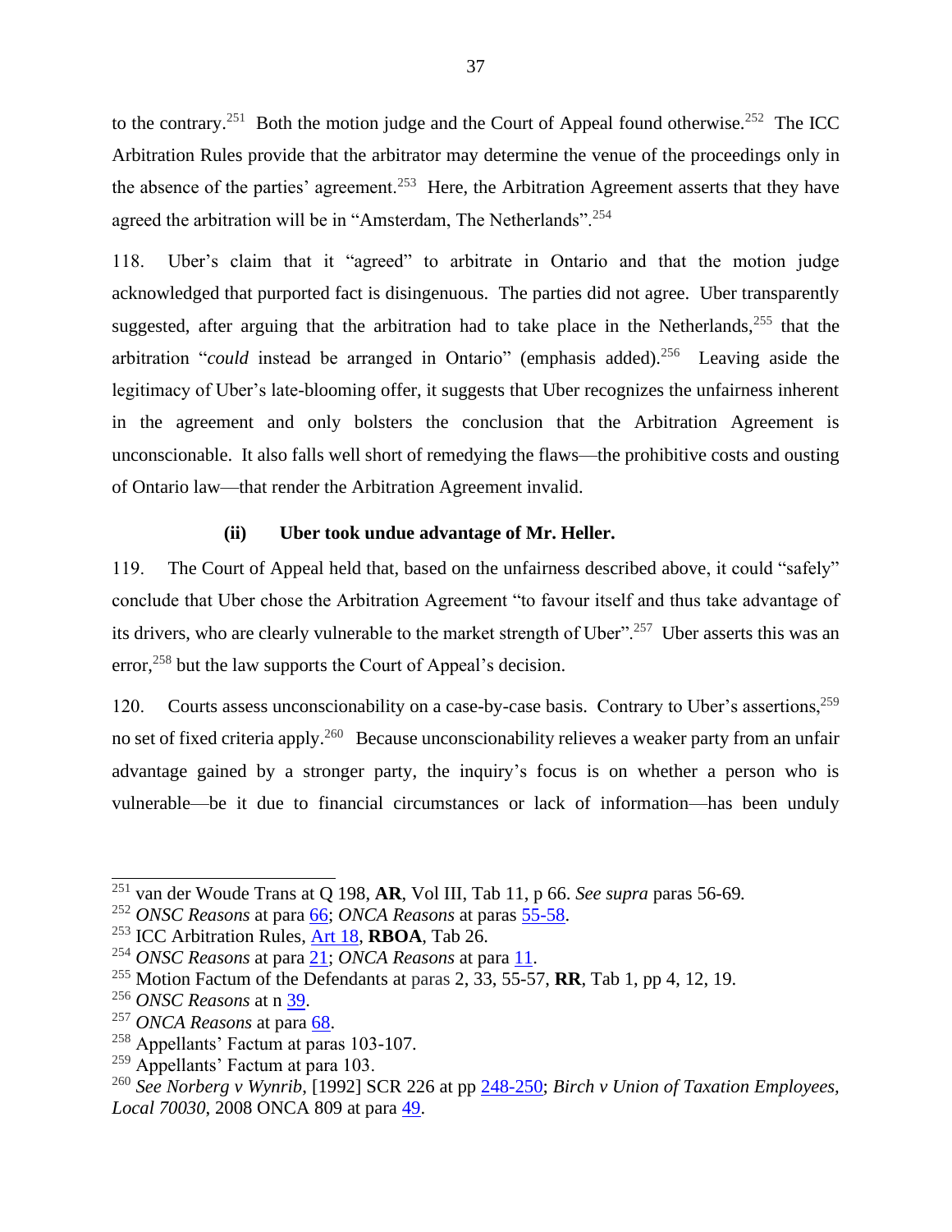to the contrary.[251] Both the motion judge and the Court of Appeal found otherwise.[252] The ICC Arbitration Rules provide that the arbitrator may determine the venue of the proceedings only in the absence of the parties' agreement.[253] Here, the Arbitration Agreement asserts that they have agreed the arbitration will be in "Amsterdam, The Netherlands".[254]

118. Uber's claim that it "agreed" to arbitrate in Ontario and that the motion judge acknowledged that purported fact is disingenuous. The parties did not agree. Uber transparently suggested, after arguing that the arbitration had to take place in the Netherlands,[255] that the arbitration "*could* instead be arranged in Ontario" (emphasis added).[256] Leaving aside the legitimacy of Uber's late-blooming offer, it suggests that Uber recognizes the unfairness inherent in the agreement and only bolsters the conclusion that the Arbitration Agreement is unconscionable. It also falls well short of remedying the flaws—the prohibitive costs and ousting of Ontario law—that render the Arbitration Agreement invalid.

#### (ii) Uber took undue advantage of Mr. Heller.

119. The Court of Appeal held that, based on the unfairness described above, it could "safely" conclude that Uber chose the Arbitration Agreement "to favour itself and thus take advantage of its drivers, who are clearly vulnerable to the market strength of Uber".[257] Uber asserts this was an error,[258] but the law supports the Court of Appeal's decision.

120. Courts assess unconscionability on a case-by-case basis. Contrary to Uber's assertions,[259] no set of fixed criteria apply.[260] Because unconscionability relieves a weaker party from an unfair advantage gained by a stronger party, the inquiry's focus is on whether a person who is vulnerable—be it due to financial circumstances or lack of information—has been unduly

---

[251] van der Woude Trans at Q 198, **AR**, Vol III, Tab 11, p 66. *See supra* paras 56-69.

[252] *ONSC Reasons* at para 66; *ONCA Reasons* at paras 55-58.

[253] ICC Arbitration Rules, Art 18, **RBOA**, Tab 26.

[254] *ONSC Reasons* at para 21; *ONCA Reasons* at para 11.

[255] Motion Factum of the Defendants at paras 2, 33, 55-57, **RR**, Tab 1, pp 4, 12, 19.

[256] *ONSC Reasons* at n 39.

[257] *ONCA Reasons* at para 68.

[258] Appellants' Factum at paras 103-107.

[259] Appellants' Factum at para 103.

[260] *See Norberg v Wynrib*, [1992] SCR 226 at pp 248-250; *Birch v Union of Taxation Employees, Local 70030*, 2008 ONCA 809 at para 49.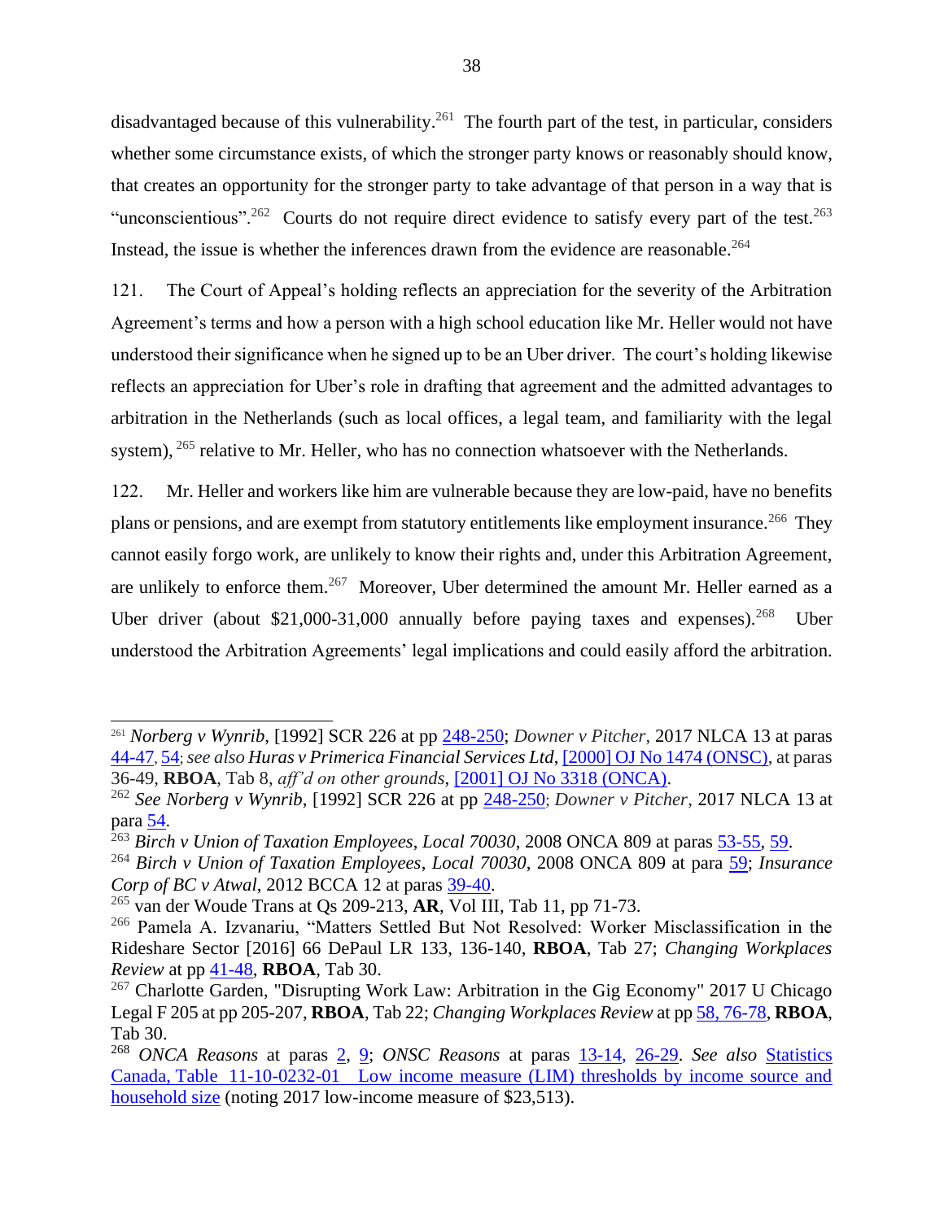disadvantaged because of this vulnerability.[261] The fourth part of the test, in particular, considers whether some circumstance exists, of which the stronger party knows or reasonably should know, that creates an opportunity for the stronger party to take advantage of that person in a way that is "unconscientious".[262] Courts do not require direct evidence to satisfy every part of the test.[263] Instead, the issue is whether the inferences drawn from the evidence are reasonable.[264]

121. The Court of Appeal's holding reflects an appreciation for the severity of the Arbitration Agreement's terms and how a person with a high school education like Mr. Heller would not have understood their significance when he signed up to be an Uber driver. The court's holding likewise reflects an appreciation for Uber's role in drafting that agreement and the admitted advantages to arbitration in the Netherlands (such as local offices, a legal team, and familiarity with the legal system), [265] relative to Mr. Heller, who has no connection whatsoever with the Netherlands.

122. Mr. Heller and workers like him are vulnerable because they are low-paid, have no benefits plans or pensions, and are exempt from statutory entitlements like employment insurance.[266] They cannot easily forgo work, are unlikely to know their rights and, under this Arbitration Agreement, are unlikely to enforce them.[267] Moreover, Uber determined the amount Mr. Heller earned as a Uber driver (about $21,000-31,000 annually before paying taxes and expenses).[268] Uber understood the Arbitration Agreements' legal implications and could easily afford the arbitration.

---

[261] *Norberg v Wynrib*, [1992] SCR 226 at pp 248-250; *Downer v Pitcher*, 2017 NLCA 13 at paras 44-47, 54; *see also Huras v Primerica Financial Services Ltd*, [2000] OJ No 1474 (ONSC), at paras 36-49, **RBOA**, Tab 8, *aff'd on other grounds*, [2001] OJ No 3318 (ONCA).

[262] *See Norberg v Wynrib*, [1992] SCR 226 at pp 248-250; *Downer v Pitcher*, 2017 NLCA 13 at para 54.

[263] *Birch v Union of Taxation Employees*, *Local 70030*, 2008 ONCA 809 at paras 53-55, 59.

[264] *Birch v Union of Taxation Employees*, *Local 70030*, 2008 ONCA 809 at para 59; *Insurance Corp of BC v Atwal*, 2012 BCCA 12 at paras 39-40.

[265] van der Woude Trans at Qs 209-213, **AR**, Vol III, Tab 11, pp 71-73.

[266] Pamela A. Izvanariu, "Matters Settled But Not Resolved: Worker Misclassification in the Rideshare Sector [2016] 66 DePaul LR 133, 136-140, **RBOA**, Tab 27; *Changing Workplaces Review* at pp 41-48, **RBOA**, Tab 30.

[267] Charlotte Garden, "Disrupting Work Law: Arbitration in the Gig Economy" 2017 U Chicago Legal F 205 at pp 205-207, **RBOA**, Tab 22; *Changing Workplaces Review* at pp 58, 76-78, **RBOA**, Tab 30.

[268] *ONCA Reasons* at paras 2, 9; *ONSC Reasons* at paras 13-14, 26-29. *See also* Statistics Canada, Table 11-10-0232-01 Low income measure (LIM) thresholds by income source and household size (noting 2017 low-income measure of $23,513).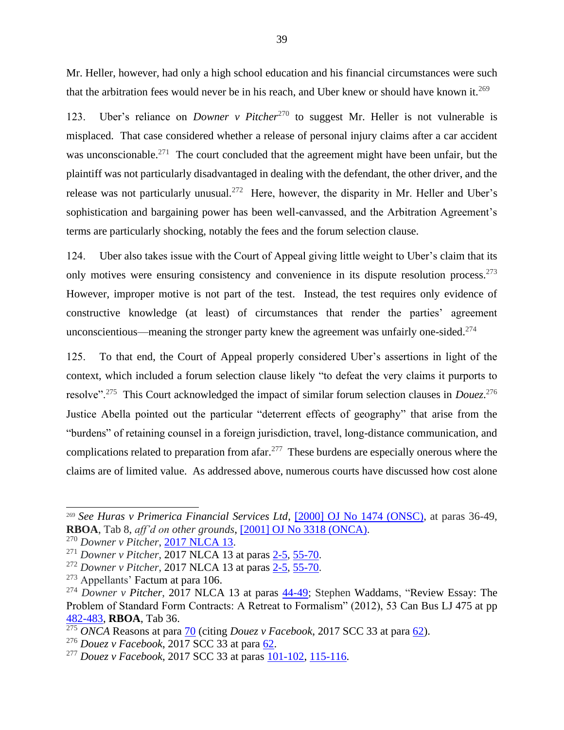Mr. Heller, however, had only a high school education and his financial circumstances were such that the arbitration fees would never be in his reach, and Uber knew or should have known it.[269]

123. Uber's reliance on *Downer v Pitcher*[270] to suggest Mr. Heller is not vulnerable is misplaced. That case considered whether a release of personal injury claims after a car accident was unconscionable.[271] The court concluded that the agreement might have been unfair, but the plaintiff was not particularly disadvantaged in dealing with the defendant, the other driver, and the release was not particularly unusual.[272] Here, however, the disparity in Mr. Heller and Uber's sophistication and bargaining power has been well-canvassed, and the Arbitration Agreement's terms are particularly shocking, notably the fees and the forum selection clause.

124. Uber also takes issue with the Court of Appeal giving little weight to Uber's claim that its only motives were ensuring consistency and convenience in its dispute resolution process.[273] However, improper motive is not part of the test. Instead, the test requires only evidence of constructive knowledge (at least) of circumstances that render the parties' agreement unconscientious—meaning the stronger party knew the agreement was unfairly one-sided.[274]

125. To that end, the Court of Appeal properly considered Uber's assertions in light of the context, which included a forum selection clause likely "to defeat the very claims it purports to resolve".[275] This Court acknowledged the impact of similar forum selection clauses in *Douez*.[276] Justice Abella pointed out the particular "deterrent effects of geography" that arise from the "burdens" of retaining counsel in a foreign jurisdiction, travel, long-distance communication, and complications related to preparation from afar.[277] These burdens are especially onerous where the claims are of limited value. As addressed above, numerous courts have discussed how cost alone

---

[269] *See Huras v Primerica Financial Services Ltd*, [2000] OJ No 1474 (ONSC), at paras 36-49, **RBOA**, Tab 8, *aff'd on other grounds*, [2001] OJ No 3318 (ONCA).

[270] *Downer v Pitcher*, 2017 NLCA 13.

[271] *Downer v Pitcher*, 2017 NLCA 13 at paras 2-5, 55-70.

[272] *Downer v Pitcher*, 2017 NLCA 13 at paras 2-5, 55-70.

[273] Appellants' Factum at para 106.

[274] *Downer v Pitcher*, 2017 NLCA 13 at paras 44-49; Stephen Waddams, "Review Essay: The Problem of Standard Form Contracts: A Retreat to Formalism" (2012), 53 Can Bus LJ 475 at pp 482-483, **RBOA**, Tab 36.

[275] *ONCA* Reasons at para 70 (citing *Douez v Facebook*, 2017 SCC 33 at para 62).

[276] *Douez v Facebook*, 2017 SCC 33 at para 62.

[277] *Douez v Facebook*, 2017 SCC 33 at paras 101-102, 115-116.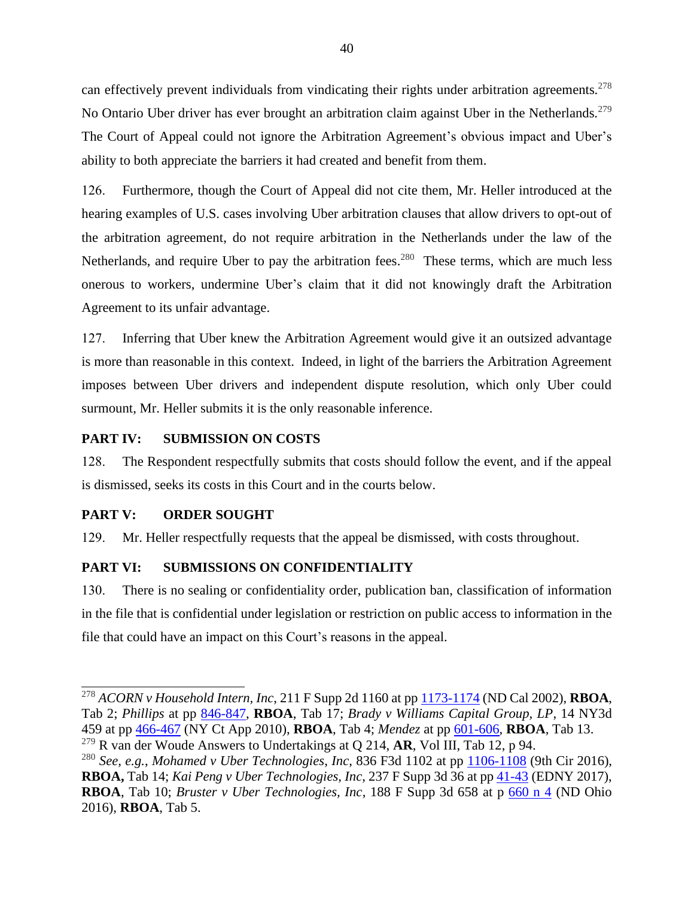can effectively prevent individuals from vindicating their rights under arbitration agreements.[278] No Ontario Uber driver has ever brought an arbitration claim against Uber in the Netherlands.[279] The Court of Appeal could not ignore the Arbitration Agreement's obvious impact and Uber's ability to both appreciate the barriers it had created and benefit from them.

126. Furthermore, though the Court of Appeal did not cite them, Mr. Heller introduced at the hearing examples of U.S. cases involving Uber arbitration clauses that allow drivers to opt-out of the arbitration agreement, do not require arbitration in the Netherlands under the law of the Netherlands, and require Uber to pay the arbitration fees.[280] These terms, which are much less onerous to workers, undermine Uber's claim that it did not knowingly draft the Arbitration Agreement to its unfair advantage.

127. Inferring that Uber knew the Arbitration Agreement would give it an outsized advantage is more than reasonable in this context. Indeed, in light of the barriers the Arbitration Agreement imposes between Uber drivers and independent dispute resolution, which only Uber could surmount, Mr. Heller submits it is the only reasonable inference.

## PART IV: SUBMISSION ON COSTS

128. The Respondent respectfully submits that costs should follow the event, and if the appeal is dismissed, seeks its costs in this Court and in the courts below.

## PART V: ORDER SOUGHT

129. Mr. Heller respectfully requests that the appeal be dismissed, with costs throughout.

## PART VI: SUBMISSIONS ON CONFIDENTIALITY

130. There is no sealing or confidentiality order, publication ban, classification of information in the file that is confidential under legislation or restriction on public access to information in the file that could have an impact on this Court's reasons in the appeal.

---

[278] *ACORN v Household Intern, Inc*, 211 F Supp 2d 1160 at pp 1173-1174 (ND Cal 2002), **RBOA**, Tab 2; *Phillips* at pp 846-847, **RBOA**, Tab 17; *Brady v Williams Capital Group, LP*, 14 NY3d 459 at pp 466-467 (NY Ct App 2010), **RBOA**, Tab 4; *Mendez* at pp 601-606, **RBOA**, Tab 13.

[279] R van der Woude Answers to Undertakings at Q 214, **AR**, Vol III, Tab 12, p 94.

[280] *See, e.g.*, *Mohamed v Uber Technologies, Inc*, 836 F3d 1102 at pp 1106-1108 (9th Cir 2016), **RBOA,** Tab 14; *Kai Peng v Uber Technologies, Inc*, 237 F Supp 3d 36 at pp 41-43 (EDNY 2017), **RBOA**, Tab 10; *Bruster v Uber Technologies, Inc*, 188 F Supp 3d 658 at p 660 n 4 (ND Ohio 2016), **RBOA**, Tab 5.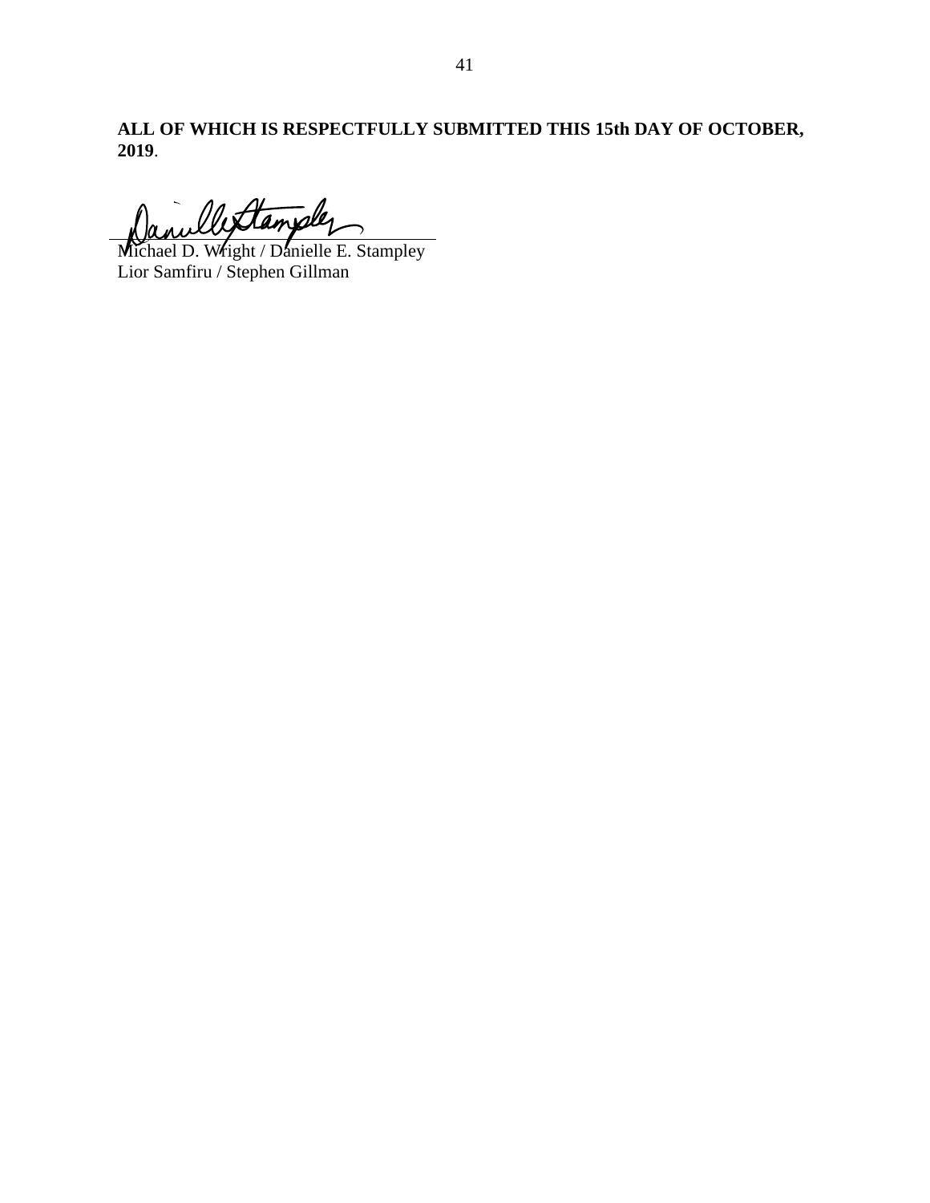**ALL OF WHICH IS RESPECTFULLY SUBMITTED THIS 15th DAY OF OCTOBER, 2019**.

Michael D. Wright / Danielle E. Stampley
Lior Samfiru / Stephen Gillman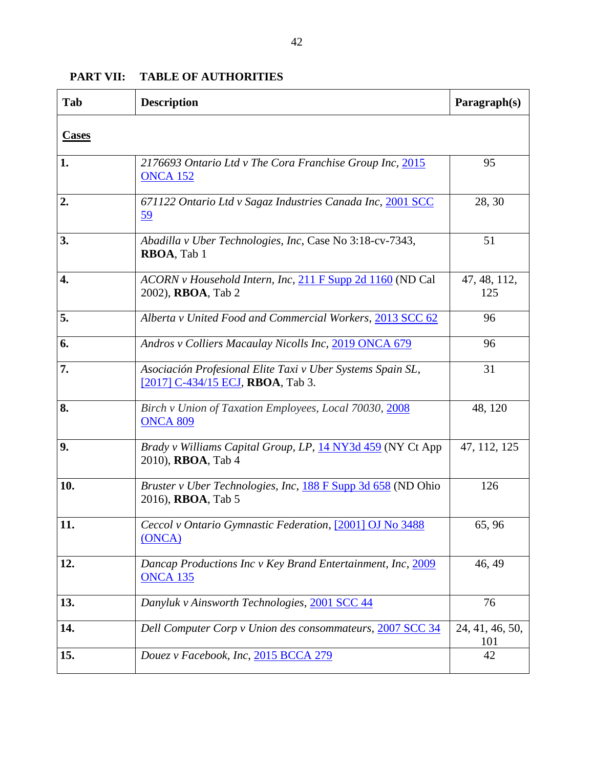## PART VII: TABLE OF AUTHORITIES

| Tab | Description | Paragraph(s) |
|---|---|---|
| **Cases** | | |
| **1.** | *2176693 Ontario Ltd v The Cora Franchise Group Inc*, 2015 ONCA 152 | 95 |
| **2.** | *671122 Ontario Ltd v Sagaz Industries Canada Inc*, 2001 SCC 59 | 28, 30 |
| **3.** | *Abadilla v Uber Technologies, Inc*, Case No 3:18-cv-7343, **RBOA**, Tab 1 | 51 |
| **4.** | *ACORN v Household Intern, Inc*, 211 F Supp 2d 1160 (ND Cal 2002), **RBOA**, Tab 2 | 47, 48, 112, 125 |
| **5.** | *Alberta v United Food and Commercial Workers*, 2013 SCC 62 | 96 |
| **6.** | *Andros v Colliers Macaulay Nicolls Inc*, 2019 ONCA 679 | 96 |
| **7.** | *Asociación Profesional Elite Taxi v Uber Systems Spain SL*, [2017] C-434/15 ECJ, **RBOA**, Tab 3. | 31 |
| **8.** | *Birch v Union of Taxation Employees, Local 70030*, 2008 ONCA 809 | 48, 120 |
| **9.** | *Brady v Williams Capital Group, LP*, 14 NY3d 459 (NY Ct App 2010), **RBOA**, Tab 4 | 47, 112, 125 |
| **10.** | *Bruster v Uber Technologies, Inc*, 188 F Supp 3d 658 (ND Ohio 2016), **RBOA**, Tab 5 | 126 |
| **11.** | *Ceccol v Ontario Gymnastic Federation*, [2001] OJ No 3488 (ONCA) | 65, 96 |
| **12.** | *Dancap Productions Inc v Key Brand Entertainment, Inc*, 2009 ONCA 135 | 46, 49 |
| **13.** | *Danyluk v Ainsworth Technologies*, 2001 SCC 44 | 76 |
| **14.** | *Dell Computer Corp v Union des consommateurs*, 2007 SCC 34 | 24, 41, 46, 50, 101 |
| **15.** | *Douez v Facebook, Inc*, 2015 BCCA 279 | 42 |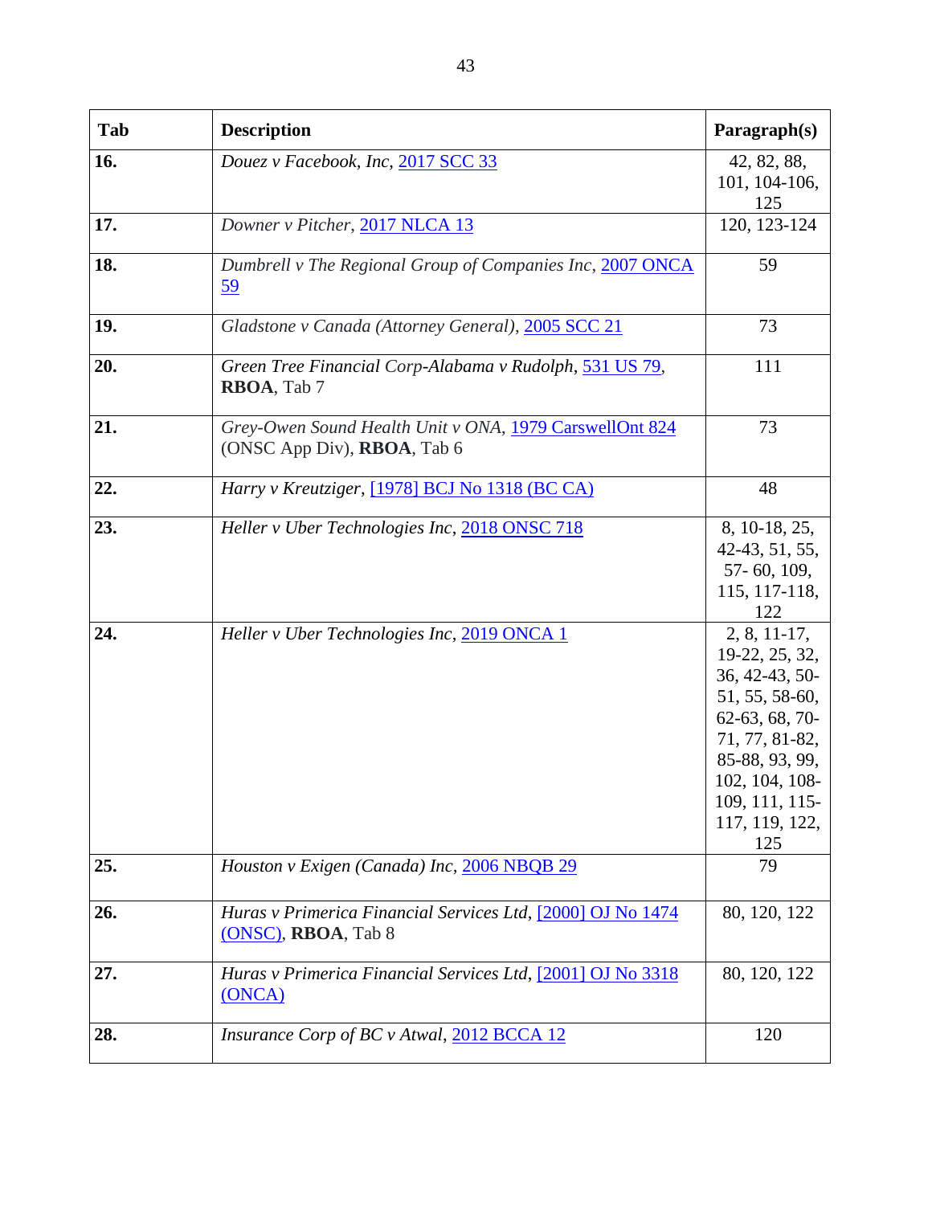| Tab | Description | Paragraph(s) |
|---|---|---|
| **16.** | *Douez v Facebook, Inc*, 2017 SCC 33 | 42, 82, 88, 101, 104-106, 125 |
| **17.** | *Downer v Pitcher*, 2017 NLCA 13 | 120, 123-124 |
| **18.** | *Dumbrell v The Regional Group of Companies Inc*, 2007 ONCA 59 | 59 |
| **19.** | *Gladstone v Canada (Attorney General)*, 2005 SCC 21 | 73 |
| **20.** | *Green Tree Financial Corp-Alabama v Rudolph*, 531 US 79, **RBOA**, Tab 7 | 111 |
| **21.** | *Grey-Owen Sound Health Unit v ONA*, 1979 CarswellOnt 824 (ONSC App Div), **RBOA**, Tab 6 | 73 |
| **22.** | *Harry v Kreutziger*, [1978] BCJ No 1318 (BC CA) | 48 |
| **23.** | *Heller v Uber Technologies Inc*, 2018 ONSC 718 | 8, 10-18, 25, 42-43, 51, 55, 57- 60, 109, 115, 117-118, 122 |
| **24.** | *Heller v Uber Technologies Inc*, 2019 ONCA 1 | 2, 8, 11-17, 19-22, 25, 32, 36, 42-43, 50-51, 55, 58-60, 62-63, 68, 70-71, 77, 81-82, 85-88, 93, 99, 102, 104, 108-109, 111, 115-117, 119, 122, 125 |
| **25.** | *Houston v Exigen (Canada) Inc*, 2006 NBQB 29 | 79 |
| **26.** | *Huras v Primerica Financial Services Ltd*, [2000] OJ No 1474 (ONSC), **RBOA**, Tab 8 | 80, 120, 122 |
| **27.** | *Huras v Primerica Financial Services Ltd*, [2001] OJ No 3318 (ONCA) | 80, 120, 122 |
| **28.** | *Insurance Corp of BC v Atwal*, 2012 BCCA 12 | 120 |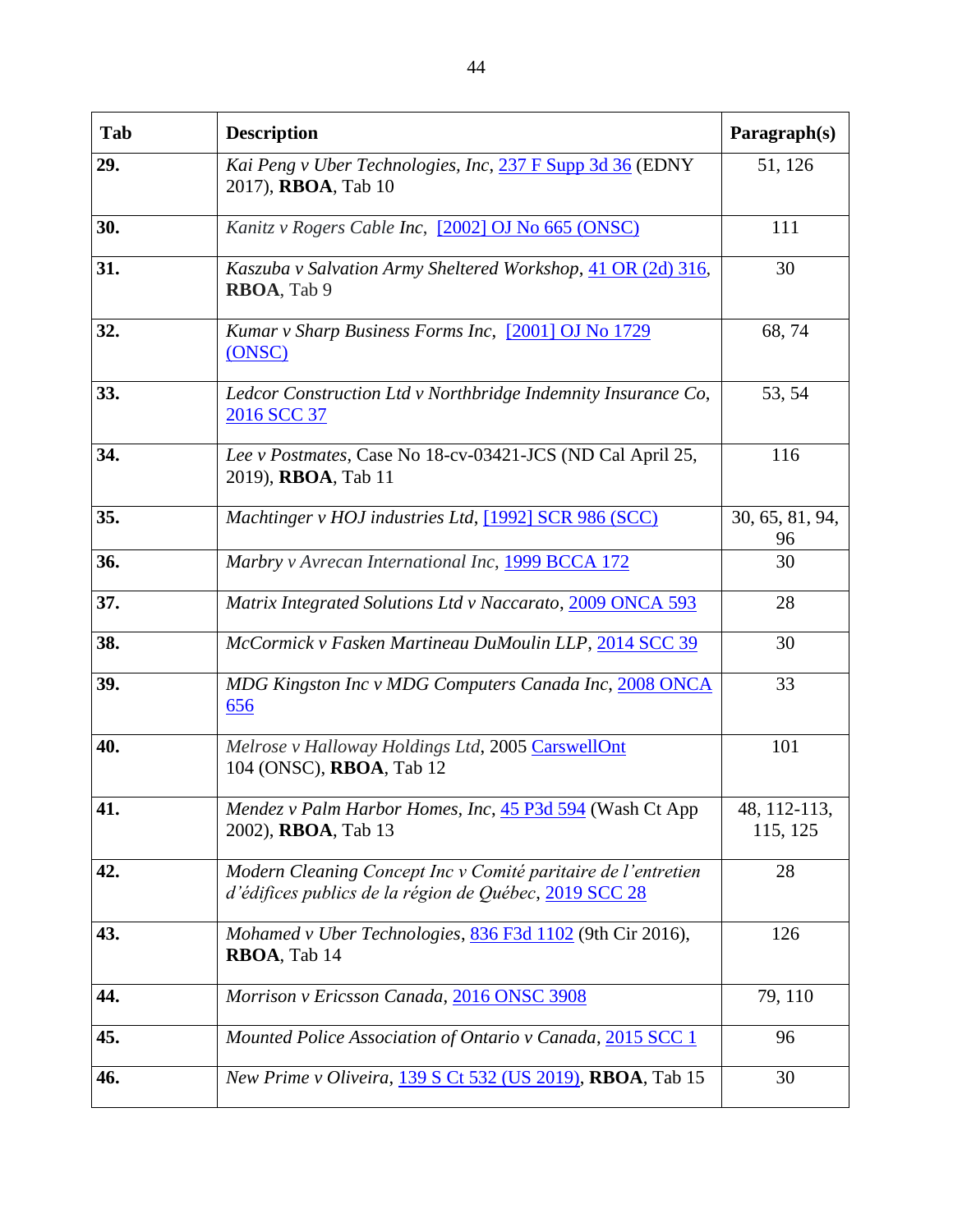| Tab | Description | Paragraph(s) |
|---|---|---|
| **29.** | *Kai Peng v Uber Technologies, Inc*, 237 F Supp 3d 36 (EDNY 2017), **RBOA**, Tab 10 | 51, 126 |
| **30.** | *Kanitz v Rogers Cable Inc*, [2002] OJ No 665 (ONSC) | 111 |
| **31.** | *Kaszuba v Salvation Army Sheltered Workshop*, 41 OR (2d) 316, **RBOA**, Tab 9 | 30 |
| **32.** | *Kumar v Sharp Business Forms Inc*, [2001] OJ No 1729 (ONSC) | 68, 74 |
| **33.** | *Ledcor Construction Ltd v Northbridge Indemnity Insurance Co*, 2016 SCC 37 | 53, 54 |
| **34.** | *Lee v Postmates*, Case No 18-cv-03421-JCS (ND Cal April 25, 2019), **RBOA**, Tab 11 | 116 |
| **35.** | *Machtinger v HOJ industries Ltd*, [1992] SCR 986 (SCC) | 30, 65, 81, 94, 96 |
| **36.** | *Marbry v Avrecan International Inc*, 1999 BCCA 172 | 30 |
| **37.** | *Matrix Integrated Solutions Ltd v Naccarato*, 2009 ONCA 593 | 28 |
| **38.** | *McCormick v Fasken Martineau DuMoulin LLP*, 2014 SCC 39 | 30 |
| **39.** | *MDG Kingston Inc v MDG Computers Canada Inc*, 2008 ONCA 656 | 33 |
| **40.** | *Melrose v Halloway Holdings Ltd*, 2005 CarswellOnt 104 (ONSC), **RBOA**, Tab 12 | 101 |
| **41.** | *Mendez v Palm Harbor Homes, Inc*, 45 P3d 594 (Wash Ct App 2002), **RBOA**, Tab 13 | 48, 112-113, 115, 125 |
| **42.** | *Modern Cleaning Concept Inc v Comité paritaire de l'entretien d'édifices publics de la région de Québec*, 2019 SCC 28 | 28 |
| **43.** | *Mohamed v Uber Technologies*, 836 F3d 1102 (9th Cir 2016), **RBOA**, Tab 14 | 126 |
| **44.** | *Morrison v Ericsson Canada*, 2016 ONSC 3908 | 79, 110 |
| **45.** | *Mounted Police Association of Ontario v Canada*, 2015 SCC 1 | 96 |
| **46.** | *New Prime v Oliveira*, 139 S Ct 532 (US 2019), **RBOA**, Tab 15 | 30 |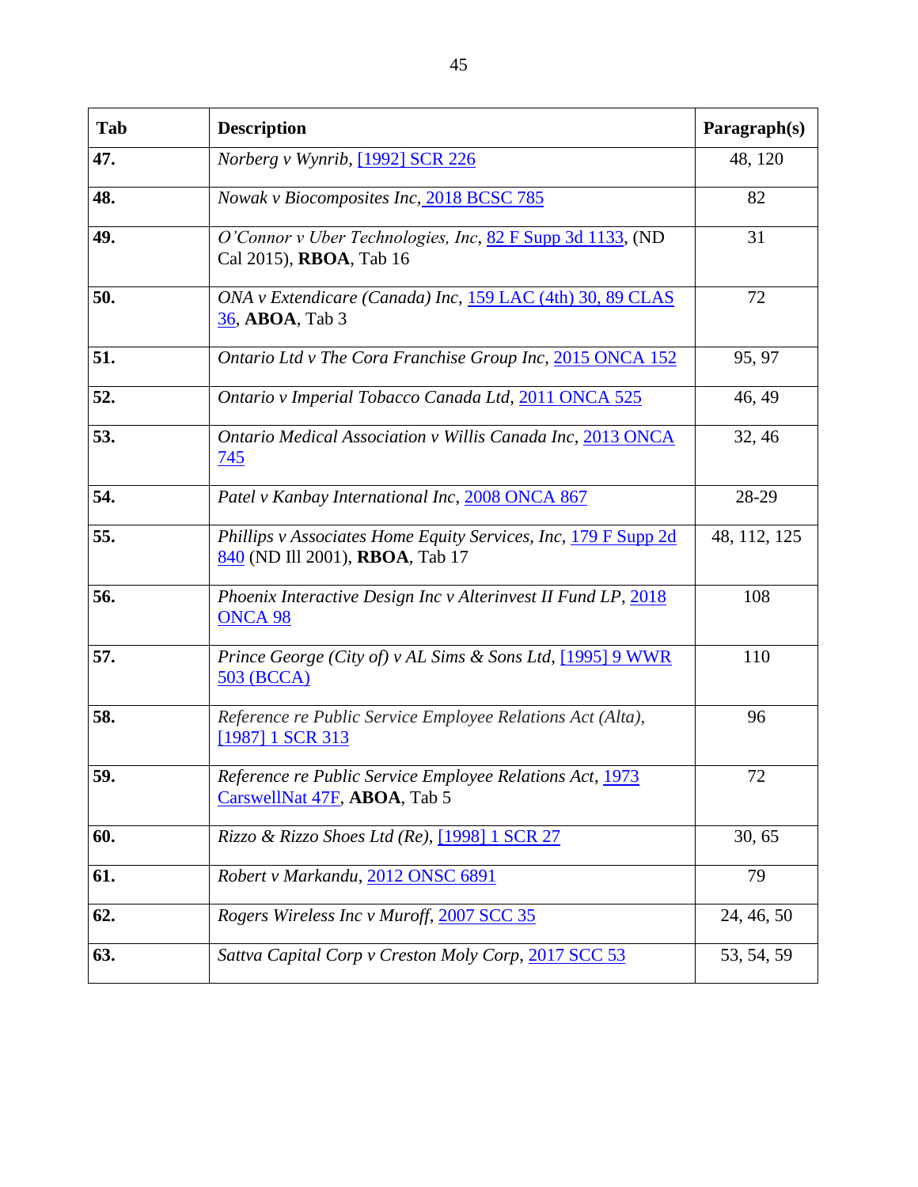| Tab | Description | Paragraph(s) |
|---|---|---|
| **47.** | *Norberg v Wynrib*, [1992] SCR 226 | 48, 120 |
| **48.** | *Nowak v Biocomposites Inc*, 2018 BCSC 785 | 82 |
| **49.** | *O'Connor v Uber Technologies, Inc*, 82 F Supp 3d 1133, (ND Cal 2015), **RBOA**, Tab 16 | 31 |
| **50.** | *ONA v Extendicare (Canada) Inc*, 159 LAC (4th) 30, 89 CLAS 36, **ABOA**, Tab 3 | 72 |
| **51.** | *Ontario Ltd v The Cora Franchise Group Inc*, 2015 ONCA 152 | 95, 97 |
| **52.** | *Ontario v Imperial Tobacco Canada Ltd*, 2011 ONCA 525 | 46, 49 |
| **53.** | *Ontario Medical Association v Willis Canada Inc*, 2013 ONCA 745 | 32, 46 |
| **54.** | *Patel v Kanbay International Inc*, 2008 ONCA 867 | 28-29 |
| **55.** | *Phillips v Associates Home Equity Services, Inc*, 179 F Supp 2d 840 (ND Ill 2001), **RBOA**, Tab 17 | 48, 112, 125 |
| **56.** | *Phoenix Interactive Design Inc v Alterinvest II Fund LP*, 2018 ONCA 98 | 108 |
| **57.** | *Prince George (City of) v AL Sims & Sons Ltd*, [1995] 9 WWR 503 (BCCA) | 110 |
| **58.** | *Reference re Public Service Employee Relations Act (Alta)*, [1987] 1 SCR 313 | 96 |
| **59.** | *Reference re Public Service Employee Relations Act*, 1973 CarswellNat 47F, **ABOA**, Tab 5 | 72 |
| **60.** | *Rizzo & Rizzo Shoes Ltd (Re)*, [1998] 1 SCR 27 | 30, 65 |
| **61.** | *Robert v Markandu*, 2012 ONSC 6891 | 79 |
| **62.** | *Rogers Wireless Inc v Muroff*, 2007 SCC 35 | 24, 46, 50 |
| **63.** | *Sattva Capital Corp v Creston Moly Corp*, 2017 SCC 53 | 53, 54, 59 |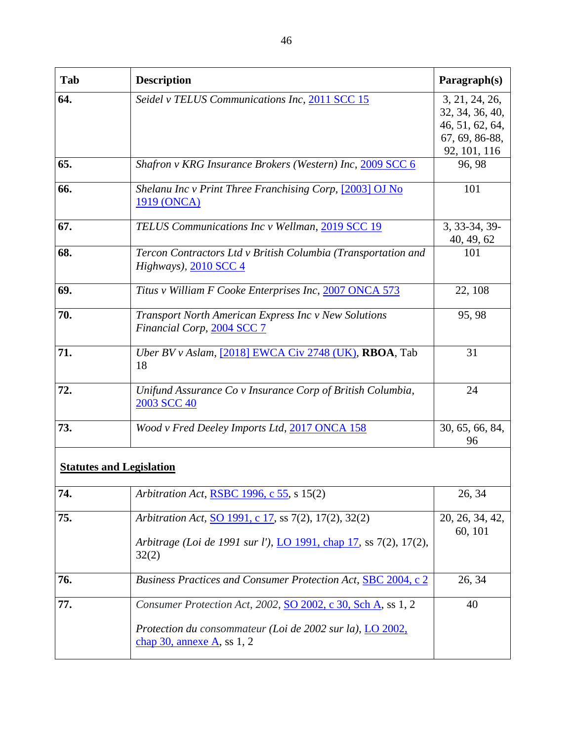| Tab | Description | Paragraph(s) |
|---|---|---|
| **64.** | *Seidel v TELUS Communications Inc*, 2011 SCC 15 | 3, 21, 24, 26, 32, 34, 36, 40, 46, 51, 62, 64, 67, 69, 86-88, 92, 101, 116 |
| **65.** | *Shafron v KRG Insurance Brokers (Western) Inc*, 2009 SCC 6 | 96, 98 |
| **66.** | *Shelanu Inc v Print Three Franchising Corp*, [2003] OJ No 1919 (ONCA) | 101 |
| **67.** | *TELUS Communications Inc v Wellman*, 2019 SCC 19 | 3, 33-34, 39-40, 49, 62 |
| **68.** | *Tercon Contractors Ltd v British Columbia (Transportation and Highways)*, 2010 SCC 4 | 101 |
| **69.** | *Titus v William F Cooke Enterprises Inc*, 2007 ONCA 573 | 22, 108 |
| **70.** | *Transport North American Express Inc v New Solutions Financial Corp*, 2004 SCC 7 | 95, 98 |
| **71.** | *Uber BV v Aslam*, [2018] EWCA Civ 2748 (UK), **RBOA**, Tab 18 | 31 |
| **72.** | *Unifund Assurance Co v Insurance Corp of British Columbia*, 2003 SCC 40 | 24 |
| **73.** | *Wood v Fred Deeley Imports Ltd*, 2017 ONCA 158 | 30, 65, 66, 84, 96 |
| **<u>Statutes and Legislation</u>** | | |
| **74.** | *Arbitration Act*, RSBC 1996, c 55, s 15(2) | 26, 34 |
| **75.** | *Arbitration Act*, SO 1991, c 17, ss 7(2), 17(2), 32(2)<br><br>*Arbitrage (Loi de 1991 sur l')*, LO 1991, chap 17, ss 7(2), 17(2), 32(2) | 20, 26, 34, 42, 60, 101 |
| **76.** | *Business Practices and Consumer Protection Act*, SBC 2004, c 2 | 26, 34 |
| **77.** | *Consumer Protection Act, 2002*, SO 2002, c 30, Sch A, ss 1, 2<br><br>*Protection du consommateur (Loi de 2002 sur la)*, LO 2002, chap 30, annexe A, ss 1, 2 | 40 |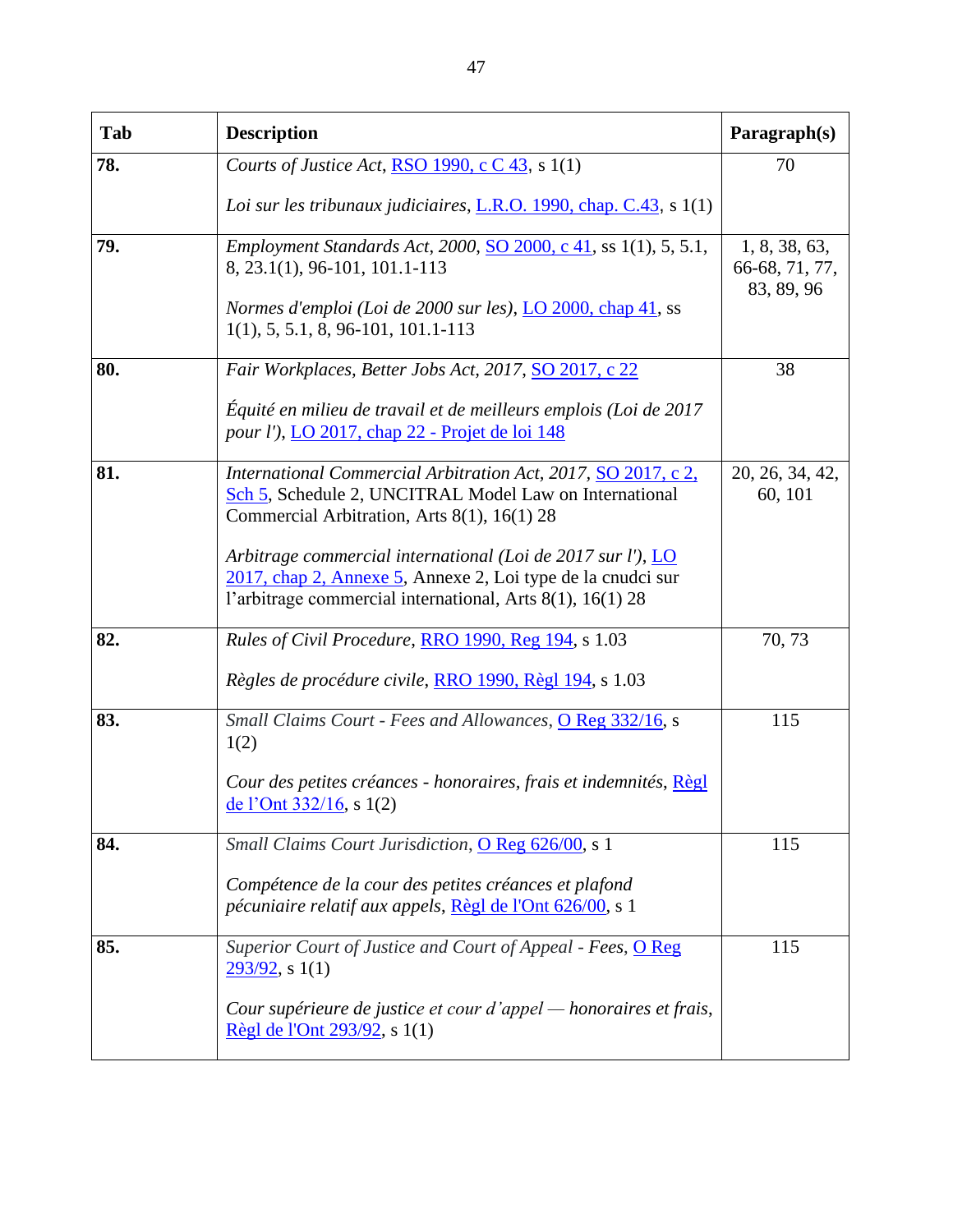| Tab | Description | Paragraph(s) |
|---|---|---|
| **78.** | *Courts of Justice Act*, RSO 1990, c C 43, s 1(1)<br><br>*Loi sur les tribunaux judiciaires*, L.R.O. 1990, chap. C.43, s 1(1) | 70 |
| **79.** | *Employment Standards Act, 2000*, SO 2000, c 41, ss 1(1), 5, 5.1, 8, 23.1(1), 96-101, 101.1-113<br><br>*Normes d'emploi (Loi de 2000 sur les)*, LO 2000, chap 41, ss 1(1), 5, 5.1, 8, 96-101, 101.1-113 | 1, 8, 38, 63, 66-68, 71, 77, 83, 89, 96 |
| **80.** | *Fair Workplaces, Better Jobs Act, 2017*, SO 2017, c 22<br><br>*Équité en milieu de travail et de meilleurs emplois (Loi de 2017 pour l')*, LO 2017, chap 22 - Projet de loi 148 | 38 |
| **81.** | *International Commercial Arbitration Act, 2017*, SO 2017, c 2, Sch 5, Schedule 2, UNCITRAL Model Law on International Commercial Arbitration, Arts 8(1), 16(1) 28<br><br>*Arbitrage commercial international (Loi de 2017 sur l')*, LO 2017, chap 2, Annexe 5, Annexe 2, Loi type de la cnudci sur l'arbitrage commercial international, Arts 8(1), 16(1) 28 | 20, 26, 34, 42, 60, 101 |
| **82.** | *Rules of Civil Procedure*, RRO 1990, Reg 194, s 1.03<br><br>*Règles de procédure civile*, RRO 1990, Règl 194, s 1.03 | 70, 73 |
| **83.** | *Small Claims Court - Fees and Allowances*, O Reg 332/16, s 1(2)<br><br>*Cour des petites créances - honoraires, frais et indemnités*, Règl de l'Ont 332/16, s 1(2) | 115 |
| **84.** | *Small Claims Court Jurisdiction*, O Reg 626/00, s 1<br><br>*Compétence de la cour des petites créances et plafond pécuniaire relatif aux appels*, Règl de l'Ont 626/00, s 1 | 115 |
| **85.** | *Superior Court of Justice and Court of Appeal - Fees*, O Reg 293/92, s 1(1)<br><br>*Cour supérieure de justice et cour d'appel — honoraires et frais*, Règl de l'Ont 293/92, s 1(1) | 115 |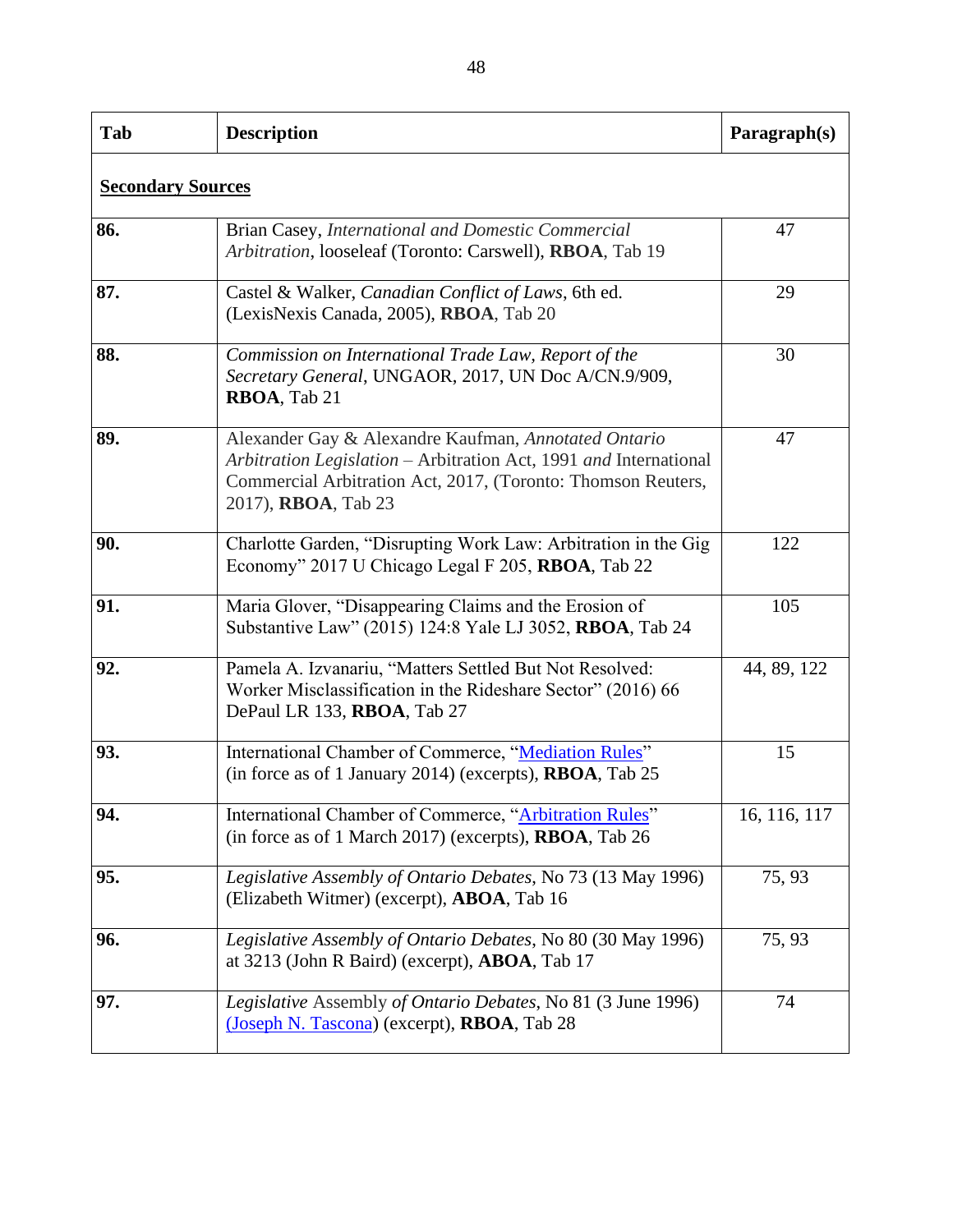| Tab | Description | Paragraph(s) |
|---|---|---|
| **Secondary Sources** | | |
| **86.** | Brian Casey, *International and Domestic Commercial Arbitration*, looseleaf (Toronto: Carswell), **RBOA**, Tab 19 | 47 |
| **87.** | Castel & Walker, *Canadian Conflict of Laws*, 6th ed. (LexisNexis Canada, 2005), **RBOA**, Tab 20 | 29 |
| **88.** | *Commission on International Trade Law, Report of the Secretary General*, UNGAOR, 2017, UN Doc A/CN.9/909, **RBOA**, Tab 21 | 30 |
| **89.** | Alexander Gay & Alexandre Kaufman, *Annotated Ontario Arbitration Legislation* – Arbitration Act, 1991 *and* International Commercial Arbitration Act, 2017, (Toronto: Thomson Reuters, 2017), **RBOA**, Tab 23 | 47 |
| **90.** | Charlotte Garden, "Disrupting Work Law: Arbitration in the Gig Economy" 2017 U Chicago Legal F 205, **RBOA**, Tab 22 | 122 |
| **91.** | Maria Glover, "Disappearing Claims and the Erosion of Substantive Law" (2015) 124:8 Yale LJ 3052, **RBOA**, Tab 24 | 105 |
| **92.** | Pamela A. Izvanariu, "Matters Settled But Not Resolved: Worker Misclassification in the Rideshare Sector" (2016) 66 DePaul LR 133, **RBOA**, Tab 27 | 44, 89, 122 |
| **93.** | International Chamber of Commerce, "Mediation Rules" (in force as of 1 January 2014) (excerpts), **RBOA**, Tab 25 | 15 |
| **94.** | International Chamber of Commerce, "Arbitration Rules" (in force as of 1 March 2017) (excerpts), **RBOA**, Tab 26 | 16, 116, 117 |
| **95.** | *Legislative Assembly of Ontario Debates*, No 73 (13 May 1996) (Elizabeth Witmer) (excerpt), **ABOA**, Tab 16 | 75, 93 |
| **96.** | *Legislative Assembly of Ontario Debates*, No 80 (30 May 1996) at 3213 (John R Baird) (excerpt), **ABOA**, Tab 17 | 75, 93 |
| **97.** | *Legislative* Assembly *of Ontario Debates*, No 81 (3 June 1996) (Joseph N. Tascona) (excerpt), **RBOA**, Tab 28 | 74 |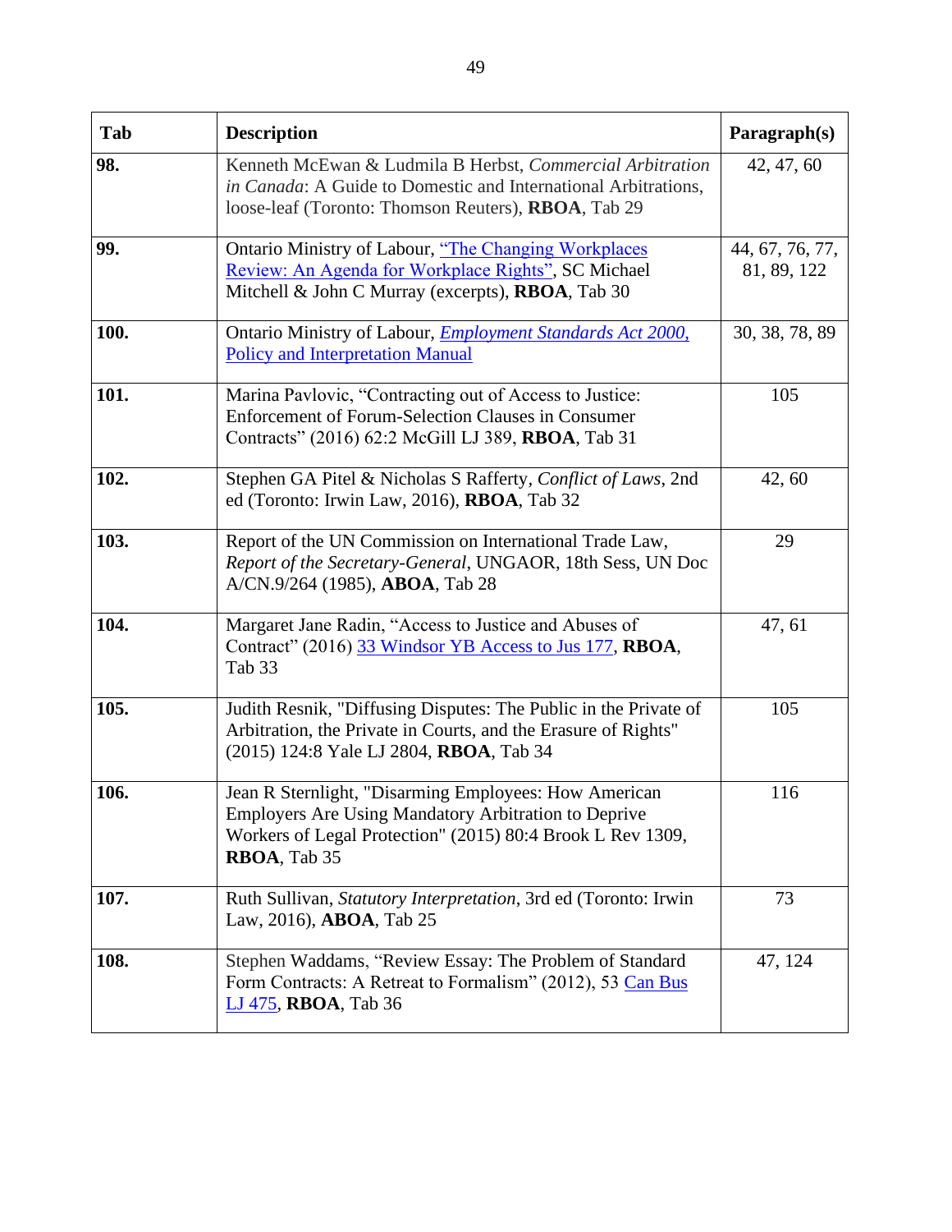| Tab | Description | Paragraph(s) |
|---|---|---|
| **98.** | Kenneth McEwan & Ludmila B Herbst, *Commercial Arbitration in Canada*: A Guide to Domestic and International Arbitrations, loose-leaf (Toronto: Thomson Reuters), **RBOA**, Tab 29 | 42, 47, 60 |
| **99.** | Ontario Ministry of Labour, "The Changing Workplaces Review: An Agenda for Workplace Rights", SC Michael Mitchell & John C Murray (excerpts), **RBOA**, Tab 30 | 44, 67, 76, 77, 81, 89, 122 |
| **100.** | Ontario Ministry of Labour, *Employment Standards Act 2000,* Policy and Interpretation Manual | 30, 38, 78, 89 |
| **101.** | Marina Pavlovic, "Contracting out of Access to Justice: Enforcement of Forum-Selection Clauses in Consumer Contracts" (2016) 62:2 McGill LJ 389, **RBOA**, Tab 31 | 105 |
| **102.** | Stephen GA Pitel & Nicholas S Rafferty, *Conflict of Laws*, 2nd ed (Toronto: Irwin Law, 2016), **RBOA**, Tab 32 | 42, 60 |
| **103.** | Report of the UN Commission on International Trade Law, *Report of the Secretary-General*, UNGAOR, 18th Sess, UN Doc A/CN.9/264 (1985), **ABOA**, Tab 28 | 29 |
| **104.** | Margaret Jane Radin, "Access to Justice and Abuses of Contract" (2016) 33 Windsor YB Access to Jus 177, **RBOA**, Tab 33 | 47, 61 |
| **105.** | Judith Resnik, "Diffusing Disputes: The Public in the Private of Arbitration, the Private in Courts, and the Erasure of Rights" (2015) 124:8 Yale LJ 2804, **RBOA**, Tab 34 | 105 |
| **106.** | Jean R Sternlight, "Disarming Employees: How American Employers Are Using Mandatory Arbitration to Deprive Workers of Legal Protection" (2015) 80:4 Brook L Rev 1309, **RBOA**, Tab 35 | 116 |
| **107.** | Ruth Sullivan, *Statutory Interpretation*, 3rd ed (Toronto: Irwin Law, 2016), **ABOA**, Tab 25 | 73 |
| **108.** | Stephen Waddams, "Review Essay: The Problem of Standard Form Contracts: A Retreat to Formalism" (2012), 53 Can Bus LJ 475, **RBOA**, Tab 36 | 47, 124 |